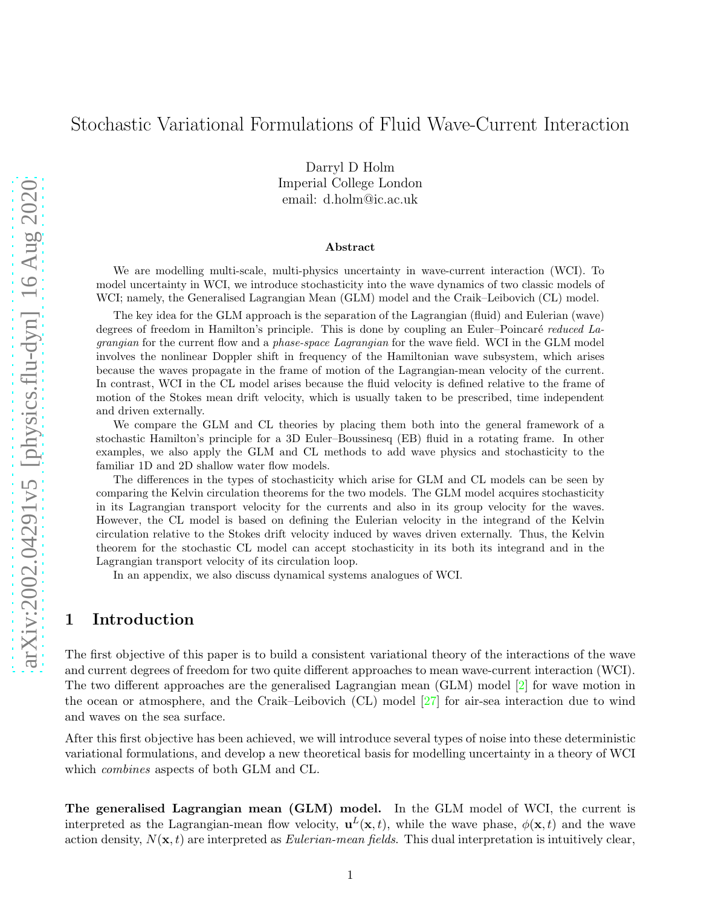# Stochastic Variational Formulations of Fluid Wave-Current Interaction

Darryl D Holm
Imperial College London
email: d.holm@ic.ac.uk

### Abstract

We are modelling multi-scale, multi-physics uncertainty in wave-current interaction (WCI). To model uncertainty in WCI, we introduce stochasticity into the wave dynamics of two classic models of WCI; namely, the Generalised Lagrangian Mean (GLM) model and the Craik–Leibovich (CL) model.

The key idea for the GLM approach is the separation of the Lagrangian (fluid) and Eulerian (wave) degrees of freedom in Hamilton's principle. This is done by coupling an Euler–Poincaré *reduced Lagrangian* for the current flow and a *phase-space Lagrangian* for the wave field. WCI in the GLM model involves the nonlinear Doppler shift in frequency of the Hamiltonian wave subsystem, which arises because the waves propagate in the frame of motion of the Lagrangian-mean velocity of the current. In contrast, WCI in the CL model arises because the fluid velocity is defined relative to the frame of motion of the Stokes mean drift velocity, which is usually taken to be prescribed, time independent and driven externally.

We compare the GLM and CL theories by placing them both into the general framework of a stochastic Hamilton's principle for a 3D Euler–Boussinesq (EB) fluid in a rotating frame. In other examples, we also apply the GLM and CL methods to add wave physics and stochasticity to the familiar 1D and 2D shallow water flow models.

The differences in the types of stochasticity which arise for GLM and CL models can be seen by comparing the Kelvin circulation theorems for the two models. The GLM model acquires stochasticity in its Lagrangian transport velocity for the currents and also in its group velocity for the waves. However, the CL model is based on defining the Eulerian velocity in the integrand of the Kelvin circulation relative to the Stokes drift velocity induced by waves driven externally. Thus, the Kelvin theorem for the stochastic CL model can accept stochasticity in its both its integrand and in the Lagrangian transport velocity of its circulation loop.

In an appendix, we also discuss dynamical systems analogues of WCI.

## 1 Introduction

The first objective of this paper is to build a consistent variational theory of the interactions of the wave and current degrees of freedom for two quite different approaches to mean wave-current interaction (WCI). The two different approaches are the generalised Lagrangian mean (GLM) model [2] for wave motion in the ocean or atmosphere, and the Craik–Leibovich (CL) model [27] for air-sea interaction due to wind and waves on the sea surface.

After this first objective has been achieved, we will introduce several types of noise into these deterministic variational formulations, and develop a new theoretical basis for modelling uncertainty in a theory of WCI which *combines* aspects of both GLM and CL.

**The generalised Lagrangian mean (GLM) model.** In the GLM model of WCI, the current is interpreted as the Lagrangian-mean flow velocity, $\mathbf{u}^L(\mathbf{x}, t)$, while the wave phase, $\phi(\mathbf{x}, t)$ and the wave action density, $N(\mathbf{x}, t)$ are interpreted as *Eulerian-mean fields.* This dual interpretation is intuitively clear,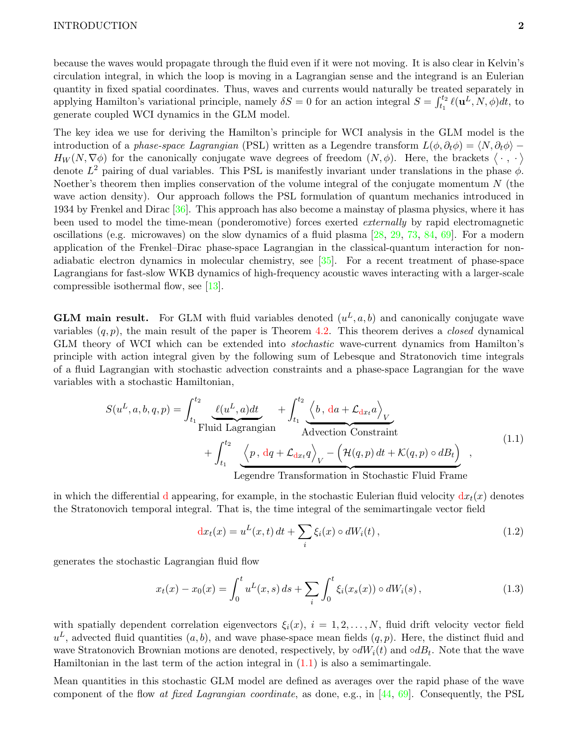because the waves would propagate through the fluid even if it were not moving. It is also clear in Kelvin's circulation integral, in which the loop is moving in a Lagrangian sense and the integrand is an Eulerian quantity in fixed spatial coordinates. Thus, waves and currents would naturally be treated separately in applying Hamilton's variational principle, namely $\delta S = 0$ for an action integral $S = \int_{t_1}^{t_2} \ell(\mathbf{u}^L, N, \phi)dt$, to generate coupled WCI dynamics in the GLM model.

The key idea we use for deriving the Hamilton's principle for WCI analysis in the GLM model is the introduction of a *phase-space Lagrangian* (PSL) written as a Legendre transform $L(\phi, \partial_t \phi) = \langle N, \partial_t \phi \rangle - H_W(N, \nabla \phi)$ for the canonically conjugate wave degrees of freedom $(N, \phi)$. Here, the brackets $\langle \cdot\,,\,\cdot \rangle$ denote $L^2$ pairing of dual variables. This PSL is manifestly invariant under translations in the phase $\phi$. Noether's theorem then implies conservation of the volume integral of the conjugate momentum $N$ (the wave action density). Our approach follows the PSL formulation of quantum mechanics introduced in 1934 by Frenkel and Dirac [36]. This approach has also become a mainstay of plasma physics, where it has been used to model the time-mean (ponderomotive) forces exerted *externally* by rapid electromagnetic oscillations (e.g. microwaves) on the slow dynamics of a fluid plasma [28, 29, 73, 84, 69]. For a modern application of the Frenkel–Dirac phase-space Lagrangian in the classical-quantum interaction for non-adiabatic electron dynamics in molecular chemistry, see [35]. For a recent treatment of phase-space Lagrangians for fast-slow WKB dynamics of high-frequency acoustic waves interacting with a larger-scale compressible isothermal flow, see [13].

**GLM main result.** For GLM with fluid variables denoted $(u^L, a, b)$ and canonically conjugate wave variables $(q, p)$, the main result of the paper is Theorem 4.2. This theorem derives a *closed* dynamical GLM theory of WCI which can be extended into *stochastic* wave-current dynamics from Hamilton's principle with action integral given by the following sum of Lebesque and Stratonovich time integrals of a fluid Lagrangian with stochastic advection constraints and a phase-space Lagrangian for the wave variables with a stochastic Hamiltonian,

$$
\begin{aligned}
S(u^L, a, b, q, p) = &\int_{t_1}^{t_2} \underbrace{\ell(u^L, a)dt}_{\text{Fluid Lagrangian}} + \int_{t_1}^{t_2} \underbrace{\Big\langle b\,,\, {\rm d}a + \mathcal{L}_{{\rm d}x_t} a \Big\rangle_V}_{\text{Advection Constraint}} \\
&+ \int_{t_1}^{t_2} \underbrace{\Big\langle p\,,\, {\rm d}q + \mathcal{L}_{{\rm d}x_t} q \Big\rangle_V - \Big( \mathcal{H}(q,p)\,dt + \mathcal{K}(q,p) \circ dB_t \Big)}_{\text{Legendre Transformation in Stochastic Fluid Frame}} \,,
\end{aligned}
\tag{1.1}
$$

in which the differential ${\rm d}$ appearing, for example, in the stochastic Eulerian fluid velocity ${\rm d}x_t(x)$ denotes the Stratonovich temporal integral. That is, the time integral of the semimartingale vector field

$$
{\rm d}x_t(x) = u^L(x,t)\,dt + \sum_i \xi_i(x) \circ dW_i(t)\,, \tag{1.2}
$$

generates the stochastic Lagrangian fluid flow

$$
x_t(x) - x_0(x) = \int_0^t u^L(x,s)\,ds + \sum_i \int_0^t \xi_i(x_s(x)) \circ dW_i(s)\,, \tag{1.3}
$$

with spatially dependent correlation eigenvectors $\xi_i(x)$, $i = 1, 2, \dots, N$, fluid drift velocity vector field $u^L$, advected fluid quantities $(a, b)$, and wave phase-space mean fields $(q, p)$. Here, the distinct fluid and wave Stratonovich Brownian motions are denoted, respectively, by $\circ dW_i(t)$ and $\circ dB_t$. Note that the wave Hamiltonian in the last term of the action integral in (1.1) is also a semimartingale.

Mean quantities in this stochastic GLM model are defined as averages over the rapid phase of the wave component of the flow *at fixed Lagrangian coordinate*, as done, e.g., in [44, 69]. Consequently, the PSL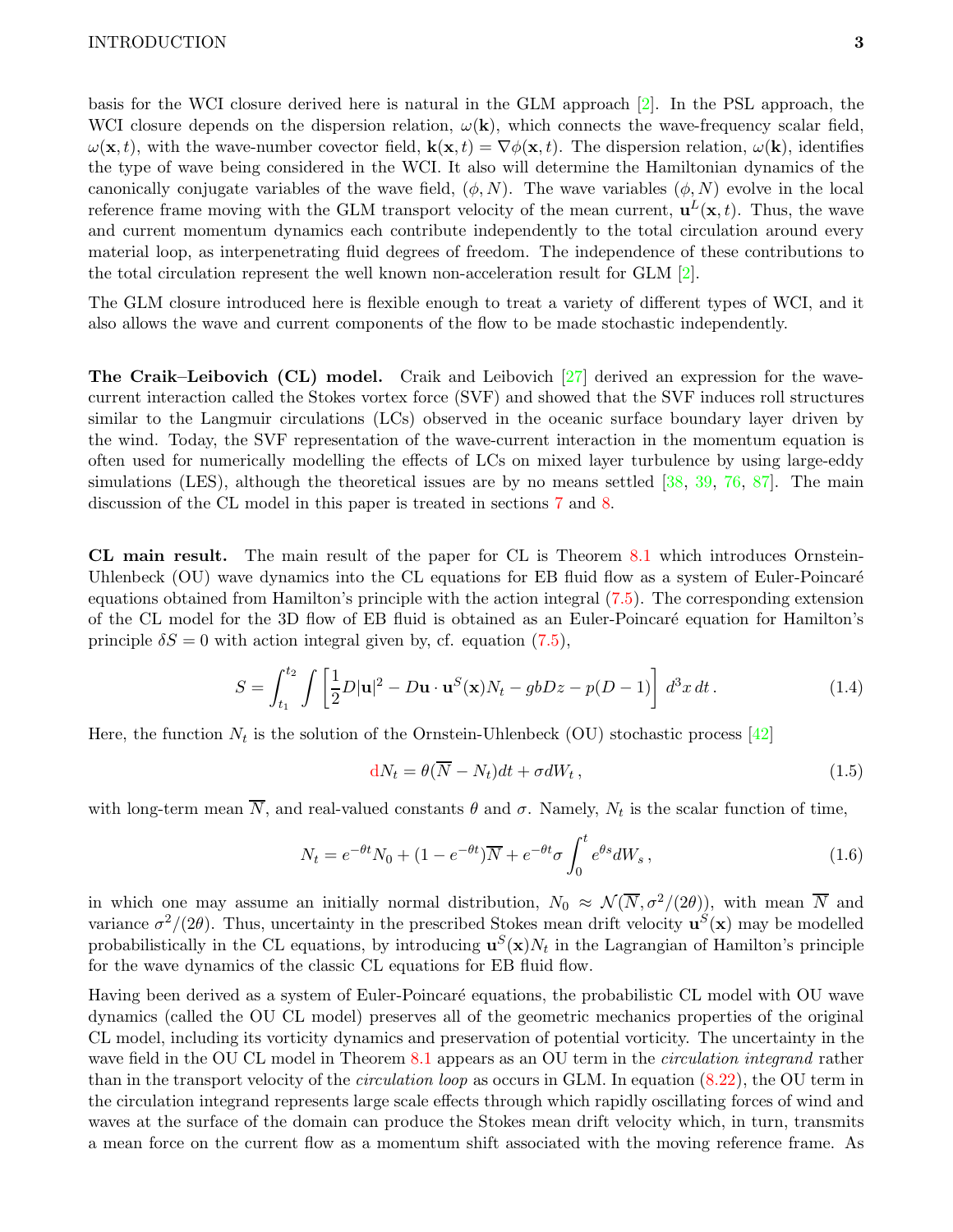basis for the WCI closure derived here is natural in the GLM approach [2]. In the PSL approach, the WCI closure depends on the dispersion relation, $\omega(\mathbf{k})$, which connects the wave-frequency scalar field, $\omega(\mathbf{x},t)$, with the wave-number covector field, $\mathbf{k}(\mathbf{x},t) = \nabla\phi(\mathbf{x},t)$. The dispersion relation, $\omega(\mathbf{k})$, identifies the type of wave being considered in the WCI. It also will determine the Hamiltonian dynamics of the canonically conjugate variables of the wave field, $(\phi, N)$. The wave variables $(\phi, N)$ evolve in the local reference frame moving with the GLM transport velocity of the mean current, $\mathbf{u}^L(\mathbf{x},t)$. Thus, the wave and current momentum dynamics each contribute independently to the total circulation around every material loop, as interpenetrating fluid degrees of freedom. The independence of these contributions to the total circulation represent the well known non-acceleration result for GLM [2].

The GLM closure introduced here is flexible enough to treat a variety of different types of WCI, and it also allows the wave and current components of the flow to be made stochastic independently.

**The Craik–Leibovich (CL) model.** Craik and Leibovich [27] derived an expression for the wave-current interaction called the Stokes vortex force (SVF) and showed that the SVF induces roll structures similar to the Langmuir circulations (LCs) observed in the oceanic surface boundary layer driven by the wind. Today, the SVF representation of the wave-current interaction in the momentum equation is often used for numerically modelling the effects of LCs on mixed layer turbulence by using large-eddy simulations (LES), although the theoretical issues are by no means settled [38, 39, 76, 87]. The main discussion of the CL model in this paper is treated in sections 7 and 8.

**CL main result.** The main result of the paper for CL is Theorem 8.1 which introduces Ornstein-Uhlenbeck (OU) wave dynamics into the CL equations for EB fluid flow as a system of Euler-Poincaré equations obtained from Hamilton's principle with the action integral (7.5). The corresponding extension of the CL model for the 3D flow of EB fluid is obtained as an Euler-Poincaré equation for Hamilton's principle $\delta S = 0$ with action integral given by, cf. equation (7.5),

$$S = \int_{t_1}^{t_2} \int \left[ \frac{1}{2} D|\mathbf{u}|^2 - D\mathbf{u}\cdot\mathbf{u}^S(\mathbf{x})N_t - gbDz - p(D-1) \right] d^3x\, dt\,. \tag{1.4}$$

Here, the function $N_t$ is the solution of the Ornstein-Uhlenbeck (OU) stochastic process [42]

$$\mathrm{d}N_t = \theta(\overline{N} - N_t)dt + \sigma dW_t\,, \tag{1.5}$$

with long-term mean $\overline{N}$, and real-valued constants $\theta$ and $\sigma$. Namely, $N_t$ is the scalar function of time,

$$N_t = e^{-\theta t}N_0 + (1-e^{-\theta t})\overline{N} + e^{-\theta t}\sigma\int_0^t e^{\theta s}dW_s\,, \tag{1.6}$$

in which one may assume an initially normal distribution, $N_0 \approx \mathcal{N}(\overline{N}, \sigma^2/(2\theta))$, with mean $\overline{N}$ and variance $\sigma^2/(2\theta)$. Thus, uncertainty in the prescribed Stokes mean drift velocity $\mathbf{u}^S(\mathbf{x})$ may be modelled probabilistically in the CL equations, by introducing $\mathbf{u}^S(\mathbf{x})N_t$ in the Lagrangian of Hamilton's principle for the wave dynamics of the classic CL equations for EB fluid flow.

Having been derived as a system of Euler-Poincaré equations, the probabilistic CL model with OU wave dynamics (called the OU CL model) preserves all of the geometric mechanics properties of the original CL model, including its vorticity dynamics and preservation of potential vorticity. The uncertainty in the wave field in the OU CL model in Theorem 8.1 appears as an OU term in the *circulation integrand* rather than in the transport velocity of the *circulation loop* as occurs in GLM. In equation (8.22), the OU term in the circulation integrand represents large scale effects through which rapidly oscillating forces of wind and waves at the surface of the domain can produce the Stokes mean drift velocity which, in turn, transmits a mean force on the current flow as a momentum shift associated with the moving reference frame. As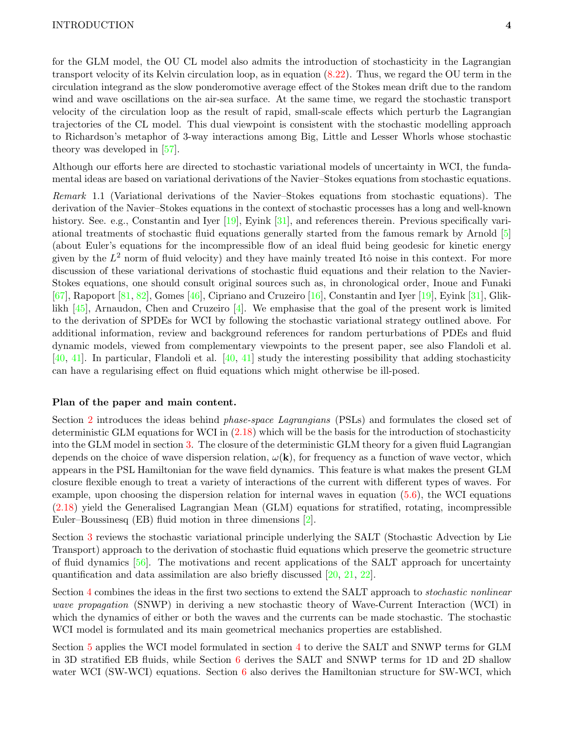for the GLM model, the OU CL model also admits the introduction of stochasticity in the Lagrangian transport velocity of its Kelvin circulation loop, as in equation (8.22). Thus, we regard the OU term in the circulation integrand as the slow ponderomotive average effect of the Stokes mean drift due to the random wind and wave oscillations on the air-sea surface. At the same time, we regard the stochastic transport velocity of the circulation loop as the result of rapid, small-scale effects which perturb the Lagrangian trajectories of the CL model. This dual viewpoint is consistent with the stochastic modelling approach to Richardson's metaphor of 3-way interactions among Big, Little and Lesser Whorls whose stochastic theory was developed in [57].

Although our efforts here are directed to stochastic variational models of uncertainty in WCI, the fundamental ideas are based on variational derivations of the Navier–Stokes equations from stochastic equations.

*Remark* 1.1 (Variational derivations of the Navier–Stokes equations from stochastic equations). The derivation of the Navier–Stokes equations in the context of stochastic processes has a long and well-known history. See. e.g., Constantin and Iyer [19], Eyink [31], and references therein. Previous specifically variational treatments of stochastic fluid equations generally started from the famous remark by Arnold [5] (about Euler's equations for the incompressible flow of an ideal fluid being geodesic for kinetic energy given by the $L^2$ norm of fluid velocity) and they have mainly treated Itô noise in this context. For more discussion of these variational derivations of stochastic fluid equations and their relation to the Navier-Stokes equations, one should consult original sources such as, in chronological order, Inoue and Funaki [67], Rapoport [81, 82], Gomes [46], Cipriano and Cruzeiro [16], Constantin and Iyer [19], Eyink [31], Gliklikh [45], Arnaudon, Chen and Cruzeiro [4]. We emphasise that the goal of the present work is limited to the derivation of SPDEs for WCI by following the stochastic variational strategy outlined above. For additional information, review and background references for random perturbations of PDEs and fluid dynamic models, viewed from complementary viewpoints to the present paper, see also Flandoli et al. [40, 41]. In particular, Flandoli et al. [40, 41] study the interesting possibility that adding stochasticity can have a regularising effect on fluid equations which might otherwise be ill-posed.

**Plan of the paper and main content.**

Section 2 introduces the ideas behind *phase-space Lagrangians* (PSLs) and formulates the closed set of deterministic GLM equations for WCI in (2.18) which will be the basis for the introduction of stochasticity into the GLM model in section 3. The closure of the deterministic GLM theory for a given fluid Lagrangian depends on the choice of wave dispersion relation, $\omega(\mathbf{k})$, for frequency as a function of wave vector, which appears in the PSL Hamiltonian for the wave field dynamics. This feature is what makes the present GLM closure flexible enough to treat a variety of interactions of the current with different types of waves. For example, upon choosing the dispersion relation for internal waves in equation (5.6), the WCI equations (2.18) yield the Generalised Lagrangian Mean (GLM) equations for stratified, rotating, incompressible Euler–Boussinesq (EB) fluid motion in three dimensions [2].

Section 3 reviews the stochastic variational principle underlying the SALT (Stochastic Advection by Lie Transport) approach to the derivation of stochastic fluid equations which preserve the geometric structure of fluid dynamics [56]. The motivations and recent applications of the SALT approach for uncertainty quantification and data assimilation are also briefly discussed [20, 21, 22].

Section 4 combines the ideas in the first two sections to extend the SALT approach to *stochastic nonlinear wave propagation* (SNWP) in deriving a new stochastic theory of Wave-Current Interaction (WCI) in which the dynamics of either or both the waves and the currents can be made stochastic. The stochastic WCI model is formulated and its main geometrical mechanics properties are established.

Section 5 applies the WCI model formulated in section 4 to derive the SALT and SNWP terms for GLM in 3D stratified EB fluids, while Section 6 derives the SALT and SNWP terms for 1D and 2D shallow water WCI (SW-WCI) equations. Section 6 also derives the Hamiltonian structure for SW-WCI, which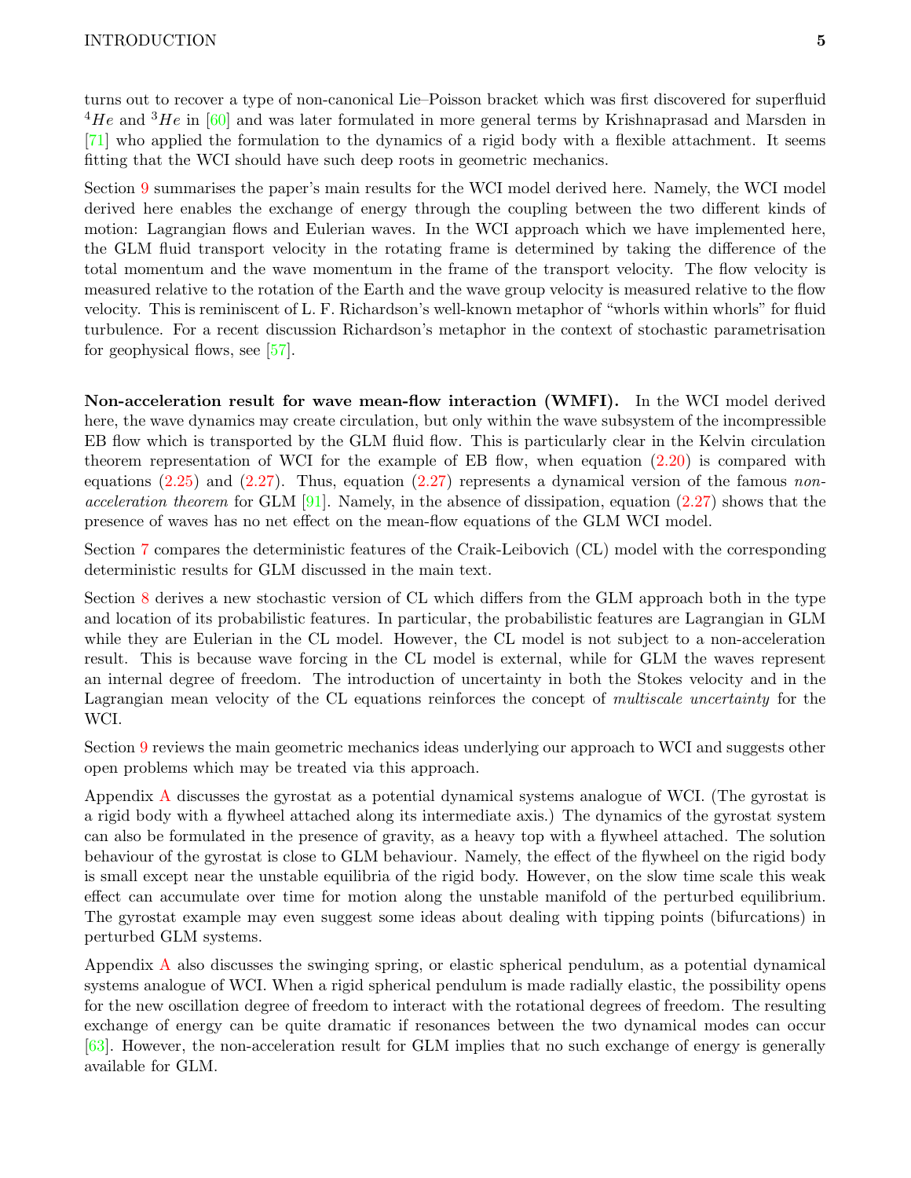turns out to recover a type of non-canonical Lie–Poisson bracket which was first discovered for superfluid $^4He$ and $^3He$ in [60] and was later formulated in more general terms by Krishnaprasad and Marsden in [71] who applied the formulation to the dynamics of a rigid body with a flexible attachment. It seems fitting that the WCI should have such deep roots in geometric mechanics.

Section 9 summarises the paper's main results for the WCI model derived here. Namely, the WCI model derived here enables the exchange of energy through the coupling between the two different kinds of motion: Lagrangian flows and Eulerian waves. In the WCI approach which we have implemented here, the GLM fluid transport velocity in the rotating frame is determined by taking the difference of the total momentum and the wave momentum in the frame of the transport velocity. The flow velocity is measured relative to the rotation of the Earth and the wave group velocity is measured relative to the flow velocity. This is reminiscent of L. F. Richardson's well-known metaphor of "whorls within whorls" for fluid turbulence. For a recent discussion Richardson's metaphor in the context of stochastic parametrisation for geophysical flows, see [57].

**Non-acceleration result for wave mean-flow interaction (WMFI).** In the WCI model derived here, the wave dynamics may create circulation, but only within the wave subsystem of the incompressible EB flow which is transported by the GLM fluid flow. This is particularly clear in the Kelvin circulation theorem representation of WCI for the example of EB flow, when equation (2.20) is compared with equations (2.25) and (2.27). Thus, equation (2.27) represents a dynamical version of the famous *non-acceleration theorem* for GLM [91]. Namely, in the absence of dissipation, equation (2.27) shows that the presence of waves has no net effect on the mean-flow equations of the GLM WCI model.

Section 7 compares the deterministic features of the Craik-Leibovich (CL) model with the corresponding deterministic results for GLM discussed in the main text.

Section 8 derives a new stochastic version of CL which differs from the GLM approach both in the type and location of its probabilistic features. In particular, the probabilistic features are Lagrangian in GLM while they are Eulerian in the CL model. However, the CL model is not subject to a non-acceleration result. This is because wave forcing in the CL model is external, while for GLM the waves represent an internal degree of freedom. The introduction of uncertainty in both the Stokes velocity and in the Lagrangian mean velocity of the CL equations reinforces the concept of *multiscale uncertainty* for the WCI.

Section 9 reviews the main geometric mechanics ideas underlying our approach to WCI and suggests other open problems which may be treated via this approach.

Appendix A discusses the gyrostat as a potential dynamical systems analogue of WCI. (The gyrostat is a rigid body with a flywheel attached along its intermediate axis.) The dynamics of the gyrostat system can also be formulated in the presence of gravity, as a heavy top with a flywheel attached. The solution behaviour of the gyrostat is close to GLM behaviour. Namely, the effect of the flywheel on the rigid body is small except near the unstable equilibria of the rigid body. However, on the slow time scale this weak effect can accumulate over time for motion along the unstable manifold of the perturbed equilibrium. The gyrostat example may even suggest some ideas about dealing with tipping points (bifurcations) in perturbed GLM systems.

Appendix A also discusses the swinging spring, or elastic spherical pendulum, as a potential dynamical systems analogue of WCI. When a rigid spherical pendulum is made radially elastic, the possibility opens for the new oscillation degree of freedom to interact with the rotational degrees of freedom. The resulting exchange of energy can be quite dramatic if resonances between the two dynamical modes can occur [63]. However, the non-acceleration result for GLM implies that no such exchange of energy is generally available for GLM.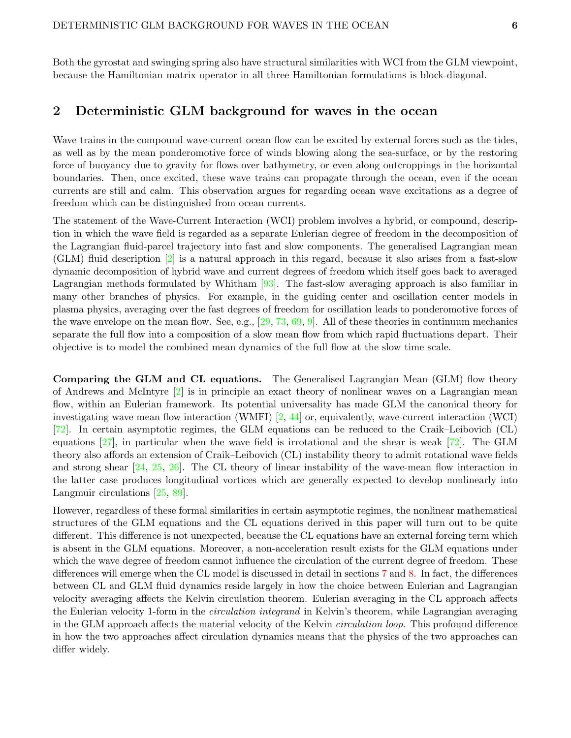Both the gyrostat and swinging spring also have structural similarities with WCI from the GLM viewpoint, because the Hamiltonian matrix operator in all three Hamiltonian formulations is block-diagonal.

## 2 Deterministic GLM background for waves in the ocean

Wave trains in the compound wave-current ocean flow can be excited by external forces such as the tides, as well as by the mean ponderomotive force of winds blowing along the sea-surface, or by the restoring force of buoyancy due to gravity for flows over bathymetry, or even along outcroppings in the horizontal boundaries. Then, once excited, these wave trains can propagate through the ocean, even if the ocean currents are still and calm. This observation argues for regarding ocean wave excitations as a degree of freedom which can be distinguished from ocean currents.

The statement of the Wave-Current Interaction (WCI) problem involves a hybrid, or compound, description in which the wave field is regarded as a separate Eulerian degree of freedom in the decomposition of the Lagrangian fluid-parcel trajectory into fast and slow components. The generalised Lagrangian mean (GLM) fluid description [2] is a natural approach in this regard, because it also arises from a fast-slow dynamic decomposition of hybrid wave and current degrees of freedom which itself goes back to averaged Lagrangian methods formulated by Whitham [93]. The fast-slow averaging approach is also familiar in many other branches of physics. For example, in the guiding center and oscillation center models in plasma physics, averaging over the fast degrees of freedom for oscillation leads to ponderomotive forces of the wave envelope on the mean flow. See, e.g., [29, 73, 69, 9]. All of these theories in continuum mechanics separate the full flow into a composition of a slow mean flow from which rapid fluctuations depart. Their objective is to model the combined mean dynamics of the full flow at the slow time scale.

**Comparing the GLM and CL equations.** The Generalised Lagrangian Mean (GLM) flow theory of Andrews and McIntyre [2] is in principle an exact theory of nonlinear waves on a Lagrangian mean flow, within an Eulerian framework. Its potential universality has made GLM the canonical theory for investigating wave mean flow interaction (WMFI) [2, 44] or, equivalently, wave-current interaction (WCI) [72]. In certain asymptotic regimes, the GLM equations can be reduced to the Craik–Leibovich (CL) equations [27], in particular when the wave field is irrotational and the shear is weak [72]. The GLM theory also affords an extension of Craik–Leibovich (CL) instability theory to admit rotational wave fields and strong shear [24, 25, 26]. The CL theory of linear instability of the wave-mean flow interaction in the latter case produces longitudinal vortices which are generally expected to develop nonlinearly into Langmuir circulations [25, 89].

However, regardless of these formal similarities in certain asymptotic regimes, the nonlinear mathematical structures of the GLM equations and the CL equations derived in this paper will turn out to be quite different. This difference is not unexpected, because the CL equations have an external forcing term which is absent in the GLM equations. Moreover, a non-acceleration result exists for the GLM equations under which the wave degree of freedom cannot influence the circulation of the current degree of freedom. These differences will emerge when the CL model is discussed in detail in sections 7 and 8. In fact, the differences between CL and GLM fluid dynamics reside largely in how the choice between Eulerian and Lagrangian velocity averaging affects the Kelvin circulation theorem. Eulerian averaging in the CL approach affects the Eulerian velocity 1-form in the *circulation integrand* in Kelvin's theorem, while Lagrangian averaging in the GLM approach affects the material velocity of the Kelvin *circulation loop*. This profound difference in how the two approaches affect circulation dynamics means that the physics of the two approaches can differ widely.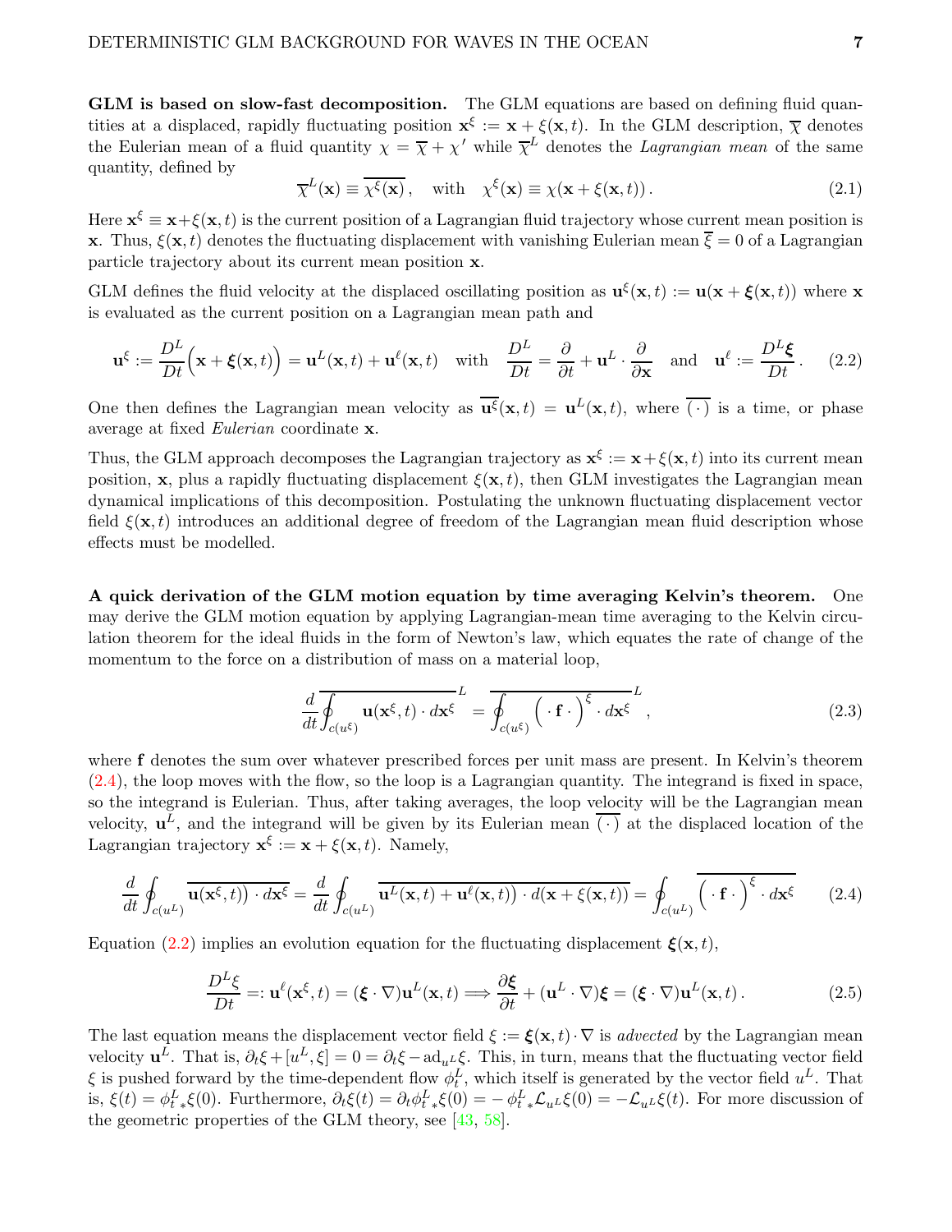**GLM is based on slow-fast decomposition.** The GLM equations are based on defining fluid quantities at a displaced, rapidly fluctuating position $\mathbf{x}^\xi := \mathbf{x} + \xi(\mathbf{x}, t)$. In the GLM description, $\overline{\chi}$ denotes the Eulerian mean of a fluid quantity $\chi = \overline{\chi} + \chi'$ while $\overline{\chi}^L$ denotes the *Lagrangian mean* of the same quantity, defined by

$$\overline{\chi}^L(\mathbf{x}) \equiv \overline{\chi^\xi(\mathbf{x})}\,, \quad \text{with} \quad \chi^\xi(\mathbf{x}) \equiv \chi(\mathbf{x} + \xi(\mathbf{x}, t))\,. \tag{2.1}$$

Here $\mathbf{x}^\xi \equiv \mathbf{x}+\xi(\mathbf{x}, t)$ is the current position of a Lagrangian fluid trajectory whose current mean position is $\mathbf{x}$. Thus, $\xi(\mathbf{x}, t)$ denotes the fluctuating displacement with vanishing Eulerian mean $\overline{\xi} = 0$ of a Lagrangian particle trajectory about its current mean position $\mathbf{x}$.

GLM defines the fluid velocity at the displaced oscillating position as $\mathbf{u}^\xi(\mathbf{x}, t) := \mathbf{u}(\mathbf{x} + \boldsymbol{\xi}(\mathbf{x}, t))$ where $\mathbf{x}$ is evaluated as the current position on a Lagrangian mean path and

$$\mathbf{u}^\xi := \frac{D^L}{Dt}\Big(\mathbf{x} + \boldsymbol{\xi}(\mathbf{x}, t)\Big) = \mathbf{u}^L(\mathbf{x}, t) + \mathbf{u}^\ell(\mathbf{x}, t) \quad \text{with} \quad \frac{D^L}{Dt} = \frac{\partial}{\partial t} + \mathbf{u}^L \cdot \frac{\partial}{\partial \mathbf{x}} \quad \text{and} \quad \mathbf{u}^\ell := \frac{D^L\boldsymbol{\xi}}{Dt}\,. \tag{2.2}$$

One then defines the Lagrangian mean velocity as $\overline{\mathbf{u}^\xi}(\mathbf{x}, t) = \mathbf{u}^L(\mathbf{x}, t)$, where $\overline{(\,\cdot\,)}$ is a time, or phase average at fixed *Eulerian* coordinate $\mathbf{x}$.

Thus, the GLM approach decomposes the Lagrangian trajectory as $\mathbf{x}^\xi := \mathbf{x}+\xi(\mathbf{x}, t)$ into its current mean position, $\mathbf{x}$, plus a rapidly fluctuating displacement $\xi(\mathbf{x}, t)$, then GLM investigates the Lagrangian mean dynamical implications of this decomposition. Postulating the unknown fluctuating displacement vector field $\xi(\mathbf{x}, t)$ introduces an additional degree of freedom of the Lagrangian mean fluid description whose effects must be modelled.

**A quick derivation of the GLM motion equation by time averaging Kelvin's theorem.** One may derive the GLM motion equation by applying Lagrangian-mean time averaging to the Kelvin circulation theorem for the ideal fluids in the form of Newton's law, which equates the rate of change of the momentum to the force on a distribution of mass on a material loop,

$$\frac{d}{dt}\overline{\oint_{c(u^\xi)} \mathbf{u}(\mathbf{x}^\xi, t)\cdot d\mathbf{x}^\xi}^{\,L} = \overline{\oint_{c(u^\xi)} \Big(\cdot\, \mathbf{f}\,\cdot\Big)^\xi \cdot d\mathbf{x}^\xi}^{\,L}\,, \tag{2.3}$$

where $\mathbf{f}$ denotes the sum over whatever prescribed forces per unit mass are present. In Kelvin's theorem (2.4), the loop moves with the flow, so the loop is a Lagrangian quantity. The integrand is fixed in space, so the integrand is Eulerian. Thus, after taking averages, the loop velocity will be the Lagrangian mean velocity, $\mathbf{u}^L$, and the integrand will be given by its Eulerian mean $\overline{(\,\cdot\,)}$ at the displaced location of the Lagrangian trajectory $\mathbf{x}^\xi := \mathbf{x} + \xi(\mathbf{x}, t)$. Namely,

$$\frac{d}{dt}\oint_{c(u^L)} \overline{\mathbf{u}(\mathbf{x}^\xi, t)\big)\cdot d\mathbf{x}^\xi} = \frac{d}{dt}\oint_{c(u^L)} \overline{\mathbf{u}^L(\mathbf{x}, t) + \mathbf{u}^\ell(\mathbf{x}, t)\big)\cdot d(\mathbf{x} + \xi(\mathbf{x}, t))} = \oint_{c(u^L)} \overline{\Big(\cdot\, \mathbf{f}\,\cdot\Big)^\xi \cdot d\mathbf{x}^\xi} \tag{2.4}$$

Equation (2.2) implies an evolution equation for the fluctuating displacement $\boldsymbol{\xi}(\mathbf{x}, t)$,

$$\frac{D^L\xi}{Dt} =: \mathbf{u}^\ell(\mathbf{x}^\xi, t) = (\boldsymbol{\xi}\cdot\nabla)\mathbf{u}^L(\mathbf{x}, t) \Longrightarrow \frac{\partial\boldsymbol{\xi}}{\partial t} + (\mathbf{u}^L\cdot\nabla)\boldsymbol{\xi} = (\boldsymbol{\xi}\cdot\nabla)\mathbf{u}^L(\mathbf{x}, t)\,. \tag{2.5}$$

The last equation means the displacement vector field $\xi := \boldsymbol{\xi}(\mathbf{x}, t)\cdot\nabla$ is *advected* by the Lagrangian mean velocity $\mathbf{u}^L$. That is, $\partial_t\xi + [u^L, \xi] = 0 = \partial_t\xi - \mathrm{ad}_{u^L}\xi$. This, in turn, means that the fluctuating vector field $\xi$ is pushed forward by the time-dependent flow $\phi^L_t$, which itself is generated by the vector field $u^L$. That is, $\xi(t) = \phi^L_{t\,*}\xi(0)$. Furthermore, $\partial_t\xi(t) = \partial_t\phi^L_{t\,*}\xi(0) = -\,\phi^L_{t\,*}\mathcal{L}_{u^L}\xi(0) = -\mathcal{L}_{u^L}\xi(t)$. For more discussion of the geometric properties of the GLM theory, see [43, 58].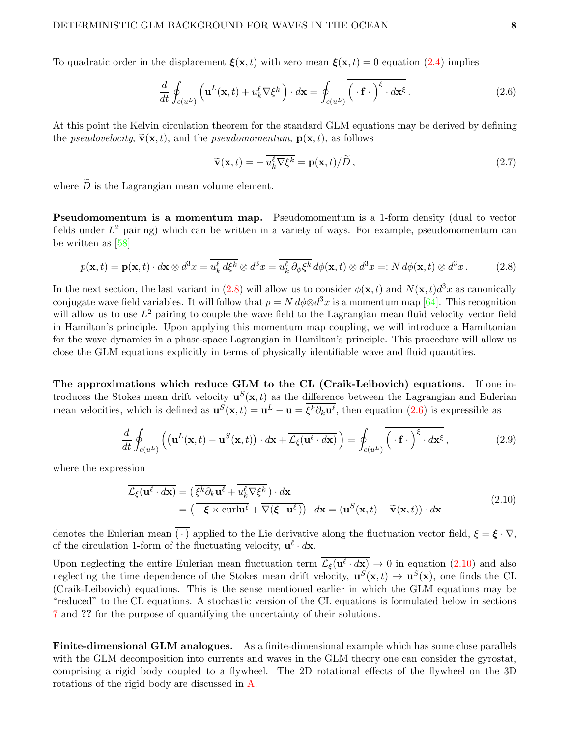To quadratic order in the displacement $\boldsymbol{\xi}(\mathbf{x},t)$ with zero mean $\overline{\boldsymbol{\xi}(\mathbf{x},t)}=0$ equation (2.4) implies

$$
\frac{d}{dt}\oint_{c(u^L)}\Big(\mathbf{u}^L(\mathbf{x},t)+\overline{u^\ell_k\nabla\xi^k}\Big)\cdot d\mathbf{x}=\oint_{c(u^L)}\overline{\Big(\,\cdot\,\mathbf{f}\,\cdot\Big)^{\xi}\cdot d\mathbf{x}^{\xi}}\,. \tag{2.6}
$$

At this point the Kelvin circulation theorem for the standard GLM equations may be derived by defining the *pseudovelocity*, $\widetilde{\mathbf{v}}(\mathbf{x},t)$, and the *pseudomomentum*, $\mathbf{p}(\mathbf{x},t)$, as follows

$$
\widetilde{\mathbf{v}}(\mathbf{x},t)=-\,\overline{u^\ell_k\nabla\xi^k}=\mathbf{p}(\mathbf{x},t)/\widetilde{D}\,, \tag{2.7}
$$

where $\widetilde{D}$ is the Lagrangian mean volume element.

**Pseudomomentum is a momentum map.** Pseudomomentum is a 1-form density (dual to vector fields under $L^2$ pairing) which can be written in a variety of ways. For example, pseudomomentum can be written as [58]

$$
p(\mathbf{x},t)=\mathbf{p}(\mathbf{x},t)\cdot d\mathbf{x}\otimes d^3x=\overline{u^\ell_k\,d\xi^k}\otimes d^3x=\overline{u^\ell_k\,\partial_\phi\xi^k}\,d\phi(\mathbf{x},t)\otimes d^3x=:N\,d\phi(\mathbf{x},t)\otimes d^3x\,. \tag{2.8}
$$

In the next section, the last variant in (2.8) will allow us to consider $\phi(\mathbf{x},t)$ and $N(\mathbf{x},t)d^3x$ as canonically conjugate wave field variables. It will follow that $p=N\,d\phi\otimes d^3x$ is a momentum map [64]. This recognition will allow us to use $L^2$ pairing to couple the wave field to the Lagrangian mean fluid velocity vector field in Hamilton's principle. Upon applying this momentum map coupling, we will introduce a Hamiltonian for the wave dynamics in a phase-space Lagrangian in Hamilton's principle. This procedure will allow us close the GLM equations explicitly in terms of physically identifiable wave and fluid quantities.

**The approximations which reduce GLM to the CL (Craik-Leibovich) equations.** If one introduces the Stokes mean drift velocity $\mathbf{u}^S(\mathbf{x},t)$ as the difference between the Lagrangian and Eulerian mean velocities, which is defined as $\mathbf{u}^S(\mathbf{x},t)=\mathbf{u}^L-\mathbf{u}=\overline{\xi^k\partial_k\mathbf{u}^\ell}$, then equation (2.6) is expressible as

$$
\frac{d}{dt}\oint_{c(u^L)}\Big(\big(\mathbf{u}^L(\mathbf{x},t)-\mathbf{u}^S(\mathbf{x},t)\big)\cdot d\mathbf{x}+\overline{\mathcal{L}_\xi(\mathbf{u}^\ell\cdot d\mathbf{x})}\Big)=\oint_{c(u^L)}\overline{\Big(\,\cdot\,\mathbf{f}\,\cdot\Big)^{\xi}\cdot d\mathbf{x}^{\xi}}\,, \tag{2.9}
$$

where the expression

$$
\begin{aligned}
\overline{\mathcal{L}_\xi(\mathbf{u}^\ell\cdot d\mathbf{x})}&=\big(\,\overline{\xi^k\partial_k\mathbf{u}^\ell}+\overline{u^\ell_k\nabla\xi^k}\,\big)\cdot d\mathbf{x}\\
&=\big(\,\overline{-\boldsymbol{\xi}\times\mathrm{curl}\mathbf{u}^\ell}+\overline{\nabla(\boldsymbol{\xi}\cdot\mathbf{u}^\ell\,)}\big)\cdot d\mathbf{x}=\big(\mathbf{u}^S(\mathbf{x},t)-\widetilde{\mathbf{v}}(\mathbf{x},t)\big)\cdot d\mathbf{x}
\end{aligned} \tag{2.10}
$$

denotes the Eulerian mean $\overline{(\,\cdot\,)}$ applied to the Lie derivative along the fluctuation vector field, $\xi=\boldsymbol{\xi}\cdot\nabla$, of the circulation 1-form of the fluctuating velocity, $\mathbf{u}^\ell\cdot d\mathbf{x}$.

Upon neglecting the entire Eulerian mean fluctuation term $\overline{\mathcal{L}_\xi(\mathbf{u}^\ell\cdot d\mathbf{x})}\to 0$ in equation (2.10) and also neglecting the time dependence of the Stokes mean drift velocity, $\mathbf{u}^S(\mathbf{x},t)\to\mathbf{u}^S(\mathbf{x})$, one finds the CL (Craik-Leibovich) equations. This is the sense mentioned earlier in which the GLM equations may be "reduced" to the CL equations. A stochastic version of the CL equations is formulated below in sections 7 and **??** for the purpose of quantifying the uncertainty of their solutions.

**Finite-dimensional GLM analogues.** As a finite-dimensional example which has some close parallels with the GLM decomposition into currents and waves in the GLM theory one can consider the gyrostat, comprising a rigid body coupled to a flywheel. The 2D rotational effects of the flywheel on the 3D rotations of the rigid body are discussed in A.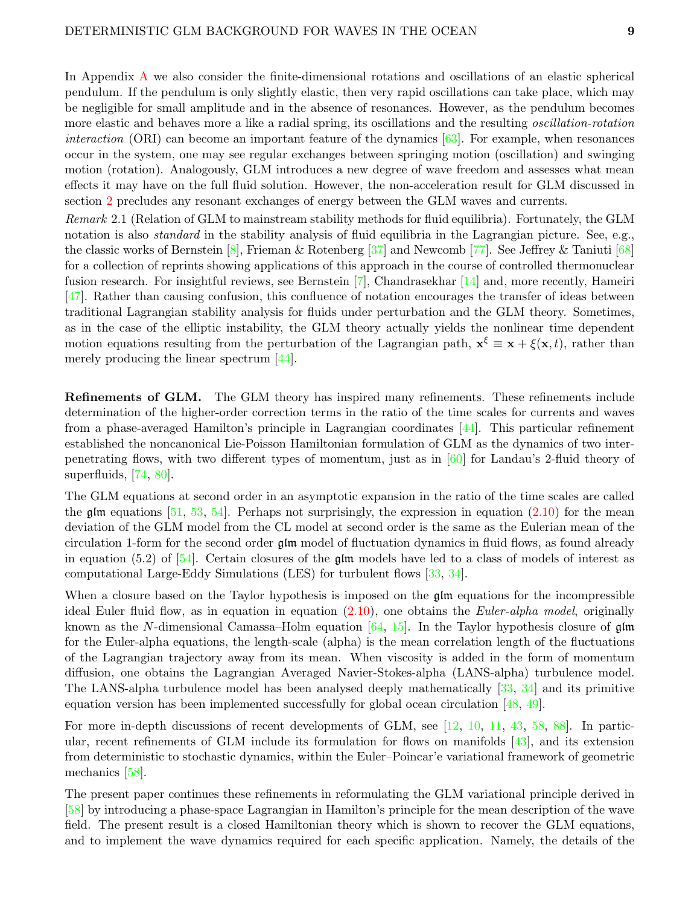In Appendix A we also consider the finite-dimensional rotations and oscillations of an elastic spherical pendulum. If the pendulum is only slightly elastic, then very rapid oscillations can take place, which may be negligible for small amplitude and in the absence of resonances. However, as the pendulum becomes more elastic and behaves more a like a radial spring, its oscillations and the resulting *oscillation-rotation interaction* (ORI) can become an important feature of the dynamics [63]. For example, when resonances occur in the system, one may see regular exchanges between springing motion (oscillation) and swinging motion (rotation). Analogously, GLM introduces a new degree of wave freedom and assesses what mean effects it may have on the full fluid solution. However, the non-acceleration result for GLM discussed in section 2 precludes any resonant exchanges of energy between the GLM waves and currents.

*Remark* 2.1 (Relation of GLM to mainstream stability methods for fluid equilibria)*.* Fortunately, the GLM notation is also *standard* in the stability analysis of fluid equilibria in the Lagrangian picture. See, e.g., the classic works of Bernstein [8], Frieman & Rotenberg [37] and Newcomb [77]. See Jeffrey & Taniuti [68] for a collection of reprints showing applications of this approach in the course of controlled thermonuclear fusion research. For insightful reviews, see Bernstein [7], Chandrasekhar [14] and, more recently, Hameiri [47]. Rather than causing confusion, this confluence of notation encourages the transfer of ideas between traditional Lagrangian stability analysis for fluids under perturbation and the GLM theory. Sometimes, as in the case of the elliptic instability, the GLM theory actually yields the nonlinear time dependent motion equations resulting from the perturbation of the Lagrangian path, $\mathbf{x}^\xi \equiv \mathbf{x} + \xi(\mathbf{x}, t)$, rather than merely producing the linear spectrum [44].

**Refinements of GLM.** The GLM theory has inspired many refinements. These refinements include determination of the higher-order correction terms in the ratio of the time scales for currents and waves from a phase-averaged Hamilton's principle in Lagrangian coordinates [44]. This particular refinement established the noncanonical Lie-Poisson Hamiltonian formulation of GLM as the dynamics of two interpenetrating flows, with two different types of momentum, just as in [60] for Landau's 2-fluid theory of superfluids, [74, 80].

The GLM equations at second order in an asymptotic expansion in the ratio of the time scales are called the $\mathfrak{glm}$ equations [51, 53, 54]. Perhaps not surprisingly, the expression in equation (2.10) for the mean deviation of the GLM model from the CL model at second order is the same as the Eulerian mean of the circulation 1-form for the second order $\mathfrak{glm}$ model of fluctuation dynamics in fluid flows, as found already in equation (5.2) of [54]. Certain closures of the $\mathfrak{glm}$ models have led to a class of models of interest as computational Large-Eddy Simulations (LES) for turbulent flows [33, 34].

When a closure based on the Taylor hypothesis is imposed on the $\mathfrak{glm}$ equations for the incompressible ideal Euler fluid flow, as in equation in equation (2.10), one obtains the *Euler-alpha model*, originally known as the $N$-dimensional Camassa–Holm equation [64, 15]. In the Taylor hypothesis closure of $\mathfrak{glm}$ for the Euler-alpha equations, the length-scale (alpha) is the mean correlation length of the fluctuations of the Lagrangian trajectory away from its mean. When viscosity is added in the form of momentum diffusion, one obtains the Lagrangian Averaged Navier-Stokes-alpha (LANS-alpha) turbulence model. The LANS-alpha turbulence model has been analysed deeply mathematically [33, 34] and its primitive equation version has been implemented successfully for global ocean circulation [48, 49].

For more in-depth discussions of recent developments of GLM, see [12, 10, 11, 43, 58, 88]. In particular, recent refinements of GLM include its formulation for flows on manifolds [43], and its extension from deterministic to stochastic dynamics, within the Euler–Poincar'e variational framework of geometric mechanics [58].

The present paper continues these refinements in reformulating the GLM variational principle derived in [58] by introducing a phase-space Lagrangian in Hamilton's principle for the mean description of the wave field. The present result is a closed Hamiltonian theory which is shown to recover the GLM equations, and to implement the wave dynamics required for each specific application. Namely, the details of the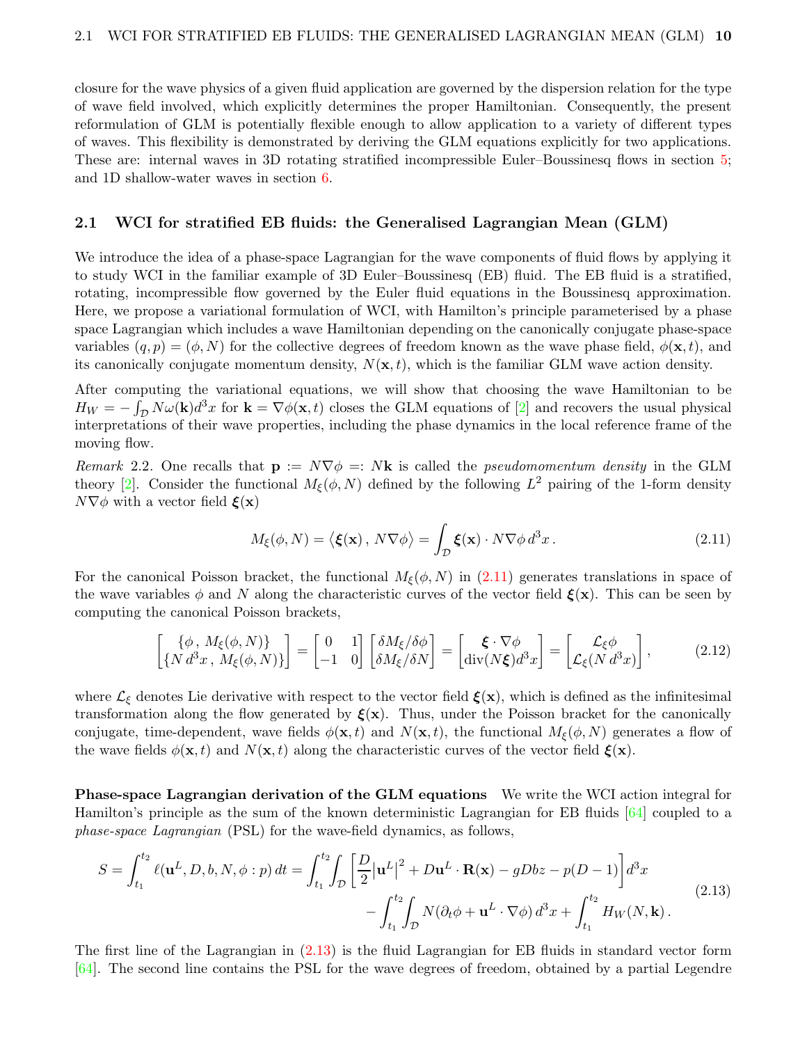closure for the wave physics of a given fluid application are governed by the dispersion relation for the type of wave field involved, which explicitly determines the proper Hamiltonian. Consequently, the present reformulation of GLM is potentially flexible enough to allow application to a variety of different types of waves. This flexibility is demonstrated by deriving the GLM equations explicitly for two applications. These are: internal waves in 3D rotating stratified incompressible Euler–Boussinesq flows in section 5; and 1D shallow-water waves in section 6.

## 2.1 WCI for stratified EB fluids: the Generalised Lagrangian Mean (GLM)

We introduce the idea of a phase-space Lagrangian for the wave components of fluid flows by applying it to study WCI in the familiar example of 3D Euler–Boussinesq (EB) fluid. The EB fluid is a stratified, rotating, incompressible flow governed by the Euler fluid equations in the Boussinesq approximation. Here, we propose a variational formulation of WCI, with Hamilton's principle parameterised by a phase space Lagrangian which includes a wave Hamiltonian depending on the canonically conjugate phase-space variables $(q,p) = (\phi, N)$ for the collective degrees of freedom known as the wave phase field, $\phi(\mathbf{x},t)$, and its canonically conjugate momentum density, $N(\mathbf{x},t)$, which is the familiar GLM wave action density.

After computing the variational equations, we will show that choosing the wave Hamiltonian to be $H_W = -\int_{\mathcal{D}} N\omega(\mathbf{k})d^3x$ for $\mathbf{k} = \nabla\phi(\mathbf{x},t)$ closes the GLM equations of [2] and recovers the usual physical interpretations of their wave properties, including the phase dynamics in the local reference frame of the moving flow.

*Remark* 2.2. One recalls that $\mathbf{p} := N\nabla\phi =: N\mathbf{k}$ is called the *pseudomomentum density* in the GLM theory [2]. Consider the functional $M_\xi(\phi, N)$ defined by the following $L^2$ pairing of the 1-form density $N\nabla\phi$ with a vector field $\boldsymbol{\xi}(\mathbf{x})$

$$
M_\xi(\phi, N) = \big\langle \boldsymbol{\xi}(\mathbf{x})\,,\, N\nabla\phi \big\rangle = \int_{\mathcal{D}} \boldsymbol{\xi}(\mathbf{x})\cdot N\nabla\phi \, d^3x\,. \tag{2.11}
$$

For the canonical Poisson bracket, the functional $M_\xi(\phi, N)$ in (2.11) generates translations in space of the wave variables $\phi$ and $N$ along the characteristic curves of the vector field $\boldsymbol{\xi}(\mathbf{x})$. This can be seen by computing the canonical Poisson brackets,

$$
\begin{bmatrix} \{\phi\,,\, M_\xi(\phi,N)\} \\ \{N\, d^3x\,,\, M_\xi(\phi,N)\} \end{bmatrix} = \begin{bmatrix} 0 & 1 \\ -1 & 0 \end{bmatrix} \begin{bmatrix} \delta M_\xi/\delta\phi \\ \delta M_\xi/\delta N \end{bmatrix} = \begin{bmatrix} \boldsymbol{\xi}\cdot\nabla\phi \\ \mathrm{div}(N\boldsymbol{\xi})d^3x \end{bmatrix} = \begin{bmatrix} \mathcal{L}_\xi\phi \\ \mathcal{L}_\xi(N\, d^3x) \end{bmatrix}, \tag{2.12}
$$

where $\mathcal{L}_\xi$ denotes Lie derivative with respect to the vector field $\boldsymbol{\xi}(\mathbf{x})$, which is defined as the infinitesimal transformation along the flow generated by $\boldsymbol{\xi}(\mathbf{x})$. Thus, under the Poisson bracket for the canonically conjugate, time-dependent, wave fields $\phi(\mathbf{x},t)$ and $N(\mathbf{x},t)$, the functional $M_\xi(\phi, N)$ generates a flow of the wave fields $\phi(\mathbf{x},t)$ and $N(\mathbf{x},t)$ along the characteristic curves of the vector field $\boldsymbol{\xi}(\mathbf{x})$.

**Phase-space Lagrangian derivation of the GLM equations** We write the WCI action integral for Hamilton's principle as the sum of the known deterministic Lagrangian for EB fluids [64] coupled to a *phase-space Lagrangian* (PSL) for the wave-field dynamics, as follows,

$$
\begin{aligned}
S = \int_{t_1}^{t_2} \ell(\mathbf{u}^L, D, b, N, \phi : p)\, dt &= \int_{t_1}^{t_2}\!\int_{\mathcal{D}} \left[\frac{D}{2}\big|\mathbf{u}^L\big|^2 + D\mathbf{u}^L\cdot\mathbf{R}(\mathbf{x}) - gDbz - p(D-1)\right] d^3x \\
&\quad - \int_{t_1}^{t_2}\!\int_{\mathcal{D}} N(\partial_t\phi + \mathbf{u}^L\cdot\nabla\phi)\, d^3x + \int_{t_1}^{t_2} H_W(N, \mathbf{k})\,.
\end{aligned} \tag{2.13}
$$

The first line of the Lagrangian in (2.13) is the fluid Lagrangian for EB fluids in standard vector form [64]. The second line contains the PSL for the wave degrees of freedom, obtained by a partial Legendre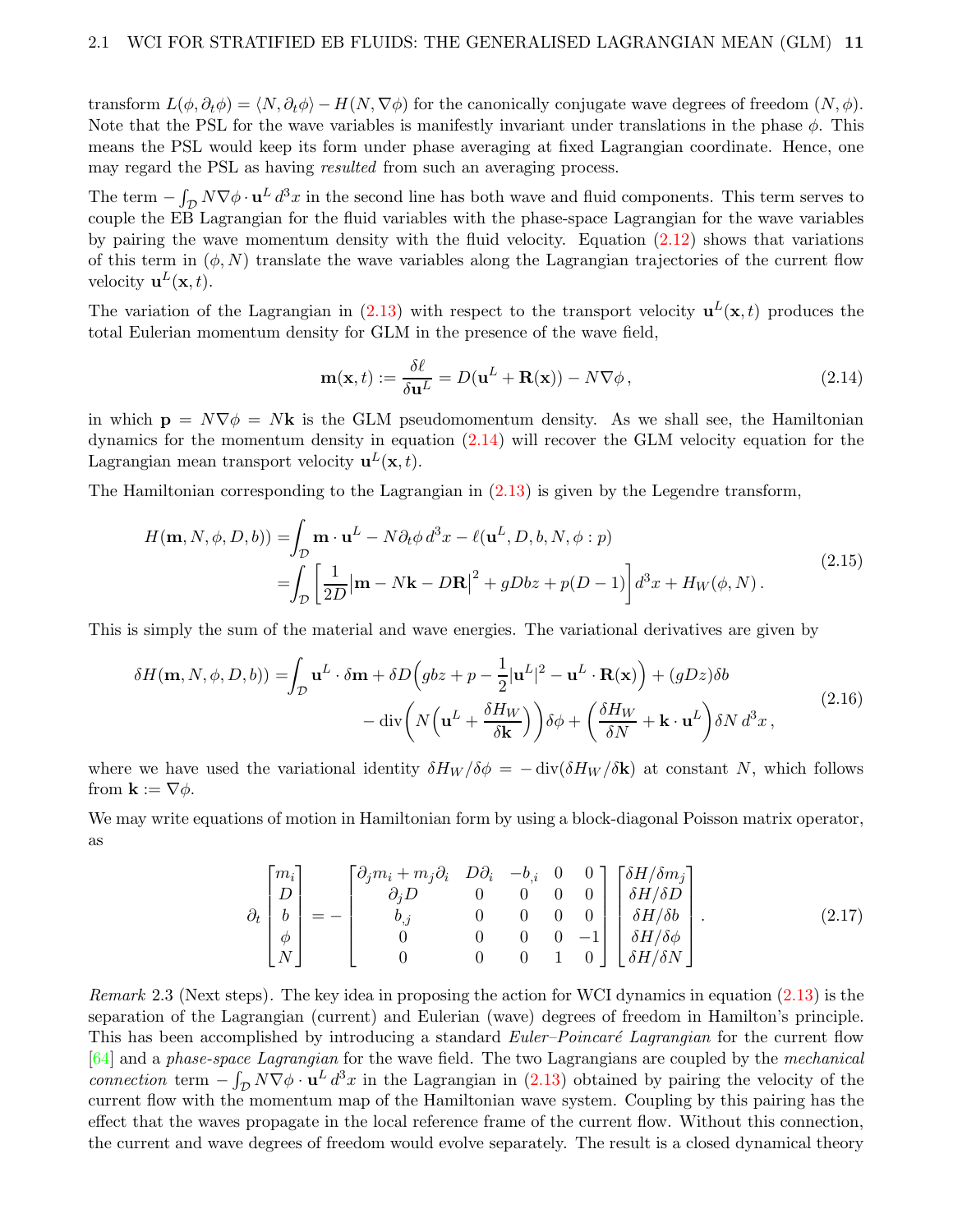transform $L(\phi, \partial_t \phi) = \langle N, \partial_t \phi \rangle - H(N, \nabla\phi)$ for the canonically conjugate wave degrees of freedom $(N, \phi)$. Note that the PSL for the wave variables is manifestly invariant under translations in the phase $\phi$. This means the PSL would keep its form under phase averaging at fixed Lagrangian coordinate. Hence, one may regard the PSL as having *resulted* from such an averaging process.

The term $-\int_{\mathcal{D}} N\nabla\phi \cdot \mathbf{u}^L \, d^3x$ in the second line has both wave and fluid components. This term serves to couple the EB Lagrangian for the fluid variables with the phase-space Lagrangian for the wave variables by pairing the wave momentum density with the fluid velocity. Equation (2.12) shows that variations of this term in $(\phi, N)$ translate the wave variables along the Lagrangian trajectories of the current flow velocity $\mathbf{u}^L(\mathbf{x}, t)$.

The variation of the Lagrangian in (2.13) with respect to the transport velocity $\mathbf{u}^L(\mathbf{x}, t)$ produces the total Eulerian momentum density for GLM in the presence of the wave field,

$$
\mathbf{m}(\mathbf{x}, t) := \frac{\delta \ell}{\delta \mathbf{u}^L} = D(\mathbf{u}^L + \mathbf{R}(\mathbf{x})) - N\nabla\phi \,, \tag{2.14}
$$

in which $\mathbf{p} = N\nabla\phi = N\mathbf{k}$ is the GLM pseudomomentum density. As we shall see, the Hamiltonian dynamics for the momentum density in equation (2.14) will recover the GLM velocity equation for the Lagrangian mean transport velocity $\mathbf{u}^L(\mathbf{x}, t)$.

The Hamiltonian corresponding to the Lagrangian in (2.13) is given by the Legendre transform,

$$
\begin{aligned}
H(\mathbf{m}, N, \phi, D, b)) =& \int_{\mathcal{D}} \mathbf{m} \cdot \mathbf{u}^L - N\partial_t \phi \, d^3x - \ell(\mathbf{u}^L, D, b, N, \phi : p) \\
=& \int_{\mathcal{D}} \left[ \frac{1}{2D} \big| \mathbf{m} - N\mathbf{k} - D\mathbf{R} \big|^2 + gDbz + p(D-1) \right] d^3x + H_W(\phi, N) \,.
\end{aligned} \tag{2.15}
$$

This is simply the sum of the material and wave energies. The variational derivatives are given by

$$
\begin{aligned}
\delta H(\mathbf{m}, N, \phi, D, b)) =& \int_{\mathcal{D}} \mathbf{u}^L \cdot \delta\mathbf{m} + \delta D \Big( gbz + p - \frac{1}{2}|\mathbf{u}^L|^2 - \mathbf{u}^L \cdot \mathbf{R}(\mathbf{x}) \Big) + (gDz)\delta b \\
& - \operatorname{div}\Big( N \Big( \mathbf{u}^L + \frac{\delta H_W}{\delta \mathbf{k}} \Big) \Big) \delta\phi + \Big( \frac{\delta H_W}{\delta N} + \mathbf{k} \cdot \mathbf{u}^L \Big) \delta N \, d^3x \,,
\end{aligned} \tag{2.16}
$$

where we have used the variational identity $\delta H_W/\delta\phi = -\operatorname{div}(\delta H_W/\delta\mathbf{k})$ at constant $N$, which follows from $\mathbf{k} := \nabla\phi$.

We may write equations of motion in Hamiltonian form by using a block-diagonal Poisson matrix operator, as

$$
\partial_t \begin{bmatrix} m_i \\ D \\ b \\ \phi \\ N \end{bmatrix} = - \begin{bmatrix} \partial_j m_i + m_j \partial_i & D\partial_i & -b_{,i} & 0 & 0 \\ \partial_j D & 0 & 0 & 0 & 0 \\ b_{,j} & 0 & 0 & 0 & 0 \\ 0 & 0 & 0 & 0 & -1 \\ 0 & 0 & 0 & 1 & 0 \end{bmatrix} \begin{bmatrix} \delta H/\delta m_j \\ \delta H/\delta D \\ \delta H/\delta b \\ \delta H/\delta \phi \\ \delta H/\delta N \end{bmatrix} . \tag{2.17}
$$

*Remark* 2.3 (Next steps). The key idea in proposing the action for WCI dynamics in equation (2.13) is the separation of the Lagrangian (current) and Eulerian (wave) degrees of freedom in Hamilton's principle. This has been accomplished by introducing a standard *Euler–Poincaré Lagrangian* for the current flow [64] and a *phase-space Lagrangian* for the wave field. The two Lagrangians are coupled by the *mechanical connection* term $-\int_{\mathcal{D}} N\nabla\phi \cdot \mathbf{u}^L \, d^3x$ in the Lagrangian in (2.13) obtained by pairing the velocity of the current flow with the momentum map of the Hamiltonian wave system. Coupling by this pairing has the effect that the waves propagate in the local reference frame of the current flow. Without this connection, the current and wave degrees of freedom would evolve separately. The result is a closed dynamical theory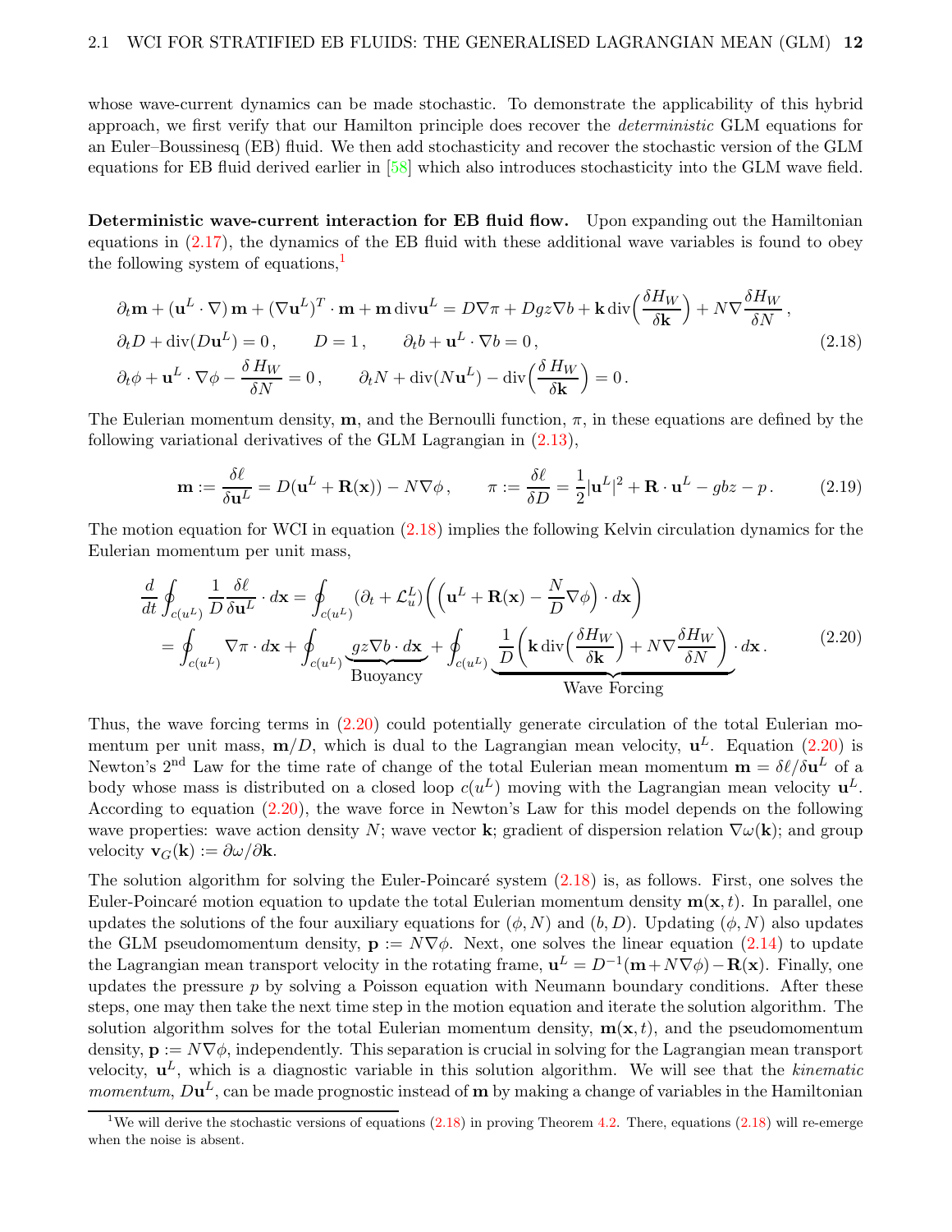whose wave-current dynamics can be made stochastic. To demonstrate the applicability of this hybrid approach, we first verify that our Hamilton principle does recover the *deterministic* GLM equations for an Euler–Boussinesq (EB) fluid. We then add stochasticity and recover the stochastic version of the GLM equations for EB fluid derived earlier in [58] which also introduces stochasticity into the GLM wave field.

**Deterministic wave-current interaction for EB fluid flow.** Upon expanding out the Hamiltonian equations in (2.17), the dynamics of the EB fluid with these additional wave variables is found to obey the following system of equations,[1]

$$
\begin{aligned}
&\partial_t \mathbf{m} + (\mathbf{u}^L\cdot\nabla)\,\mathbf{m} + (\nabla \mathbf{u}^L)^T\cdot\mathbf{m} + \mathbf{m}\,\mathrm{div}\mathbf{u}^L = D\nabla\pi + Dgz\nabla b + \mathbf{k}\,\mathrm{div}\Big(\frac{\delta H_W}{\delta \mathbf{k}}\Big) + N\nabla\frac{\delta H_W}{\delta N}\,,\\
&\partial_t D + \mathrm{div}(D\mathbf{u}^L) = 0\,,\qquad D = 1\,,\qquad \partial_t b + \mathbf{u}^L\cdot\nabla b = 0\,,\\
&\partial_t\phi + \mathbf{u}^L\cdot\nabla\phi - \frac{\delta\, H_W}{\delta N} = 0\,,\qquad \partial_t N + \mathrm{div}(N\mathbf{u}^L) - \mathrm{div}\Big(\frac{\delta\, H_W}{\delta \mathbf{k}}\Big) = 0\,.
\end{aligned}
\tag{2.18}
$$

The Eulerian momentum density, $\mathbf{m}$, and the Bernoulli function, $\pi$, in these equations are defined by the following variational derivatives of the GLM Lagrangian in (2.13),

$$
\mathbf{m} := \frac{\delta\ell}{\delta\mathbf{u}^L} = D(\mathbf{u}^L + \mathbf{R}(\mathbf{x})) - N\nabla\phi\,,\qquad \pi := \frac{\delta\ell}{\delta D} = \frac{1}{2}|\mathbf{u}^L|^2 + \mathbf{R}\cdot\mathbf{u}^L - gbz - p\,.
\tag{2.19}
$$

The motion equation for WCI in equation (2.18) implies the following Kelvin circulation dynamics for the Eulerian momentum per unit mass,

$$
\begin{aligned}
\frac{d}{dt}\oint_{c(u^L)}\frac{1}{D}\frac{\delta\ell}{\delta\mathbf{u}^L}\cdot d\mathbf{x} &= \oint_{c(u^L)}(\partial_t + \mathcal{L}^L_u)\Big(\Big(\mathbf{u}^L + \mathbf{R}(\mathbf{x}) - \frac{N}{D}\nabla\phi\Big)\cdot d\mathbf{x}\Big)\\
&= \oint_{c(u^L)}\nabla\pi\cdot d\mathbf{x} + \oint_{c(u^L)}\underbrace{gz\nabla b\cdot d\mathbf{x}}_{\text{Buoyancy}} + \oint_{c(u^L)}\underbrace{\frac{1}{D}\Big(\mathbf{k}\,\mathrm{div}\Big(\frac{\delta H_W}{\delta\mathbf{k}}\Big) + N\nabla\frac{\delta H_W}{\delta N}\Big)}_{\text{Wave Forcing}}\cdot d\mathbf{x}\,.
\end{aligned}
\tag{2.20}
$$

Thus, the wave forcing terms in (2.20) could potentially generate circulation of the total Eulerian momentum per unit mass, $\mathbf{m}/D$, which is dual to the Lagrangian mean velocity, $\mathbf{u}^L$. Equation (2.20) is Newton's 2nd Law for the time rate of change of the total Eulerian mean momentum $\mathbf{m} = \delta\ell/\delta\mathbf{u}^L$ of a body whose mass is distributed on a closed loop $c(u^L)$ moving with the Lagrangian mean velocity $\mathbf{u}^L$. According to equation (2.20), the wave force in Newton's Law for this model depends on the following wave properties: wave action density $N$; wave vector $\mathbf{k}$; gradient of dispersion relation $\nabla\omega(\mathbf{k})$; and group velocity $\mathbf{v}_G(\mathbf{k}) := \partial\omega/\partial\mathbf{k}$.

The solution algorithm for solving the Euler-Poincaré system (2.18) is, as follows. First, one solves the Euler-Poincaré motion equation to update the total Eulerian momentum density $\mathbf{m}(\mathbf{x},t)$. In parallel, one updates the solutions of the four auxiliary equations for $(\phi,N)$ and $(b,D)$. Updating $(\phi,N)$ also updates the GLM pseudomomentum density, $\mathbf{p} := N\nabla\phi$. Next, one solves the linear equation (2.14) to update the Lagrangian mean transport velocity in the rotating frame, $\mathbf{u}^L = D^{-1}(\mathbf{m} + N\nabla\phi) - \mathbf{R}(\mathbf{x})$. Finally, one updates the pressure $p$ by solving a Poisson equation with Neumann boundary conditions. After these steps, one may then take the next time step in the motion equation and iterate the solution algorithm. The solution algorithm solves for the total Eulerian momentum density, $\mathbf{m}(\mathbf{x},t)$, and the pseudomomentum density, $\mathbf{p} := N\nabla\phi$, independently. This separation is crucial in solving for the Lagrangian mean transport velocity, $\mathbf{u}^L$, which is a diagnostic variable in this solution algorithm. We will see that the *kinematic momentum*, $D\mathbf{u}^L$, can be made prognostic instead of $\mathbf{m}$ by making a change of variables in the Hamiltonian

[1] We will derive the stochastic versions of equations (2.18) in proving Theorem 4.2. There, equations (2.18) will re-emerge when the noise is absent.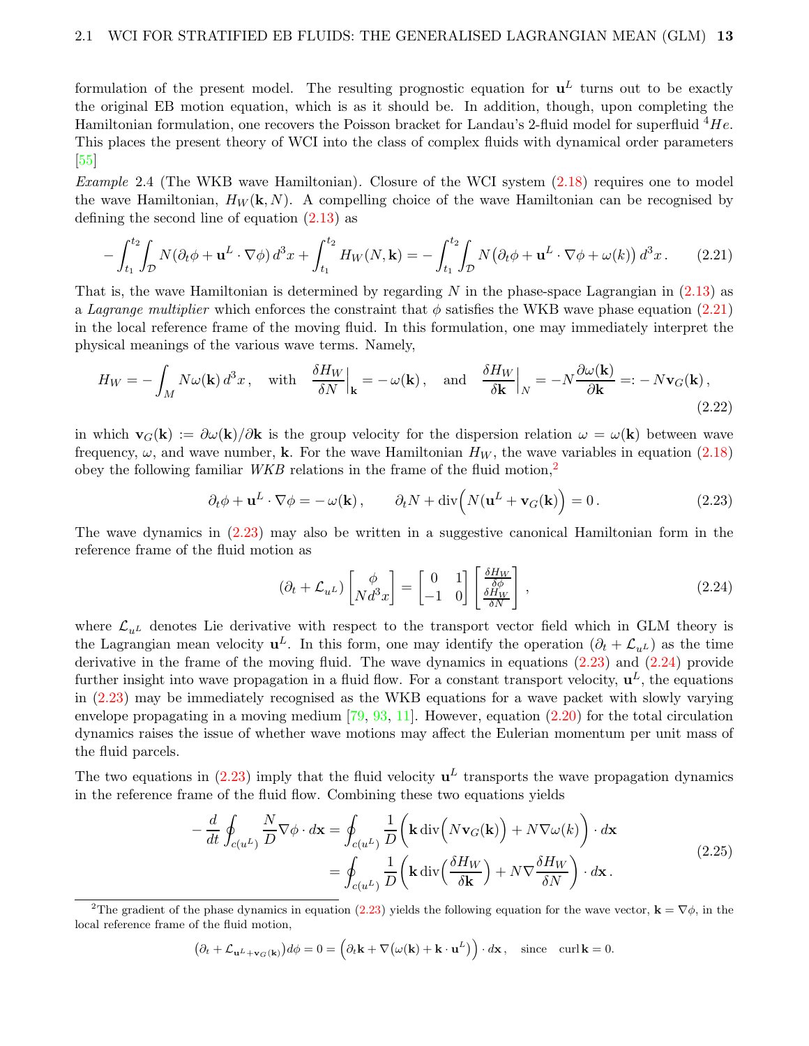formulation of the present model. The resulting prognostic equation for $\mathbf{u}^L$ turns out to be exactly the original EB motion equation, which is as it should be. In addition, though, upon completing the Hamiltonian formulation, one recovers the Poisson bracket for Landau's 2-fluid model for superfluid $^4He$. This places the present theory of WCI into the class of complex fluids with dynamical order parameters [55]

*Example* 2.4 (The WKB wave Hamiltonian). Closure of the WCI system (2.18) requires one to model the wave Hamiltonian, $H_W(\mathbf{k}, N)$. A compelling choice of the wave Hamiltonian can be recognised by defining the second line of equation (2.13) as

$$
-\int_{t_1}^{t_2}\!\!\int_{\mathcal{D}} N(\partial_t\phi + \mathbf{u}^L\cdot\nabla\phi)\,d^3x + \int_{t_1}^{t_2} H_W(N,\mathbf{k}) = -\int_{t_1}^{t_2}\!\!\int_{\mathcal{D}} N\big(\partial_t\phi + \mathbf{u}^L\cdot\nabla\phi + \omega(k)\big)\,d^3x\,. \tag{2.21}
$$

That is, the wave Hamiltonian is determined by regarding $N$ in the phase-space Lagrangian in (2.13) as a *Lagrange multiplier* which enforces the constraint that $\phi$ satisfies the WKB wave phase equation (2.21) in the local reference frame of the moving fluid. In this formulation, one may immediately interpret the physical meanings of the various wave terms. Namely,

$$
H_W = -\int_M N\omega(\mathbf{k})\,d^3x\,,\quad\text{with}\quad \frac{\delta H_W}{\delta N}\Big|_{\mathbf{k}} = -\,\omega(\mathbf{k})\,,\quad\text{and}\quad \frac{\delta H_W}{\delta \mathbf{k}}\Big|_{N} = -N\frac{\partial\omega(\mathbf{k})}{\partial\mathbf{k}} =: -\,N\mathbf{v}_G(\mathbf{k})\,, \tag{2.22}
$$

in which $\mathbf{v}_G(\mathbf{k}) := \partial\omega(\mathbf{k})/\partial\mathbf{k}$ is the group velocity for the dispersion relation $\omega = \omega(\mathbf{k})$ between wave frequency, $\omega$, and wave number, $\mathbf{k}$. For the wave Hamiltonian $H_W$, the wave variables in equation (2.18) obey the following familiar *WKB* relations in the frame of the fluid motion,[2]

$$
\partial_t\phi + \mathbf{u}^L\cdot\nabla\phi = -\,\omega(\mathbf{k})\,,\qquad \partial_t N + \operatorname{div}\Big(N(\mathbf{u}^L + \mathbf{v}_G(\mathbf{k}))\Big) = 0\,. \tag{2.23}
$$

The wave dynamics in (2.23) may also be written in a suggestive canonical Hamiltonian form in the reference frame of the fluid motion as

$$
(\partial_t + \mathcal{L}_{u^L})\begin{bmatrix}\phi\\ N d^3x\end{bmatrix} = \begin{bmatrix}0 & 1\\ -1 & 0\end{bmatrix}\begin{bmatrix}\frac{\delta H_W}{\delta\phi}\\ \frac{\delta H_W}{\delta N}\end{bmatrix}, \tag{2.24}
$$

where $\mathcal{L}_{u^L}$ denotes Lie derivative with respect to the transport vector field which in GLM theory is the Lagrangian mean velocity $\mathbf{u}^L$. In this form, one may identify the operation $(\partial_t + \mathcal{L}_{u^L})$ as the time derivative in the frame of the moving fluid. The wave dynamics in equations (2.23) and (2.24) provide further insight into wave propagation in a fluid flow. For a constant transport velocity, $\mathbf{u}^L$, the equations in (2.23) may be immediately recognised as the WKB equations for a wave packet with slowly varying envelope propagating in a moving medium [79, 93, 11]. However, equation (2.20) for the total circulation dynamics raises the issue of whether wave motions may affect the Eulerian momentum per unit mass of the fluid parcels.

The two equations in (2.23) imply that the fluid velocity $\mathbf{u}^L$ transports the wave propagation dynamics in the reference frame of the fluid flow. Combining these two equations yields

$$
\begin{aligned}
-\frac{d}{dt}\oint_{c(u^L)}\frac{N}{D}\nabla\phi\cdot d\mathbf{x} &= \oint_{c(u^L)}\frac{1}{D}\bigg(\mathbf{k}\operatorname{div}\Big(N\mathbf{v}_G(\mathbf{k})\Big) + N\nabla\omega(k)\bigg)\cdot d\mathbf{x}\\
&= \oint_{c(u^L)}\frac{1}{D}\bigg(\mathbf{k}\operatorname{div}\Big(\frac{\delta H_W}{\delta\mathbf{k}}\Big) + N\nabla\frac{\delta H_W}{\delta N}\bigg)\cdot d\mathbf{x}\,.
\end{aligned} \tag{2.25}
$$

---

[2] The gradient of the phase dynamics in equation (2.23) yields the following equation for the wave vector, $\mathbf{k} = \nabla\phi$, in the local reference frame of the fluid motion,

$$
\big(\partial_t + \mathcal{L}_{\mathbf{u}^L+\mathbf{v}_G(\mathbf{k})}\big)d\phi = 0 = \Big(\partial_t\mathbf{k} + \nabla\big(\omega(\mathbf{k}) + \mathbf{k}\cdot\mathbf{u}^L\big)\Big)\cdot d\mathbf{x}\,,\quad\text{since}\quad \operatorname{curl}\mathbf{k} = 0.
$$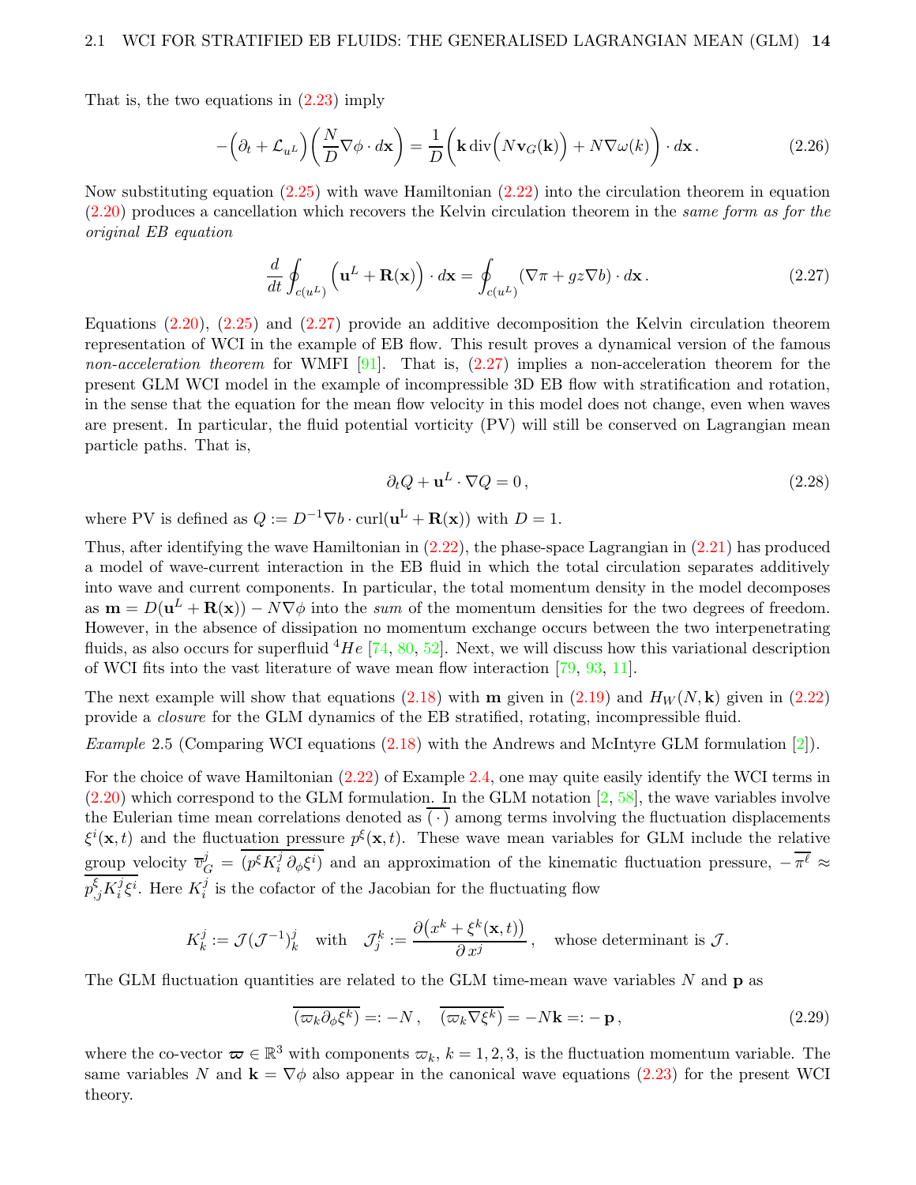That is, the two equations in (2.23) imply

$$
-\Big(\partial_t + \mathcal{L}_{u^L}\Big)\left(\frac{N}{D}\nabla\phi\cdot d\mathbf{x}\right) = \frac{1}{D}\left(\mathbf{k}\,\mathrm{div}\Big(N\mathbf{v}_G(\mathbf{k})\Big) + N\nabla\omega(k)\right)\cdot d\mathbf{x}\,. \tag{2.26}
$$

Now substituting equation (2.25) with wave Hamiltonian (2.22) into the circulation theorem in equation (2.20) produces a cancellation which recovers the Kelvin circulation theorem in the *same form as for the original EB equation*

$$
\frac{d}{dt}\oint_{c(u^L)}\Big(\mathbf{u}^L + \mathbf{R}(\mathbf{x})\Big)\cdot d\mathbf{x} = \oint_{c(u^L)}\left(\nabla\pi + gz\nabla b\right)\cdot d\mathbf{x}\,. \tag{2.27}
$$

Equations (2.20), (2.25) and (2.27) provide an additive decomposition the Kelvin circulation theorem representation of WCI in the example of EB flow. This result proves a dynamical version of the famous *non-acceleration theorem* for WMFI [91]. That is, (2.27) implies a non-acceleration theorem for the present GLM WCI model in the example of incompressible 3D EB flow with stratification and rotation, in the sense that the equation for the mean flow velocity in this model does not change, even when waves are present. In particular, the fluid potential vorticity (PV) will still be conserved on Lagrangian mean particle paths. That is,

$$
\partial_t Q + \mathbf{u}^L\cdot\nabla Q = 0\,, \tag{2.28}
$$

where PV is defined as $Q := D^{-1}\nabla b\cdot\mathrm{curl}(\mathbf{u}^{\mathrm{L}} + \mathbf{R}(\mathbf{x}))$ with $D = 1$.

Thus, after identifying the wave Hamiltonian in (2.22), the phase-space Lagrangian in (2.21) has produced a model of wave-current interaction in the EB fluid in which the total circulation separates additively into wave and current components. In particular, the total momentum density in the model decomposes as $\mathbf{m} = D(\mathbf{u}^L + \mathbf{R}(\mathbf{x})) - N\nabla\phi$ into the *sum* of the momentum densities for the two degrees of freedom. However, in the absence of dissipation no momentum exchange occurs between the two interpenetrating fluids, as also occurs for superfluid $^4He$ [74, 80, 52]. Next, we will discuss how this variational description of WCI fits into the vast literature of wave mean flow interaction [79, 93, 11].

The next example will show that equations (2.18) with $\mathbf{m}$ given in (2.19) and $H_W(N,\mathbf{k})$ given in (2.22) provide a *closure* for the GLM dynamics of the EB stratified, rotating, incompressible fluid.

*Example* 2.5 (Comparing WCI equations (2.18) with the Andrews and McIntyre GLM formulation [2]).

For the choice of wave Hamiltonian (2.22) of Example 2.4, one may quite easily identify the WCI terms in (2.20) which correspond to the GLM formulation. In the GLM notation [2, 58], the wave variables involve the Eulerian time mean correlations denoted as $\overline{(\,\cdot\,)}$ among terms involving the fluctuation displacements $\xi^i(\mathbf{x},t)$ and the fluctuation pressure $p^\xi(\mathbf{x},t)$. These wave mean variables for GLM include the relative group velocity $\overline{v}^j_G = \overline{(p^\xi K^j_i\,\partial_\phi\xi^i)}$ and an approximation of the kinematic fluctuation pressure, $-\overline{\pi^\ell} \approx \overline{p^\xi_{,j}K^j_i\xi^i}$. Here $K^j_i$ is the cofactor of the Jacobian for the fluctuating flow

$$
K^j_k := \mathcal{J}(\mathcal{J}^{-1})^j_k \quad\text{with}\quad \mathcal{J}^k_j := \frac{\partial\big(x^k + \xi^k(\mathbf{x},t)\big)}{\partial\, x^j}\,,\quad\text{whose determinant is } \mathcal{J}.
$$

The GLM fluctuation quantities are related to the GLM time-mean wave variables $N$ and $\mathbf{p}$ as

$$
\overline{(\varpi_k\partial_\phi\xi^k)} =: -N\,,\quad \overline{(\varpi_k\nabla\xi^k)} = -N\mathbf{k} =: -\,\mathbf{p}\,, \tag{2.29}
$$

where the co-vector $\boldsymbol{\varpi}\in\mathbb{R}^3$ with components $\varpi_k$, $k = 1,2,3$, is the fluctuation momentum variable. The same variables $N$ and $\mathbf{k} = \nabla\phi$ also appear in the canonical wave equations (2.23) for the present WCI theory.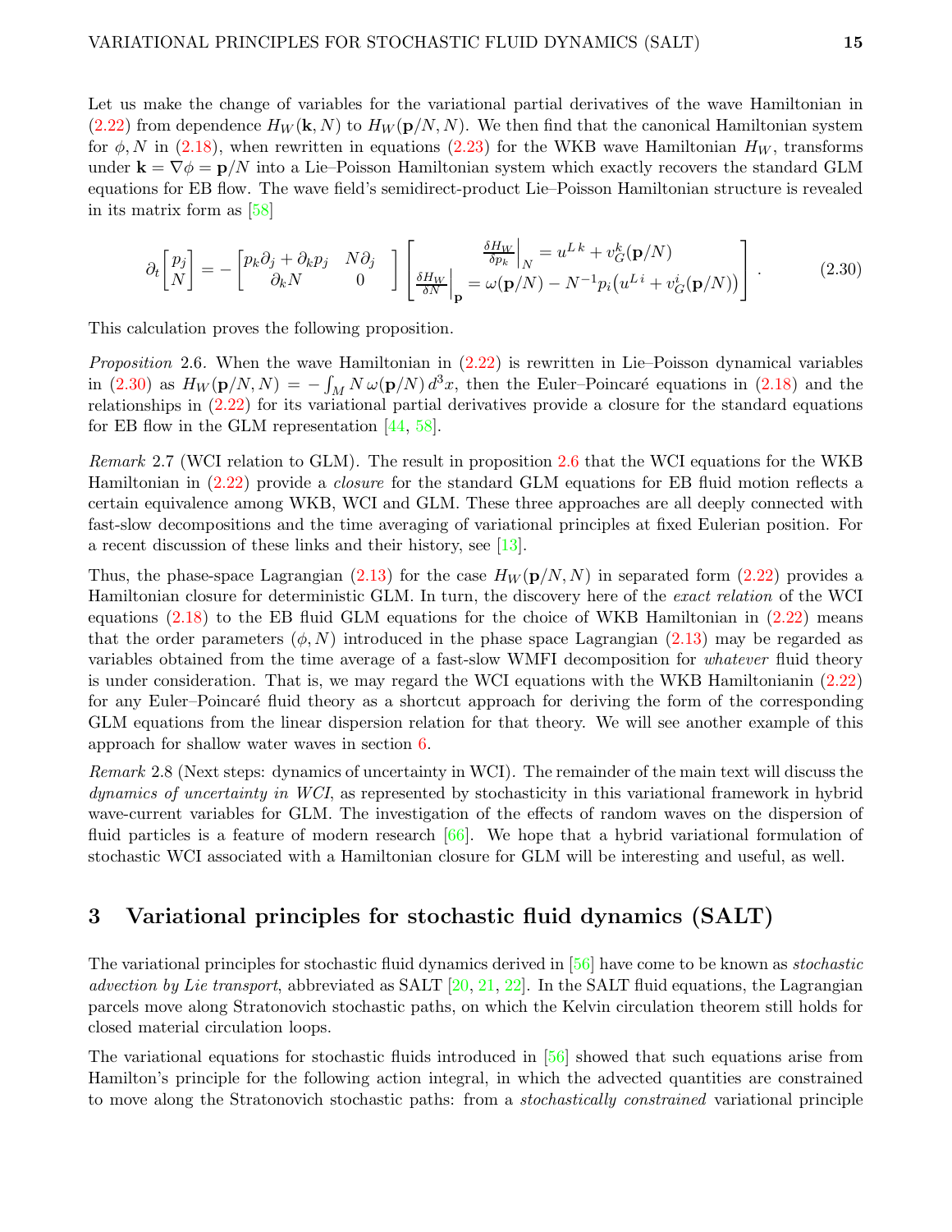Let us make the change of variables for the variational partial derivatives of the wave Hamiltonian in (2.22) from dependence $H_W(\mathbf{k},N)$ to $H_W(\mathbf{p}/N,N)$. We then find that the canonical Hamiltonian system for $\phi, N$ in (2.18), when rewritten in equations (2.23) for the WKB wave Hamiltonian $H_W$, transforms under $\mathbf{k} = \nabla\phi = \mathbf{p}/N$ into a Lie–Poisson Hamiltonian system which exactly recovers the standard GLM equations for EB flow. The wave field's semidirect-product Lie–Poisson Hamiltonian structure is revealed in its matrix form as [58]

$$
\partial_t \begin{bmatrix} p_j \\ N \end{bmatrix} = - \begin{bmatrix} p_k\partial_j + \partial_k p_j & N\partial_j \\ \partial_k N & 0 \end{bmatrix} \begin{bmatrix} \dfrac{\delta H_W}{\delta p_k}\Big|_N = u^{L\,k} + v_G^k(\mathbf{p}/N) \\ \dfrac{\delta H_W}{\delta N}\Big|_{\mathbf{p}} = \omega(\mathbf{p}/N) - N^{-1}p_i\big(u^{L\,i} + v_G^i(\mathbf{p}/N)\big) \end{bmatrix} . \tag{2.30}
$$

This calculation proves the following proposition.

*Proposition* 2.6. When the wave Hamiltonian in (2.22) is rewritten in Lie–Poisson dynamical variables in (2.30) as $H_W(\mathbf{p}/N,N) = -\int_M N\,\omega(\mathbf{p}/N)\,d^3x$, then the Euler–Poincaré equations in (2.18) and the relationships in (2.22) for its variational partial derivatives provide a closure for the standard equations for EB flow in the GLM representation [44, 58].

*Remark* 2.7 (WCI relation to GLM). The result in proposition 2.6 that the WCI equations for the WKB Hamiltonian in (2.22) provide a *closure* for the standard GLM equations for EB fluid motion reflects a certain equivalence among WKB, WCI and GLM. These three approaches are all deeply connected with fast-slow decompositions and the time averaging of variational principles at fixed Eulerian position. For a recent discussion of these links and their history, see [13].

Thus, the phase-space Lagrangian (2.13) for the case $H_W(\mathbf{p}/N,N)$ in separated form (2.22) provides a Hamiltonian closure for deterministic GLM. In turn, the discovery here of the *exact relation* of the WCI equations (2.18) to the EB fluid GLM equations for the choice of WKB Hamiltonian in (2.22) means that the order parameters $(\phi, N)$ introduced in the phase space Lagrangian (2.13) may be regarded as variables obtained from the time average of a fast-slow WMFI decomposition for *whatever* fluid theory is under consideration. That is, we may regard the WCI equations with the WKB Hamiltonianin (2.22) for any Euler–Poincaré fluid theory as a shortcut approach for deriving the form of the corresponding GLM equations from the linear dispersion relation for that theory. We will see another example of this approach for shallow water waves in section 6.

*Remark* 2.8 (Next steps: dynamics of uncertainty in WCI). The remainder of the main text will discuss the *dynamics of uncertainty in WCI*, as represented by stochasticity in this variational framework in hybrid wave-current variables for GLM. The investigation of the effects of random waves on the dispersion of fluid particles is a feature of modern research [66]. We hope that a hybrid variational formulation of stochastic WCI associated with a Hamiltonian closure for GLM will be interesting and useful, as well.

# 3 Variational principles for stochastic fluid dynamics (SALT)

The variational principles for stochastic fluid dynamics derived in [56] have come to be known as *stochastic advection by Lie transport*, abbreviated as SALT [20, 21, 22]. In the SALT fluid equations, the Lagrangian parcels move along Stratonovich stochastic paths, on which the Kelvin circulation theorem still holds for closed material circulation loops.

The variational equations for stochastic fluids introduced in [56] showed that such equations arise from Hamilton's principle for the following action integral, in which the advected quantities are constrained to move along the Stratonovich stochastic paths: from a *stochastically constrained* variational principle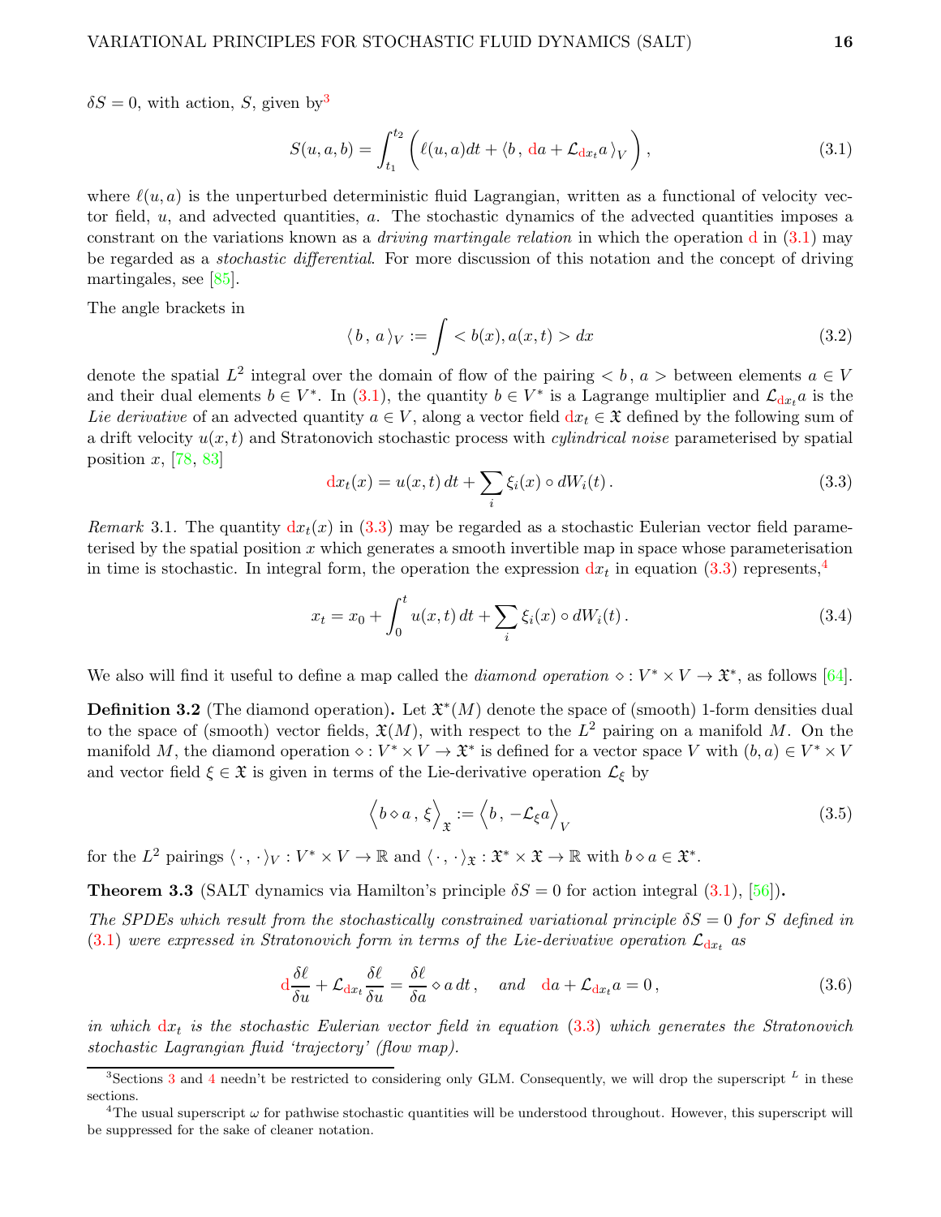$\delta S = 0$, with action, $S$, given by[3]

$$
S(u,a,b) = \int_{t_1}^{t_2} \left( \ell(u,a)dt + \langle b\,,\, {\rm d}a + \mathcal{L}_{{\rm d}x_t} a \,\rangle_V \right), \tag{3.1}
$$

where $\ell(u,a)$ is the unperturbed deterministic fluid Lagrangian, written as a functional of velocity vector field, $u$, and advected quantities, $a$. The stochastic dynamics of the advected quantities imposes a constrant on the variations known as a *driving martingale relation* in which the operation ${\rm d}$ in (3.1) may be regarded as a *stochastic differential*. For more discussion of this notation and the concept of driving martingales, see [85].

The angle brackets in

$$
\langle\, b\,,\, a\,\rangle_V := \int < b(x), a(x,t) > dx \tag{3.2}
$$

denote the spatial $L^2$ integral over the domain of flow of the pairing $< b\,,\, a >$ between elements $a \in V$ and their dual elements $b \in V^*$. In (3.1), the quantity $b \in V^*$ is a Lagrange multiplier and $\mathcal{L}_{{\rm d}x_t} a$ is the *Lie derivative* of an advected quantity $a \in V$, along a vector field ${\rm d}x_t \in \mathfrak{X}$ defined by the following sum of a drift velocity $u(x,t)$ and Stratonovich stochastic process with *cylindrical noise* parameterised by spatial position $x$, [78, 83]

$$
{\rm d}x_t(x) = u(x,t)\,dt + \sum_i \xi_i(x) \circ dW_i(t)\,. \tag{3.3}
$$

*Remark* 3.1. The quantity ${\rm d}x_t(x)$ in (3.3) may be regarded as a stochastic Eulerian vector field parameterised by the spatial position $x$ which generates a smooth invertible map in space whose parameterisation in time is stochastic. In integral form, the operation the expression ${\rm d}x_t$ in equation (3.3) represents,[4]

$$
x_t = x_0 + \int_0^t u(x,t)\,dt + \sum_i \xi_i(x) \circ dW_i(t)\,. \tag{3.4}
$$

We also will find it useful to define a map called the *diamond operation* $\diamond : V^* \times V \to \mathfrak{X}^*$, as follows [64].

**Definition 3.2** (The diamond operation)**.** Let $\mathfrak{X}^*(M)$ denote the space of (smooth) 1-form densities dual to the space of (smooth) vector fields, $\mathfrak{X}(M)$, with respect to the $L^2$ pairing on a manifold $M$. On the manifold $M$, the diamond operation $\diamond : V^* \times V \to \mathfrak{X}^*$ is defined for a vector space $V$ with $(b,a) \in V^* \times V$ and vector field $\xi \in \mathfrak{X}$ is given in terms of the Lie-derivative operation $\mathcal{L}_\xi$ by

$$
\Big\langle b \diamond a\,,\, \xi \Big\rangle_{\mathfrak{X}} := \Big\langle b\,,\, -\mathcal{L}_\xi a \Big\rangle_V \tag{3.5}
$$

for the $L^2$ pairings $\langle\,\cdot\,,\,\cdot\,\rangle_V : V^* \times V \to \mathbb{R}$ and $\langle\,\cdot\,,\,\cdot\,\rangle_{\mathfrak{X}} : \mathfrak{X}^* \times \mathfrak{X} \to \mathbb{R}$ with $b \diamond a \in \mathfrak{X}^*$.

**Theorem 3.3** (SALT dynamics via Hamilton's principle $\delta S = 0$ for action integral (3.1), [56])**.**
*The SPDEs which result from the stochastically constrained variational principle $\delta S = 0$ for $S$ defined in (3.1) were expressed in Stratonovich form in terms of the Lie-derivative operation $\mathcal{L}_{{\rm d}x_t}$ as*

$$
{\rm d}\frac{\delta \ell}{\delta u} + \mathcal{L}_{{\rm d}x_t} \frac{\delta \ell}{\delta u} = \frac{\delta \ell}{\delta a} \diamond a\,dt\,, \quad \text{and} \quad {\rm d}a + \mathcal{L}_{{\rm d}x_t} a = 0\,, \tag{3.6}
$$

*in which ${\rm d}x_t$ is the stochastic Eulerian vector field in equation (3.3) which generates the Stratonovich stochastic Lagrangian fluid 'trajectory' (flow map).*

---

[3] Sections 3 and 4 needn't be restricted to considering only GLM. Consequently, we will drop the superscript $^L$ in these sections.

[4] The usual superscript $\omega$ for pathwise stochastic quantities will be understood throughout. However, this superscript will be suppressed for the sake of cleaner notation.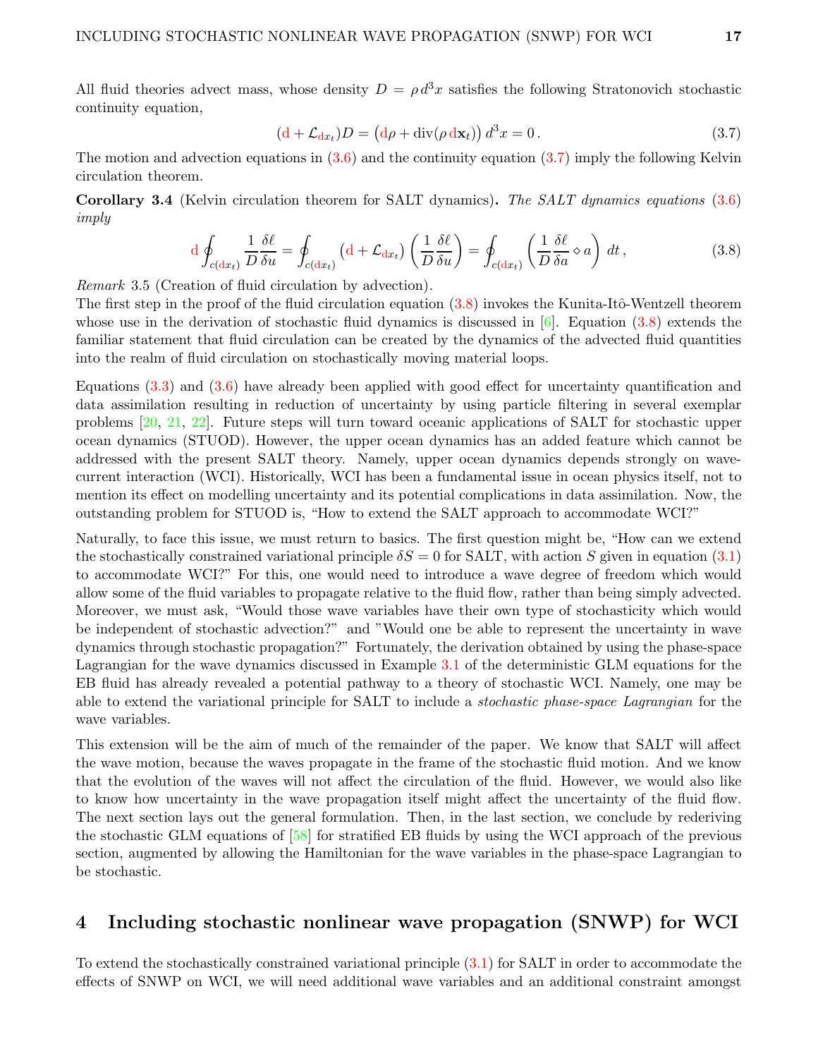All fluid theories advect mass, whose density $D = \rho\, d^3x$ satisfies the following Stratonovich stochastic continuity equation,

$$
({\rm d} + \mathcal{L}_{{\rm d}x_t})D = \big({\rm d}\rho + {\rm div}(\rho\, {\rm d}\mathbf{x}_t)\big)\, d^3x = 0\,. \tag{3.7}
$$

The motion and advection equations in (3.6) and the continuity equation (3.7) imply the following Kelvin circulation theorem.

**Corollary 3.4** (Kelvin circulation theorem for SALT dynamics)**.** *The SALT dynamics equations* (3.6) *imply*

$$
{\rm d}\oint_{c({\rm d}x_t)} \frac{1}{D}\frac{\delta \ell}{\delta u} = \oint_{c({\rm d}x_t)} \big({\rm d} + \mathcal{L}_{{\rm d}x_t}\big)\left(\frac{1}{D}\frac{\delta \ell}{\delta u}\right) = \oint_{c({\rm d}x_t)} \left(\frac{1}{D}\frac{\delta \ell}{\delta a}\diamond a\right)\, dt\,, \tag{3.8}
$$

*Remark* 3.5 (Creation of fluid circulation by advection).
The first step in the proof of the fluid circulation equation (3.8) invokes the Kunita-Itô-Wentzell theorem whose use in the derivation of stochastic fluid dynamics is discussed in [6]. Equation (3.8) extends the familiar statement that fluid circulation can be created by the dynamics of the advected fluid quantities into the realm of fluid circulation on stochastically moving material loops.

Equations (3.3) and (3.6) have already been applied with good effect for uncertainty quantification and data assimilation resulting in reduction of uncertainty by using particle filtering in several exemplar problems [20, 21, 22]. Future steps will turn toward oceanic applications of SALT for stochastic upper ocean dynamics (STUOD). However, the upper ocean dynamics has an added feature which cannot be addressed with the present SALT theory. Namely, upper ocean dynamics depends strongly on wave-current interaction (WCI). Historically, WCI has been a fundamental issue in ocean physics itself, not to mention its effect on modelling uncertainty and its potential complications in data assimilation. Now, the outstanding problem for STUOD is, "How to extend the SALT approach to accommodate WCI?"

Naturally, to face this issue, we must return to basics. The first question might be, "How can we extend the stochastically constrained variational principle $\delta S = 0$ for SALT, with action $S$ given in equation (3.1) to accommodate WCI?" For this, one would need to introduce a wave degree of freedom which would allow some of the fluid variables to propagate relative to the fluid flow, rather than being simply advected. Moreover, we must ask, "Would those wave variables have their own type of stochasticity which would be independent of stochastic advection?" and "Would one be able to represent the uncertainty in wave dynamics through stochastic propagation?" Fortunately, the derivation obtained by using the phase-space Lagrangian for the wave dynamics discussed in Example 3.1 of the deterministic GLM equations for the EB fluid has already revealed a potential pathway to a theory of stochastic WCI. Namely, one may be able to extend the variational principle for SALT to include a *stochastic phase-space Lagrangian* for the wave variables.

This extension will be the aim of much of the remainder of the paper. We know that SALT will affect the wave motion, because the waves propagate in the frame of the stochastic fluid motion. And we know that the evolution of the waves will not affect the circulation of the fluid. However, we would also like to know how uncertainty in the wave propagation itself might affect the uncertainty of the fluid flow. The next section lays out the general formulation. Then, in the last section, we conclude by rederiving the stochastic GLM equations of [58] for stratified EB fluids by using the WCI approach of the previous section, augmented by allowing the Hamiltonian for the wave variables in the phase-space Lagrangian to be stochastic.

## 4 Including stochastic nonlinear wave propagation (SNWP) for WCI

To extend the stochastically constrained variational principle (3.1) for SALT in order to accommodate the effects of SNWP on WCI, we will need additional wave variables and an additional constraint amongst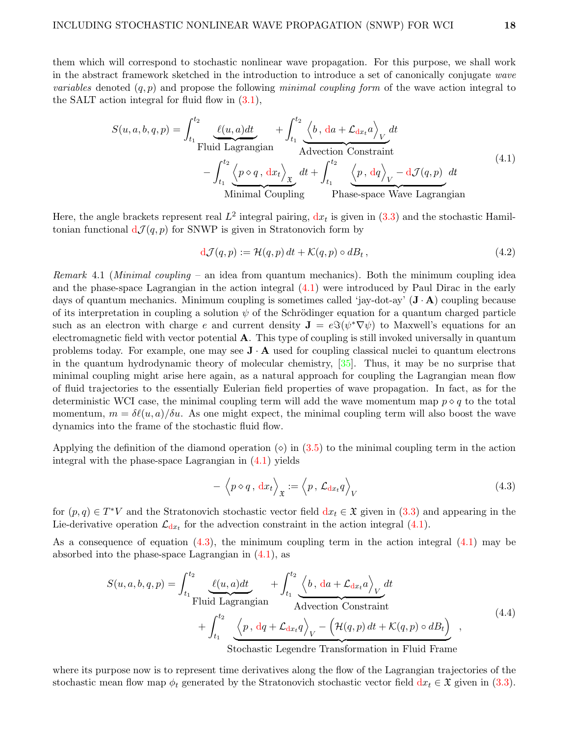them which will correspond to stochastic nonlinear wave propagation. For this purpose, we shall work in the abstract framework sketched in the introduction to introduce a set of canonically conjugate *wave variables* denoted $(q,p)$ and propose the following *minimal coupling form* of the wave action integral to the SALT action integral for fluid flow in (3.1),

$$
\begin{aligned}
S(u,a,b,q,p) = \int_{t_1}^{t_2} \underbrace{\ell(u,a)dt}_{\text{Fluid Lagrangian}} \quad &+ \int_{t_1}^{t_2} \underbrace{\Big\langle b\,,\, {\rm d}a + \mathcal{L}_{{\rm d}x_t} a \Big\rangle_V}_{\text{Advection Constraint}} dt \\
- \int_{t_1}^{t_2} \underbrace{\Big\langle p \diamond q\,,\, {\rm d}x_t \Big\rangle_{\mathfrak{X}}}_{\text{Minimal Coupling}} dt &+ \int_{t_1}^{t_2} \underbrace{\Big\langle p\,,\, {\rm d}q \Big\rangle_V - {\rm d}\mathcal{J}(q,p)}_{\text{Phase-space Wave Lagrangian}} dt
\end{aligned}
\tag{4.1}
$$

Here, the angle brackets represent real $L^2$ integral pairing, ${\rm d}x_t$ is given in (3.3) and the stochastic Hamiltonian functional ${\rm d}\mathcal{J}(q,p)$ for SNWP is given in Stratonovich form by

$$
{\rm d}\mathcal{J}(q,p) := \mathcal{H}(q,p)\,dt + \mathcal{K}(q,p)\circ dB_t\,,
\tag{4.2}
$$

*Remark* 4.1 (*Minimal coupling* – an idea from quantum mechanics). Both the minimum coupling idea and the phase-space Lagrangian in the action integral (4.1) were introduced by Paul Dirac in the early days of quantum mechanics. Minimum coupling is sometimes called 'jay-dot-ay' ($\mathbf{J}\cdot\mathbf{A}$) coupling because of its interpretation in coupling a solution $\psi$ of the Schrödinger equation for a quantum charged particle such as an electron with charge $e$ and current density $\mathbf{J} = e\Im(\psi^*\nabla\psi)$ to Maxwell's equations for an electromagnetic field with vector potential $\mathbf{A}$. This type of coupling is still invoked universally in quantum problems today. For example, one may see $\mathbf{J}\cdot\mathbf{A}$ used for coupling classical nuclei to quantum electrons in the quantum hydrodynamic theory of molecular chemistry, [35]. Thus, it may be no surprise that minimal coupling might arise here again, as a natural approach for coupling the Lagrangian mean flow of fluid trajectories to the essentially Eulerian field properties of wave propagation. In fact, as for the deterministic WCI case, the minimal coupling term will add the wave momentum map $p\diamond q$ to the total momentum, $m = \delta\ell(u,a)/\delta u$. As one might expect, the minimal coupling term will also boost the wave dynamics into the frame of the stochastic fluid flow.

Applying the definition of the diamond operation ($\diamond$) in (3.5) to the minimal coupling term in the action integral with the phase-space Lagrangian in (4.1) yields

$$
-\Big\langle p\diamond q\,,\,{\rm d}x_t\Big\rangle_{\mathfrak{X}} := \Big\langle p\,,\,\mathcal{L}_{{\rm d}x_t} q\Big\rangle_V
\tag{4.3}
$$

for $(p,q)\in T^*V$ and the Stratonovich stochastic vector field ${\rm d}x_t \in \mathfrak{X}$ given in (3.3) and appearing in the Lie-derivative operation $\mathcal{L}_{{\rm d}x_t}$ for the advection constraint in the action integral (4.1).

As a consequence of equation (4.3), the minimum coupling term in the action integral (4.1) may be absorbed into the phase-space Lagrangian in (4.1), as

$$
\begin{aligned}
S(u,a,b,q,p) = \int_{t_1}^{t_2} \underbrace{\ell(u,a)dt}_{\text{Fluid Lagrangian}} \quad &+ \int_{t_1}^{t_2} \underbrace{\Big\langle b\,,\, {\rm d}a + \mathcal{L}_{{\rm d}x_t} a \Big\rangle_V}_{\text{Advection Constraint}} dt \\
&+ \int_{t_1}^{t_2} \underbrace{\Big\langle p\,,\, {\rm d}q + \mathcal{L}_{{\rm d}x_t} q \Big\rangle_V - \Big(\mathcal{H}(q,p)\,dt + \mathcal{K}(q,p)\circ dB_t\Big)}_{\text{Stochastic Legendre Transformation in Fluid Frame}}\,,
\end{aligned}
\tag{4.4}
$$

where its purpose now is to represent time derivatives along the flow of the Lagrangian trajectories of the stochastic mean flow map $\phi_t$ generated by the Stratonovich stochastic vector field ${\rm d}x_t \in \mathfrak{X}$ given in (3.3).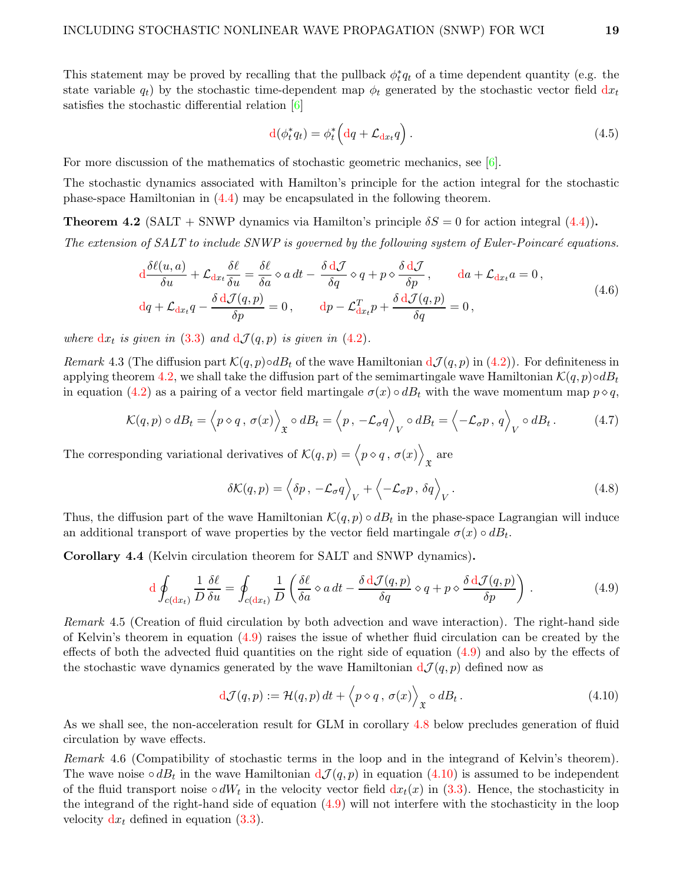This statement may be proved by recalling that the pullback $\phi_t^* q_t$ of a time dependent quantity (e.g. the state variable $q_t$) by the stochastic time-dependent map $\phi_t$ generated by the stochastic vector field ${\rm d}x_t$ satisfies the stochastic differential relation [6]

$$
{\rm d}(\phi_t^* q_t) = \phi_t^*\Big( {\rm d}q + \mathcal{L}_{{\rm d}x_t} q \Big) \,. \tag{4.5}
$$

For more discussion of the mathematics of stochastic geometric mechanics, see [6].

The stochastic dynamics associated with Hamilton's principle for the action integral for the stochastic phase-space Hamiltonian in (4.4) may be encapsulated in the following theorem.

**Theorem 4.2** (SALT + SNWP dynamics via Hamilton's principle $\delta S = 0$ for action integral (4.4))**.** *The extension of SALT to include SNWP is governed by the following system of Euler-Poincaré equations.*

$$
\begin{aligned}
&{\rm d}\frac{\delta \ell(u,a)}{\delta u} + \mathcal{L}_{{\rm d}x_t}\frac{\delta \ell}{\delta u} = \frac{\delta \ell}{\delta a}\diamond a\, dt - \frac{\delta\, {\rm d}\mathcal{J}}{\delta q}\diamond q + p\diamond \frac{\delta\, {\rm d}\mathcal{J}}{\delta p}\,, \qquad {\rm d}a + \mathcal{L}_{{\rm d}x_t} a = 0\,,\\
&{\rm d}q + \mathcal{L}_{{\rm d}x_t} q - \frac{\delta\, {\rm d}\mathcal{J}(q,p)}{\delta p} = 0\,, \qquad {\rm d}p - \mathcal{L}^T_{{\rm d}x_t} p + \frac{\delta\, {\rm d}\mathcal{J}(q,p)}{\delta q} = 0\,,
\end{aligned} \tag{4.6}
$$

*where ${\rm d}x_t$ is given in (3.3) and ${\rm d}\mathcal{J}(q,p)$ is given in (4.2).*

*Remark* 4.3 (The diffusion part $\mathcal{K}(q,p)\circ dB_t$ of the wave Hamiltonian ${\rm d}\mathcal{J}(q,p)$ in (4.2)). For definiteness in applying theorem 4.2, we shall take the diffusion part of the semimartingale wave Hamiltonian $\mathcal{K}(q,p)\circ dB_t$ in equation (4.2) as a pairing of a vector field martingale $\sigma(x)\circ dB_t$ with the wave momentum map $p\diamond q$,

$$
\mathcal{K}(q,p)\circ dB_t = \Big\langle p\diamond q\,,\, \sigma(x)\Big\rangle_{\mathfrak{X}} \circ dB_t = \Big\langle p\,,\, -\mathcal{L}_\sigma q\Big\rangle_V \circ dB_t = \Big\langle -\mathcal{L}_\sigma p\,,\, q\Big\rangle_V \circ dB_t\,. \tag{4.7}
$$

The corresponding variational derivatives of $\mathcal{K}(q,p) = \Big\langle p\diamond q\,,\, \sigma(x)\Big\rangle_{\mathfrak{X}}$ are

$$
\delta \mathcal{K}(q,p) = \Big\langle \delta p\,,\, -\mathcal{L}_\sigma q\Big\rangle_V + \Big\langle -\mathcal{L}_\sigma p\,,\, \delta q\Big\rangle_V\,. \tag{4.8}
$$

Thus, the diffusion part of the wave Hamiltonian $\mathcal{K}(q,p)\circ dB_t$ in the phase-space Lagrangian will induce an additional transport of wave properties by the vector field martingale $\sigma(x)\circ dB_t$.

**Corollary 4.4** (Kelvin circulation theorem for SALT and SNWP dynamics)**.**

$$
{\rm d}\oint_{c({\rm d}x_t)} \frac{1}{D}\frac{\delta \ell}{\delta u} = \oint_{c({\rm d}x_t)} \frac{1}{D}\left( \frac{\delta \ell}{\delta a}\diamond a\, dt - \frac{\delta\, {\rm d}\mathcal{J}(q,p)}{\delta q}\diamond q + p\diamond \frac{\delta\, {\rm d}\mathcal{J}(q,p)}{\delta p}\right)\,. \tag{4.9}
$$

*Remark* 4.5 (Creation of fluid circulation by both advection and wave interaction). The right-hand side of Kelvin's theorem in equation (4.9) raises the issue of whether fluid circulation can be created by the effects of both the advected fluid quantities on the right side of equation (4.9) and also by the effects of the stochastic wave dynamics generated by the wave Hamiltonian ${\rm d}\mathcal{J}(q,p)$ defined now as

$$
{\rm d}\mathcal{J}(q,p) := \mathcal{H}(q,p)\, dt + \Big\langle p\diamond q\,,\, \sigma(x)\Big\rangle_{\mathfrak{X}}\circ dB_t\,. \tag{4.10}
$$

As we shall see, the non-acceleration result for GLM in corollary 4.8 below precludes generation of fluid circulation by wave effects.

*Remark* 4.6 (Compatibility of stochastic terms in the loop and in the integrand of Kelvin's theorem). The wave noise $\circ dB_t$ in the wave Hamiltonian ${\rm d}\mathcal{J}(q,p)$ in equation (4.10) is assumed to be independent of the fluid transport noise $\circ dW_t$ in the velocity vector field ${\rm d}x_t(x)$ in (3.3). Hence, the stochasticity in the integrand of the right-hand side of equation (4.9) will not interfere with the stochasticity in the loop velocity ${\rm d}x_t$ defined in equation (3.3).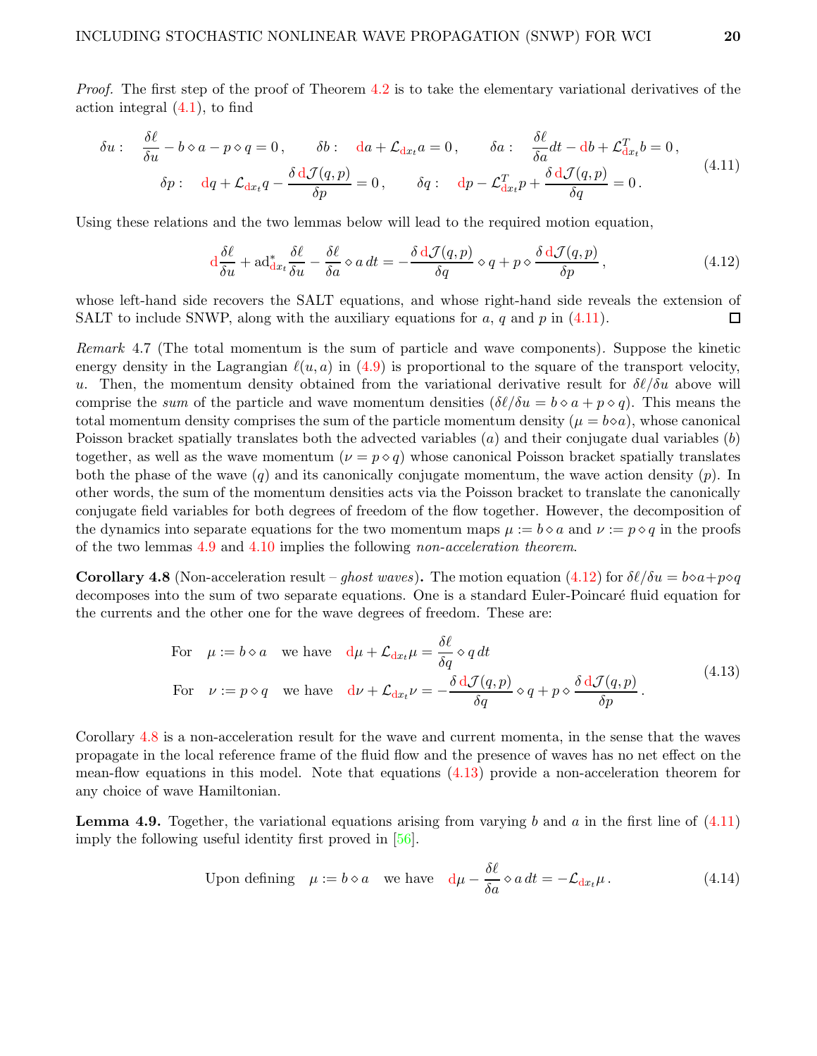*Proof.* The first step of the proof of Theorem 4.2 is to take the elementary variational derivatives of the action integral (4.1), to find

$$
\begin{aligned}
\delta u: \quad & \frac{\delta \ell}{\delta u} - b \diamond a - p \diamond q = 0\,, \qquad \delta b: \quad {\rm d}a + \mathcal{L}_{{\rm d}x_t} a = 0\,, \qquad \delta a: \quad \frac{\delta \ell}{\delta a} dt - {\rm d}b + \mathcal{L}^T_{{\rm d}x_t} b = 0\,, \\
\delta p: \quad & {\rm d}q + \mathcal{L}_{{\rm d}x_t} q - \frac{\delta\, {\rm d}\mathcal{J}(q,p)}{\delta p} = 0\,, \qquad \delta q: \quad {\rm d}p - \mathcal{L}^T_{{\rm d}x_t} p + \frac{\delta\, {\rm d}\mathcal{J}(q,p)}{\delta q} = 0\,.
\end{aligned}
\tag{4.11}
$$

Using these relations and the two lemmas below will lead to the required motion equation,

$$
{\rm d}\frac{\delta \ell}{\delta u} + {\rm ad}^*_{{\rm d}x_t} \frac{\delta \ell}{\delta u} - \frac{\delta \ell}{\delta a} \diamond a \, dt = - \frac{\delta\, {\rm d}\mathcal{J}(q,p)}{\delta q} \diamond q + p \diamond \frac{\delta\, {\rm d}\mathcal{J}(q,p)}{\delta p}\,,
\tag{4.12}
$$

whose left-hand side recovers the SALT equations, and whose right-hand side reveals the extension of SALT to include SNWP, along with the auxiliary equations for $a$, $q$ and $p$ in (4.11). ☐

*Remark* 4.7 (The total momentum is the sum of particle and wave components). Suppose the kinetic energy density in the Lagrangian $\ell(u,a)$ in (4.9) is proportional to the square of the transport velocity, $u$. Then, the momentum density obtained from the variational derivative result for $\delta\ell/\delta u$ above will comprise the *sum* of the particle and wave momentum densities ($\delta\ell/\delta u = b \diamond a + p \diamond q$). This means the total momentum density comprises the sum of the particle momentum density ($\mu = b \diamond a$), whose canonical Poisson bracket spatially translates both the advected variables ($a$) and their conjugate dual variables ($b$) together, as well as the wave momentum ($\nu = p \diamond q$) whose canonical Poisson bracket spatially translates both the phase of the wave ($q$) and its canonically conjugate momentum, the wave action density ($p$). In other words, the sum of the momentum densities acts via the Poisson bracket to translate the canonically conjugate field variables for both degrees of freedom of the flow together. However, the decomposition of the dynamics into separate equations for the two momentum maps $\mu := b \diamond a$ and $\nu := p \diamond q$ in the proofs of the two lemmas 4.9 and 4.10 implies the following *non-acceleration theorem*.

**Corollary 4.8** (Non-acceleration result – *ghost waves*)**.** The motion equation (4.12) for $\delta\ell/\delta u = b \diamond a + p \diamond q$ decomposes into the sum of two separate equations. One is a standard Euler-Poincaré fluid equation for the currents and the other one for the wave degrees of freedom. These are:

$$
\begin{aligned}
&\text{For} \quad \mu := b \diamond a \quad \text{we have} \quad {\rm d}\mu + \mathcal{L}_{{\rm d}x_t}\mu = \frac{\delta \ell}{\delta q} \diamond q \, dt \\
&\text{For} \quad \nu := p \diamond q \quad \text{we have} \quad {\rm d}\nu + \mathcal{L}_{{\rm d}x_t}\nu = - \frac{\delta\, {\rm d}\mathcal{J}(q,p)}{\delta q} \diamond q + p \diamond \frac{\delta\, {\rm d}\mathcal{J}(q,p)}{\delta p}\,.
\end{aligned}
\tag{4.13}
$$

Corollary 4.8 is a non-acceleration result for the wave and current momenta, in the sense that the waves propagate in the local reference frame of the fluid flow and the presence of waves has no net effect on the mean-flow equations in this model. Note that equations (4.13) provide a non-acceleration theorem for any choice of wave Hamiltonian.

**Lemma 4.9.** Together, the variational equations arising from varying $b$ and $a$ in the first line of (4.11) imply the following useful identity first proved in [56].

$$
\text{Upon defining} \quad \mu := b \diamond a \quad \text{we have} \quad {\rm d}\mu - \frac{\delta \ell}{\delta a} \diamond a \, dt = - \mathcal{L}_{{\rm d}x_t}\mu\,.
\tag{4.14}
$$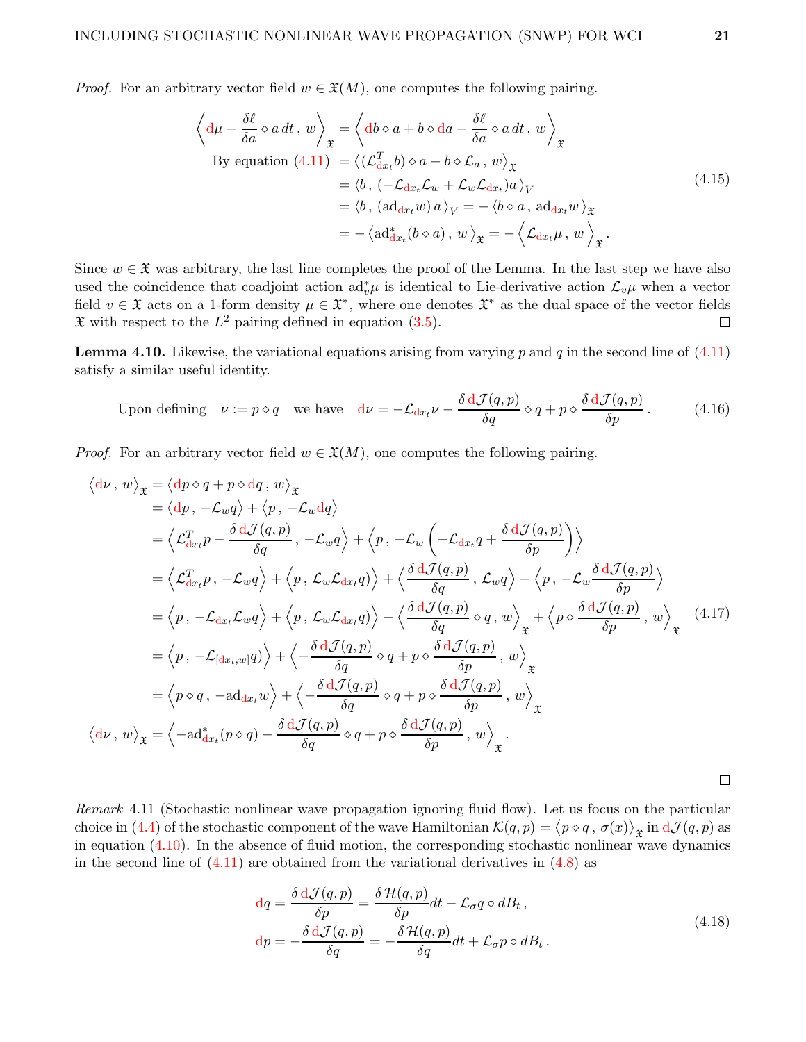*Proof.* For an arbitrary vector field $w \in \mathfrak{X}(M)$, one computes the following pairing.

$$
\begin{aligned}
\left\langle {\rm d}\mu - \frac{\delta \ell}{\delta a} \diamond a \, dt \,,\, w \right\rangle_{\mathfrak{X}} &= \left\langle {\rm d}b \diamond a + b \diamond {\rm d}a - \frac{\delta \ell}{\delta a} \diamond a \, dt \,,\, w \right\rangle_{\mathfrak{X}} \\
\text{By equation (4.11)} \quad &= \left\langle (\mathcal{L}^T_{{\rm d}x_t} b) \diamond a - b \diamond \mathcal{L}_a \,,\, w \right\rangle_{\mathfrak{X}} \\
&= \left\langle b \,,\, (-\mathcal{L}_{{\rm d}x_t}\mathcal{L}_w + \mathcal{L}_w \mathcal{L}_{{\rm d}x_t}) a \right\rangle_V \\
&= \left\langle b \,,\, (\mathrm{ad}_{{\rm d}x_t} w) \, a \right\rangle_V = - \left\langle b \diamond a \,,\, \mathrm{ad}_{{\rm d}x_t} w \right\rangle_{\mathfrak{X}} \\
&= - \left\langle \mathrm{ad}^*_{{\rm d}x_t} (b \diamond a) \,,\, w \right\rangle_{\mathfrak{X}} = - \left\langle \mathcal{L}_{{\rm d}x_t} \mu \,,\, w \right\rangle_{\mathfrak{X}} .
\end{aligned}
\tag{4.15}
$$

Since $w \in \mathfrak{X}$ was arbitrary, the last line completes the proof of the Lemma. In the last step we have also used the coincidence that coadjoint action $\mathrm{ad}^*_v \mu$ is identical to Lie-derivative action $\mathcal{L}_v \mu$ when a vector field $v \in \mathfrak{X}$ acts on a 1-form density $\mu \in \mathfrak{X}^*$, where one denotes $\mathfrak{X}^*$ as the dual space of the vector fields $\mathfrak{X}$ with respect to the $L^2$ pairing defined in equation (3.5). ∎

**Lemma 4.10.** Likewise, the variational equations arising from varying $p$ and $q$ in the second line of (4.11) satisfy a similar useful identity.

$$
\text{Upon defining} \quad \nu := p \diamond q \quad \text{we have} \quad {\rm d}\nu = -\mathcal{L}_{{\rm d}x_t} \nu - \frac{\delta \, {\rm d}\mathcal{J}(q,p)}{\delta q} \diamond q + p \diamond \frac{\delta \, {\rm d}\mathcal{J}(q,p)}{\delta p} .
\tag{4.16}
$$

*Proof.* For an arbitrary vector field $w \in \mathfrak{X}(M)$, one computes the following pairing.

$$
\begin{aligned}
\left\langle {\rm d}\nu \,,\, w \right\rangle_{\mathfrak{X}} &= \left\langle {\rm d}p \diamond q + p \diamond {\rm d}q \,,\, w \right\rangle_{\mathfrak{X}} \\
&= \left\langle {\rm d}p \,,\, -\mathcal{L}_w q \right\rangle + \left\langle p \,,\, -\mathcal{L}_w {\rm d}q \right\rangle \\
&= \left\langle \mathcal{L}^T_{{\rm d}x_t} p - \frac{\delta \, {\rm d}\mathcal{J}(q,p)}{\delta q} \,,\, -\mathcal{L}_w q \right\rangle + \left\langle p \,,\, -\mathcal{L}_w \left( -\mathcal{L}_{{\rm d}x_t} q + \frac{\delta \, {\rm d}\mathcal{J}(q,p)}{\delta p} \right) \right\rangle \\
&= \left\langle \mathcal{L}^T_{{\rm d}x_t} p \,,\, -\mathcal{L}_w q \right\rangle + \left\langle p \,,\, \mathcal{L}_w \mathcal{L}_{{\rm d}x_t} q ) \right\rangle + \left\langle \frac{\delta \, {\rm d}\mathcal{J}(q,p)}{\delta q} \,,\, \mathcal{L}_w q \right\rangle + \left\langle p \,,\, -\mathcal{L}_w \frac{\delta \, {\rm d}\mathcal{J}(q,p)}{\delta p} \right\rangle \\
&= \left\langle p \,,\, -\mathcal{L}_{{\rm d}x_t} \mathcal{L}_w q \right\rangle + \left\langle p \,,\, \mathcal{L}_w \mathcal{L}_{{\rm d}x_t} q ) \right\rangle - \left\langle \frac{\delta \, {\rm d}\mathcal{J}(q,p)}{\delta q} \diamond q \,,\, w \right\rangle_{\mathfrak{X}} + \left\langle p \diamond \frac{\delta \, {\rm d}\mathcal{J}(q,p)}{\delta p} \,,\, w \right\rangle_{\mathfrak{X}} \\
&= \left\langle p \,,\, -\mathcal{L}_{[{\rm d}x_t, w]} q ) \right\rangle + \left\langle -\frac{\delta \, {\rm d}\mathcal{J}(q,p)}{\delta q} \diamond q + p \diamond \frac{\delta \, {\rm d}\mathcal{J}(q,p)}{\delta p} \,,\, w \right\rangle_{\mathfrak{X}} \\
&= \left\langle p \diamond q \,,\, -\mathrm{ad}_{{\rm d}x_t} w \right\rangle + \left\langle -\frac{\delta \, {\rm d}\mathcal{J}(q,p)}{\delta q} \diamond q + p \diamond \frac{\delta \, {\rm d}\mathcal{J}(q,p)}{\delta p} \,,\, w \right\rangle_{\mathfrak{X}} \\
\left\langle {\rm d}\nu \,,\, w \right\rangle_{\mathfrak{X}} &= \left\langle -\mathrm{ad}^*_{{\rm d}x_t} (p \diamond q) - \frac{\delta \, {\rm d}\mathcal{J}(q,p)}{\delta q} \diamond q + p \diamond \frac{\delta \, {\rm d}\mathcal{J}(q,p)}{\delta p} \,,\, w \right\rangle_{\mathfrak{X}} .
\end{aligned}
\tag{4.17}
$$

∎

*Remark* 4.11 (Stochastic nonlinear wave propagation ignoring fluid flow). Let us focus on the particular choice in (4.4) of the stochastic component of the wave Hamiltonian $\mathcal{K}(q,p) = \left\langle p \diamond q \,,\, \sigma(x) \right\rangle_{\mathfrak{X}}$ in ${\rm d}\mathcal{J}(q,p)$ as in equation (4.10). In the absence of fluid motion, the corresponding stochastic nonlinear wave dynamics in the second line of (4.11) are obtained from the variational derivatives in (4.8) as

$$
\begin{aligned}
{\rm d}q &= \frac{\delta \, {\rm d}\mathcal{J}(q,p)}{\delta p} = \frac{\delta \, \mathcal{H}(q,p)}{\delta p} dt - \mathcal{L}_\sigma q \circ dB_t \,, \\
{\rm d}p &= -\frac{\delta \, {\rm d}\mathcal{J}(q,p)}{\delta q} = -\frac{\delta \, \mathcal{H}(q,p)}{\delta q} dt + \mathcal{L}_\sigma p \circ dB_t \,.
\end{aligned}
\tag{4.18}
$$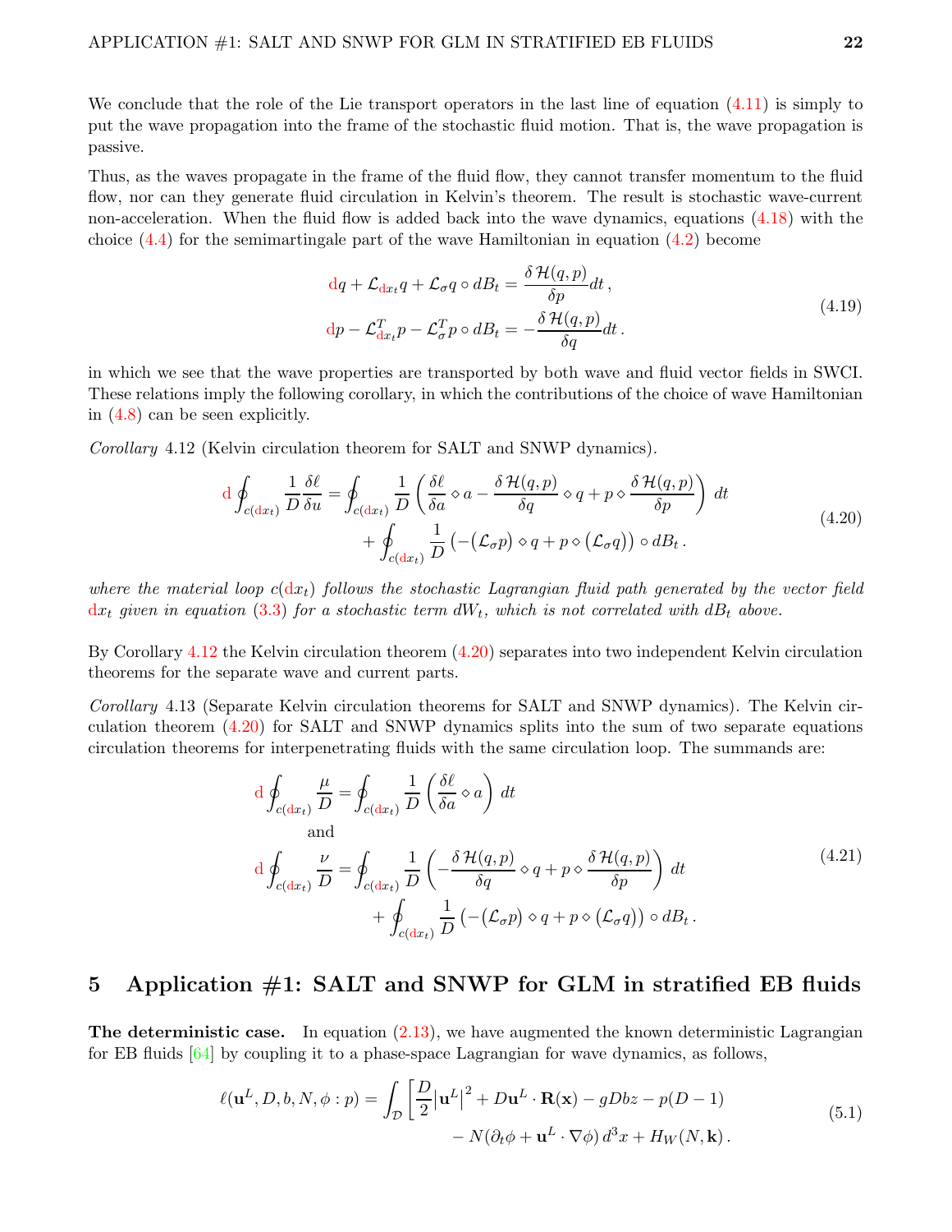We conclude that the role of the Lie transport operators in the last line of equation (4.11) is simply to put the wave propagation into the frame of the stochastic fluid motion. That is, the wave propagation is passive.

Thus, as the waves propagate in the frame of the fluid flow, they cannot transfer momentum to the fluid flow, nor can they generate fluid circulation in Kelvin's theorem. The result is stochastic wave-current non-acceleration. When the fluid flow is added back into the wave dynamics, equations (4.18) with the choice (4.4) for the semimartingale part of the wave Hamiltonian in equation (4.2) become

$$
\begin{aligned}
{\rm d}q + \mathcal{L}_{{\rm d}x_t} q + \mathcal{L}_\sigma q \circ dB_t &= \frac{\delta\,\mathcal{H}(q,p)}{\delta p}dt\,,\\
{\rm d}p - \mathcal{L}^T_{{\rm d}x_t} p - \mathcal{L}^T_\sigma p \circ dB_t &= -\frac{\delta\,\mathcal{H}(q,p)}{\delta q}dt\,.
\end{aligned}
\tag{4.19}
$$

in which we see that the wave properties are transported by both wave and fluid vector fields in SWCI. These relations imply the following corollary, in which the contributions of the choice of wave Hamiltonian in (4.8) can be seen explicitly.

*Corollary* 4.12 (Kelvin circulation theorem for SALT and SNWP dynamics).

$$
\begin{aligned}
{\rm d}\oint_{c({\rm d}x_t)} \frac{1}{D}\frac{\delta \ell}{\delta u} &= \oint_{c({\rm d}x_t)} \frac{1}{D}\left(\frac{\delta \ell}{\delta a}\diamond a - \frac{\delta\,\mathcal{H}(q,p)}{\delta q}\diamond q + p \diamond \frac{\delta\,\mathcal{H}(q,p)}{\delta p}\right)\,dt\\
&\quad + \oint_{c({\rm d}x_t)} \frac{1}{D}\left(-\big(\mathcal{L}_\sigma p\big)\diamond q + p\diamond\big(\mathcal{L}_\sigma q\big)\right)\circ dB_t\,.
\end{aligned}
\tag{4.20}
$$

*where the material loop $c({\rm d}x_t)$ follows the stochastic Lagrangian fluid path generated by the vector field ${\rm d}x_t$ given in equation (3.3) for a stochastic term $dW_t$, which is not correlated with $dB_t$ above.*

By Corollary 4.12 the Kelvin circulation theorem (4.20) separates into two independent Kelvin circulation theorems for the separate wave and current parts.

*Corollary* 4.13 (Separate Kelvin circulation theorems for SALT and SNWP dynamics). The Kelvin circulation theorem (4.20) for SALT and SNWP dynamics splits into the sum of two separate equations circulation theorems for interpenetrating fluids with the same circulation loop. The summands are:

$$
\begin{aligned}
{\rm d}\oint_{c({\rm d}x_t)} \frac{\mu}{D} &= \oint_{c({\rm d}x_t)} \frac{1}{D}\left(\frac{\delta \ell}{\delta a}\diamond a\right)\,dt\\
&\text{and}\\
{\rm d}\oint_{c({\rm d}x_t)} \frac{\nu}{D} &= \oint_{c({\rm d}x_t)} \frac{1}{D}\left(-\frac{\delta\,\mathcal{H}(q,p)}{\delta q}\diamond q + p \diamond \frac{\delta\,\mathcal{H}(q,p)}{\delta p}\right)\,dt\\
&\quad + \oint_{c({\rm d}x_t)} \frac{1}{D}\left(-\big(\mathcal{L}_\sigma p\big)\diamond q + p\diamond\big(\mathcal{L}_\sigma q\big)\right)\circ dB_t\,.
\end{aligned}
\tag{4.21}
$$

## 5 Application #1: SALT and SNWP for GLM in stratified EB fluids

**The deterministic case.** In equation (2.13), we have augmented the known deterministic Lagrangian for EB fluids [64] by coupling it to a phase-space Lagrangian for wave dynamics, as follows,

$$
\begin{aligned}
\ell(\mathbf{u}^L, D, b, N, \phi : p) = \int_{\mathcal{D}} \bigg[\frac{D}{2}\big|\mathbf{u}^L\big|^2 &+ D\mathbf{u}^L\cdot\mathbf{R}(\mathbf{x}) - gDbz - p(D-1)\\
&- N(\partial_t\phi + \mathbf{u}^L\cdot\nabla\phi)\,d^3x + H_W(N,\mathbf{k})\,.
\end{aligned}
\tag{5.1}
$$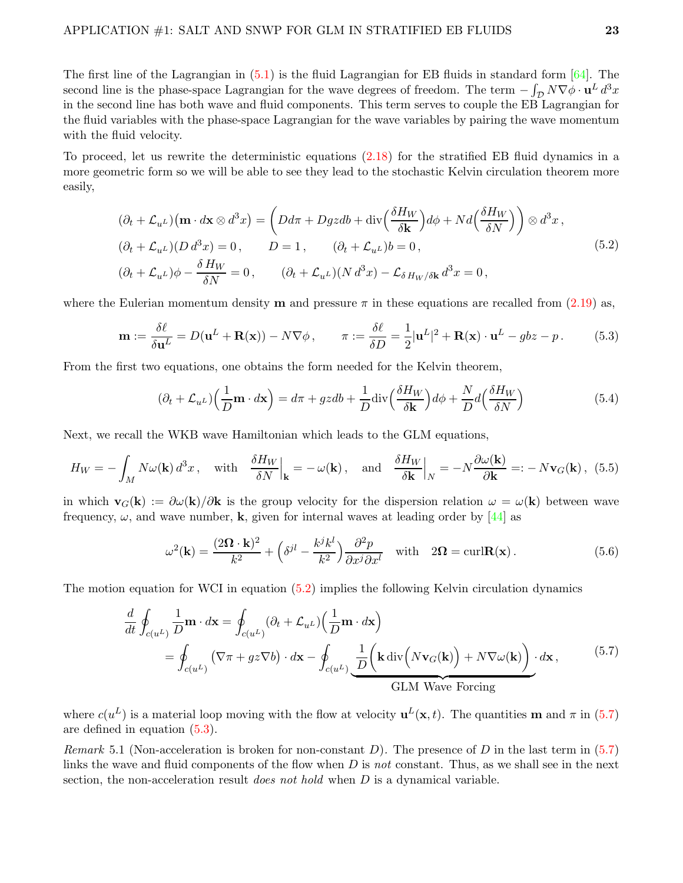The first line of the Lagrangian in (5.1) is the fluid Lagrangian for EB fluids in standard form [64]. The second line is the phase-space Lagrangian for the wave degrees of freedom. The term $-\int_{\mathcal{D}} N\nabla\phi\cdot\mathbf{u}^L\,d^3x$ in the second line has both wave and fluid components. This term serves to couple the EB Lagrangian for the fluid variables with the phase-space Lagrangian for the wave variables by pairing the wave momentum with the fluid velocity.

To proceed, let us rewrite the deterministic equations (2.18) for the stratified EB fluid dynamics in a more geometric form so we will be able to see they lead to the stochastic Kelvin circulation theorem more easily,

$$
\begin{aligned}
&(\partial_t + \mathcal{L}_{u^L})\big(\mathbf{m}\cdot d\mathbf{x}\otimes d^3x\big) = \left(Dd\pi + Dgzdb + \mathrm{div}\Big(\frac{\delta H_W}{\delta \mathbf{k}}\Big)d\phi + Nd\Big(\frac{\delta H_W}{\delta N}\Big)\right)\otimes d^3x\,,\\
&(\partial_t + \mathcal{L}_{u^L})(D\,d^3x) = 0\,,\qquad D=1\,,\qquad (\partial_t + \mathcal{L}_{u^L})b = 0\,,\\
&(\partial_t + \mathcal{L}_{u^L})\phi - \frac{\delta\,H_W}{\delta N} = 0\,,\qquad (\partial_t + \mathcal{L}_{u^L})(N\,d^3x) - \mathcal{L}_{\delta\,H_W/\delta\mathbf{k}}\,d^3x = 0\,,
\end{aligned}
\tag{5.2}
$$

where the Eulerian momentum density $\mathbf{m}$ and pressure $\pi$ in these equations are recalled from (2.19) as,

$$
\mathbf{m} := \frac{\delta\ell}{\delta\mathbf{u}^L} = D(\mathbf{u}^L + \mathbf{R}(\mathbf{x})) - N\nabla\phi\,,\qquad \pi := \frac{\delta\ell}{\delta D} = \frac{1}{2}|\mathbf{u}^L|^2 + \mathbf{R}(\mathbf{x})\cdot\mathbf{u}^L - gbz - p\,.
\tag{5.3}
$$

From the first two equations, one obtains the form needed for the Kelvin theorem,

$$
(\partial_t + \mathcal{L}_{u^L})\Big(\frac{1}{D}\mathbf{m}\cdot d\mathbf{x}\Big) = d\pi + gzdb + \frac{1}{D}\mathrm{div}\Big(\frac{\delta H_W}{\delta\mathbf{k}}\Big)d\phi + \frac{N}{D}d\Big(\frac{\delta H_W}{\delta N}\Big)
\tag{5.4}
$$

Next, we recall the WKB wave Hamiltonian which leads to the GLM equations,

$$
H_W = -\int_M N\omega(\mathbf{k})\,d^3x\,,\quad\text{with}\quad \frac{\delta H_W}{\delta N}\Big|_{\mathbf{k}} = -\,\omega(\mathbf{k})\,,\quad\text{and}\quad \frac{\delta H_W}{\delta\mathbf{k}}\Big|_N = -N\frac{\partial\omega(\mathbf{k})}{\partial\mathbf{k}} =: -\,N\mathbf{v}_G(\mathbf{k})\,,
\tag{5.5}
$$

in which $\mathbf{v}_G(\mathbf{k}) := \partial\omega(\mathbf{k})/\partial\mathbf{k}$ is the group velocity for the dispersion relation $\omega = \omega(\mathbf{k})$ between wave frequency, $\omega$, and wave number, $\mathbf{k}$, given for internal waves at leading order by [44] as

$$
\omega^2(\mathbf{k}) = \frac{(2\boldsymbol{\Omega}\cdot\mathbf{k})^2}{k^2} + \Big(\delta^{jl} - \frac{k^jk^l}{k^2}\Big)\frac{\partial^2 p}{\partial x^j\partial x^l}\quad\text{with}\quad 2\boldsymbol{\Omega} = \mathrm{curl}\mathbf{R}(\mathbf{x})\,.
\tag{5.6}
$$

The motion equation for WCI in equation (5.2) implies the following Kelvin circulation dynamics

$$
\begin{aligned}
\frac{d}{dt}\oint_{c(u^L)}\frac{1}{D}\mathbf{m}\cdot d\mathbf{x} &= \oint_{c(u^L)}(\partial_t + \mathcal{L}_{u^L})\Big(\frac{1}{D}\mathbf{m}\cdot d\mathbf{x}\Big)\\
&= \oint_{c(u^L)}\big(\nabla\pi + gz\nabla b\big)\cdot d\mathbf{x} - \oint_{c(u^L)}\underbrace{\frac{1}{D}\Big(\mathbf{k}\,\mathrm{div}\Big(N\mathbf{v}_G(\mathbf{k})\Big) + N\nabla\omega(\mathbf{k})\Big)}_{\text{GLM Wave Forcing}}\cdot d\mathbf{x}\,,
\end{aligned}
\tag{5.7}
$$

where $c(u^L)$ is a material loop moving with the flow at velocity $\mathbf{u}^L(\mathbf{x},t)$. The quantities $\mathbf{m}$ and $\pi$ in (5.7) are defined in equation (5.3).

*Remark* 5.1 (Non-acceleration is broken for non-constant $D$). The presence of $D$ in the last term in (5.7) links the wave and fluid components of the flow when $D$ is *not* constant. Thus, as we shall see in the next section, the non-acceleration result *does not hold* when $D$ is a dynamical variable.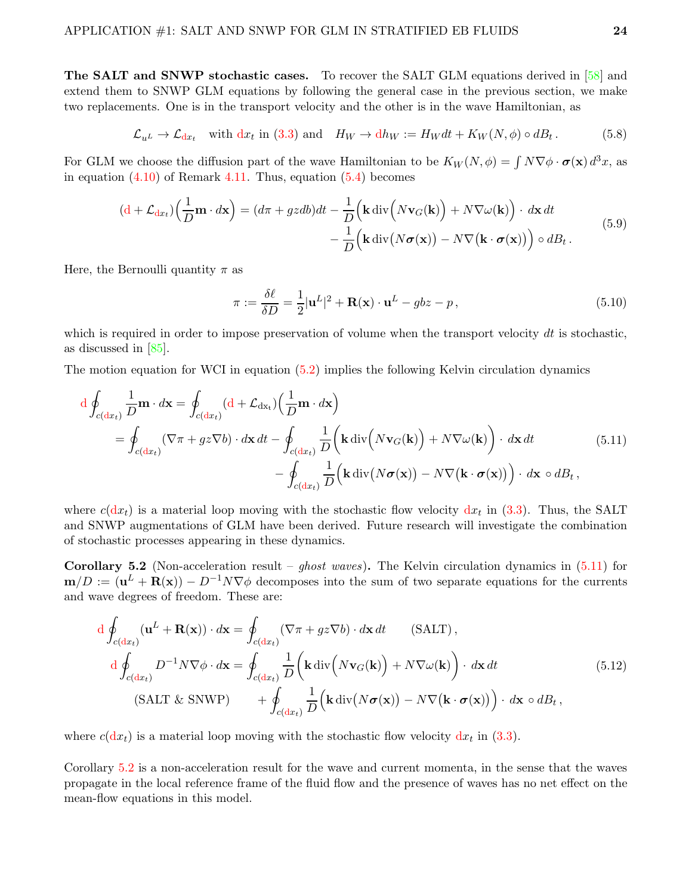**The SALT and SNWP stochastic cases.** To recover the SALT GLM equations derived in [58] and extend them to SNWP GLM equations by following the general case in the previous section, we make two replacements. One is in the transport velocity and the other is in the wave Hamiltonian, as

$$
\mathcal{L}_{u^L} \to \mathcal{L}_{{\rm d}x_t} \quad \text{with } {\rm d}x_t \text{ in (3.3) and} \quad H_W \to {\rm d}h_W := H_W dt + K_W(N,\phi) \circ dB_t\,. \tag{5.8}
$$

For GLM we choose the diffusion part of the wave Hamiltonian to be $K_W(N,\phi) = \int N\nabla\phi\cdot\boldsymbol{\sigma}(\mathbf{x})\,d^3x$, as in equation (4.10) of Remark 4.11. Thus, equation (5.4) becomes

$$
\begin{aligned}
({\rm d} + \mathcal{L}_{{\rm d}x_t})\Big(\frac{1}{D}\mathbf{m}\cdot d\mathbf{x}\Big) = (d\pi + gzdb)dt &- \frac{1}{D}\Big(\mathbf{k}\,{\rm div}\Big(N\mathbf{v}_G(\mathbf{k})\Big) + N\nabla\omega(\mathbf{k})\Big)\cdot\, d\mathbf{x}\,dt \\
&- \frac{1}{D}\Big(\mathbf{k}\,{\rm div}\big(N\boldsymbol{\sigma}(\mathbf{x})\big) - N\nabla\big(\mathbf{k}\cdot\boldsymbol{\sigma}(\mathbf{x})\big)\Big)\circ dB_t\,.
\end{aligned}
\tag{5.9}
$$

Here, the Bernoulli quantity $\pi$ as

$$
\pi := \frac{\delta\ell}{\delta D} = \frac{1}{2}|\mathbf{u}^L|^2 + \mathbf{R}(\mathbf{x})\cdot\mathbf{u}^L - gbz - p\,, \tag{5.10}
$$

which is required in order to impose preservation of volume when the transport velocity $dt$ is stochastic, as discussed in [85].

The motion equation for WCI in equation (5.2) implies the following Kelvin circulation dynamics

$$
\begin{aligned}
{\rm d}\oint_{c({\rm d}x_t)} \frac{1}{D}\mathbf{m}\cdot d\mathbf{x} &= \oint_{c({\rm d}x_t)} ({\rm d} + \mathcal{L}_{\rm dx_t})\Big(\frac{1}{D}\mathbf{m}\cdot d\mathbf{x}\Big) \\
&= \oint_{c({\rm d}x_t)} (\nabla\pi + gz\nabla b)\cdot d\mathbf{x}\,dt - \oint_{c({\rm d}x_t)} \frac{1}{D}\Big(\mathbf{k}\,{\rm div}\Big(N\mathbf{v}_G(\mathbf{k})\Big) + N\nabla\omega(\mathbf{k})\Big)\cdot\, d\mathbf{x}\,dt \\
&\qquad - \oint_{c({\rm d}x_t)} \frac{1}{D}\Big(\mathbf{k}\,{\rm div}\big(N\boldsymbol{\sigma}(\mathbf{x})\big) - N\nabla\big(\mathbf{k}\cdot\boldsymbol{\sigma}(\mathbf{x})\big)\Big)\cdot\, d\mathbf{x}\circ dB_t\,,
\end{aligned}
\tag{5.11}
$$

where $c({\rm d}x_t)$ is a material loop moving with the stochastic flow velocity ${\rm d}x_t$ in (3.3). Thus, the SALT and SNWP augmentations of GLM have been derived. Future research will investigate the combination of stochastic processes appearing in these dynamics.

**Corollary 5.2** (Non-acceleration result – *ghost waves*)**.** The Kelvin circulation dynamics in (5.11) for $\mathbf{m}/D := (\mathbf{u}^L + \mathbf{R}(\mathbf{x})) - D^{-1}N\nabla\phi$ decomposes into the sum of two separate equations for the currents and wave degrees of freedom. These are:

$$
\begin{aligned}
{\rm d}\oint_{c({\rm d}x_t)} (\mathbf{u}^L + \mathbf{R}(\mathbf{x}))\cdot d\mathbf{x} &= \oint_{c({\rm d}x_t)} (\nabla\pi + gz\nabla b)\cdot d\mathbf{x}\,dt \qquad \text{(SALT)}\,, \\
{\rm d}\oint_{c({\rm d}x_t)} D^{-1}N\nabla\phi\cdot d\mathbf{x} &= \oint_{c({\rm d}x_t)} \frac{1}{D}\Big(\mathbf{k}\,{\rm div}\Big(N\mathbf{v}_G(\mathbf{k})\Big) + N\nabla\omega(\mathbf{k})\Big)\cdot\, d\mathbf{x}\,dt \\
\text{(SALT \& SNWP)} \qquad &+ \oint_{c({\rm d}x_t)} \frac{1}{D}\Big(\mathbf{k}\,{\rm div}\big(N\boldsymbol{\sigma}(\mathbf{x})\big) - N\nabla\big(\mathbf{k}\cdot\boldsymbol{\sigma}(\mathbf{x})\big)\Big)\cdot\, d\mathbf{x}\circ dB_t\,,
\end{aligned}
\tag{5.12}
$$

where $c({\rm d}x_t)$ is a material loop moving with the stochastic flow velocity ${\rm d}x_t$ in (3.3).

Corollary 5.2 is a non-acceleration result for the wave and current momenta, in the sense that the waves propagate in the local reference frame of the fluid flow and the presence of waves has no net effect on the mean-flow equations in this model.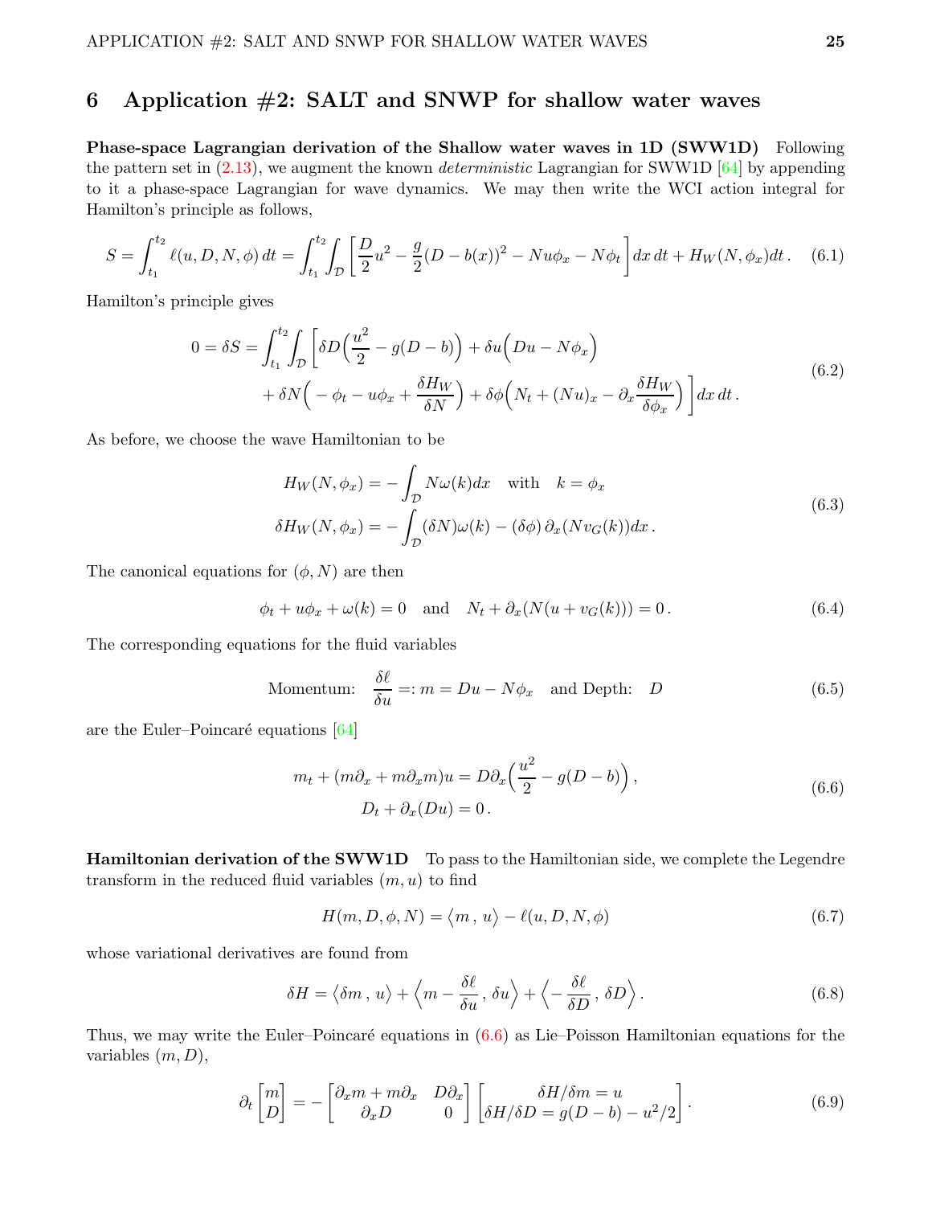## 6 Application #2: SALT and SNWP for shallow water waves

**Phase-space Lagrangian derivation of the Shallow water waves in 1D (SWW1D)** Following the pattern set in (2.13), we augment the known *deterministic* Lagrangian for SWW1D [64] by appending to it a phase-space Lagrangian for wave dynamics. We may then write the WCI action integral for Hamilton's principle as follows,

$$
S = \int_{t_1}^{t_2} \ell(u, D, N, \phi)\, dt = \int_{t_1}^{t_2}\!\!\int_{\mathcal{D}} \left[ \frac{D}{2}u^2 - \frac{g}{2}(D - b(x))^2 - N u \phi_x - N\phi_t \right] dx\, dt + H_W(N, \phi_x) dt\,. \tag{6.1}
$$

Hamilton's principle gives

$$
\begin{aligned}
0 = \delta S = \int_{t_1}^{t_2}\!\!\int_{\mathcal{D}} \bigg[ &\delta D \Big( \frac{u^2}{2} - g(D-b) \Big) + \delta u \Big( Du - N\phi_x \Big) \\
&+ \delta N \Big( -\phi_t - u\phi_x + \frac{\delta H_W}{\delta N} \Big) + \delta\phi \Big( N_t + (Nu)_x - \partial_x \frac{\delta H_W}{\delta \phi_x} \Big) \bigg] dx\, dt\,.
\end{aligned} \tag{6.2}
$$

As before, we choose the wave Hamiltonian to be

$$
\begin{aligned}
H_W(N, \phi_x) &= -\int_{\mathcal{D}} N\omega(k) dx \quad \text{with} \quad k = \phi_x \\
\delta H_W(N, \phi_x) &= -\int_{\mathcal{D}} (\delta N)\omega(k) - (\delta\phi)\, \partial_x (N v_G(k)) dx\,.
\end{aligned} \tag{6.3}
$$

The canonical equations for $(\phi, N)$ are then

$$
\phi_t + u\phi_x + \omega(k) = 0 \quad \text{and} \quad N_t + \partial_x (N(u + v_G(k))) = 0\,. \tag{6.4}
$$

The corresponding equations for the fluid variables

$$
\text{Momentum:} \quad \frac{\delta \ell}{\delta u} =: m = Du - N\phi_x \quad \text{and Depth:} \quad D \tag{6.5}
$$

are the Euler–Poincaré equations [64]

$$
\begin{aligned}
m_t + (m\partial_x + m\partial_x m) u &= D\partial_x \Big( \frac{u^2}{2} - g(D-b) \Big)\,, \\
D_t + \partial_x (Du) &= 0\,.
\end{aligned} \tag{6.6}
$$

**Hamiltonian derivation of the SWW1D** To pass to the Hamiltonian side, we complete the Legendre transform in the reduced fluid variables $(m, u)$ to find

$$
H(m, D, \phi, N) = \big\langle m\,,\, u \big\rangle - \ell(u, D, N, \phi) \tag{6.7}
$$

whose variational derivatives are found from

$$
\delta H = \big\langle \delta m\,,\, u \big\rangle + \Big\langle m - \frac{\delta \ell}{\delta u}\,,\, \delta u \Big\rangle + \Big\langle -\frac{\delta \ell}{\delta D}\,,\, \delta D \Big\rangle\,. \tag{6.8}
$$

Thus, we may write the Euler–Poincaré equations in (6.6) as Lie–Poisson Hamiltonian equations for the variables $(m, D)$,

$$
\partial_t \begin{bmatrix} m \\ D \end{bmatrix} = - \begin{bmatrix} \partial_x m + m\partial_x & D\partial_x \\ \partial_x D & 0 \end{bmatrix} \begin{bmatrix} \delta H/\delta m = u \\ \delta H/\delta D = g(D-b) - u^2/2 \end{bmatrix}. \tag{6.9}
$$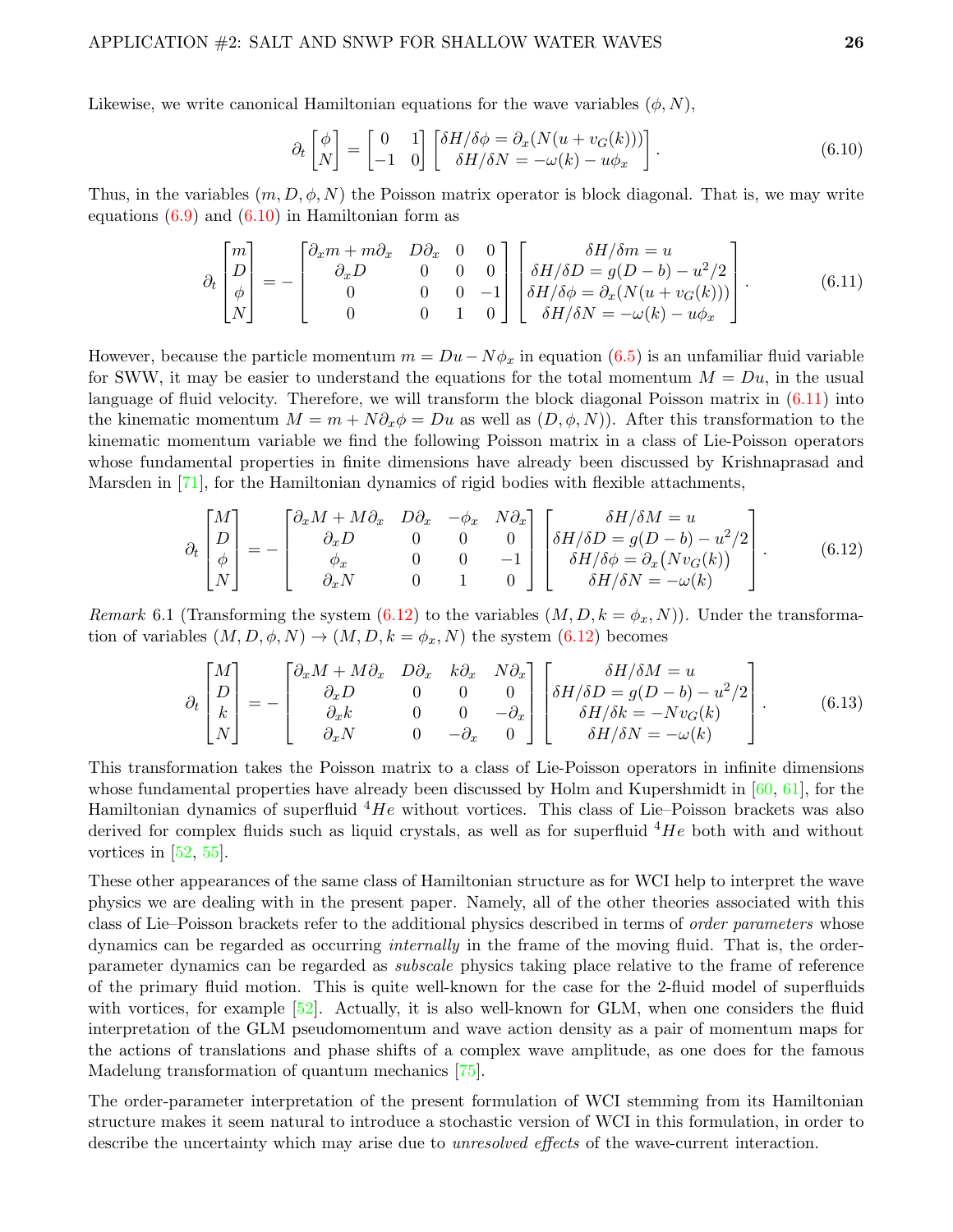Likewise, we write canonical Hamiltonian equations for the wave variables $(\phi, N)$,

$$
\partial_t \begin{bmatrix} \phi \\ N \end{bmatrix} = \begin{bmatrix} 0 & 1 \\ -1 & 0 \end{bmatrix} \begin{bmatrix} \delta H/\delta \phi = \partial_x(N(u + v_G(k))) \\ \delta H/\delta N = -\omega(k) - u\phi_x \end{bmatrix}. \tag{6.10}
$$

Thus, in the variables $(m, D, \phi, N)$ the Poisson matrix operator is block diagonal. That is, we may write equations (6.9) and (6.10) in Hamiltonian form as

$$
\partial_t \begin{bmatrix} m \\ D \\ \phi \\ N \end{bmatrix} = - \begin{bmatrix} \partial_x m + m\partial_x & D\partial_x & 0 & 0 \\ \partial_x D & 0 & 0 & 0 \\ 0 & 0 & 0 & -1 \\ 0 & 0 & 1 & 0 \end{bmatrix} \begin{bmatrix} \delta H/\delta m = u \\ \delta H/\delta D = g(D-b) - u^2/2 \\ \delta H/\delta \phi = \partial_x(N(u + v_G(k))) \\ \delta H/\delta N = -\omega(k) - u\phi_x \end{bmatrix}. \tag{6.11}
$$

However, because the particle momentum $m = Du - N\phi_x$ in equation (6.5) is an unfamiliar fluid variable for SWW, it may be easier to understand the equations for the total momentum $M = Du$, in the usual language of fluid velocity. Therefore, we will transform the block diagonal Poisson matrix in (6.11) into the kinematic momentum $M = m + N\partial_x\phi = Du$ as well as $(D, \phi, N)$). After this transformation to the kinematic momentum variable we find the following Poisson matrix in a class of Lie-Poisson operators whose fundamental properties in finite dimensions have already been discussed by Krishnaprasad and Marsden in [71], for the Hamiltonian dynamics of rigid bodies with flexible attachments,

$$
\partial_t \begin{bmatrix} M \\ D \\ \phi \\ N \end{bmatrix} = - \begin{bmatrix} \partial_x M + M\partial_x & D\partial_x & -\phi_x & N\partial_x \\ \partial_x D & 0 & 0 & 0 \\ \phi_x & 0 & 0 & -1 \\ \partial_x N & 0 & 1 & 0 \end{bmatrix} \begin{bmatrix} \delta H/\delta M = u \\ \delta H/\delta D = g(D-b) - u^2/2 \\ \delta H/\delta \phi = \partial_x\big(Nv_G(k)\big) \\ \delta H/\delta N = -\omega(k) \end{bmatrix}. \tag{6.12}
$$

*Remark* 6.1 (Transforming the system (6.12) to the variables $(M, D, k = \phi_x, N)$). Under the transformation of variables $(M, D, \phi, N) \to (M, D, k = \phi_x, N)$ the system (6.12) becomes

$$
\partial_t \begin{bmatrix} M \\ D \\ k \\ N \end{bmatrix} = - \begin{bmatrix} \partial_x M + M\partial_x & D\partial_x & k\partial_x & N\partial_x \\ \partial_x D & 0 & 0 & 0 \\ \partial_x k & 0 & 0 & -\partial_x \\ \partial_x N & 0 & -\partial_x & 0 \end{bmatrix} \begin{bmatrix} \delta H/\delta M = u \\ \delta H/\delta D = g(D-b) - u^2/2 \\ \delta H/\delta k = -Nv_G(k) \\ \delta H/\delta N = -\omega(k) \end{bmatrix}. \tag{6.13}
$$

This transformation takes the Poisson matrix to a class of Lie-Poisson operators in infinite dimensions whose fundamental properties have already been discussed by Holm and Kupershmidt in [60, 61], for the Hamiltonian dynamics of superfluid $^4He$ without vortices. This class of Lie–Poisson brackets was also derived for complex fluids such as liquid crystals, as well as for superfluid $^4He$ both with and without vortices in [52, 55].

These other appearances of the same class of Hamiltonian structure as for WCI help to interpret the wave physics we are dealing with in the present paper. Namely, all of the other theories associated with this class of Lie–Poisson brackets refer to the additional physics described in terms of *order parameters* whose dynamics can be regarded as occurring *internally* in the frame of the moving fluid. That is, the order-parameter dynamics can be regarded as *subscale* physics taking place relative to the frame of reference of the primary fluid motion. This is quite well-known for the case for the 2-fluid model of superfluids with vortices, for example [52]. Actually, it is also well-known for GLM, when one considers the fluid interpretation of the GLM pseudomomentum and wave action density as a pair of momentum maps for the actions of translations and phase shifts of a complex wave amplitude, as one does for the famous Madelung transformation of quantum mechanics [75].

The order-parameter interpretation of the present formulation of WCI stemming from its Hamiltonian structure makes it seem natural to introduce a stochastic version of WCI in this formulation, in order to describe the uncertainty which may arise due to *unresolved effects* of the wave-current interaction.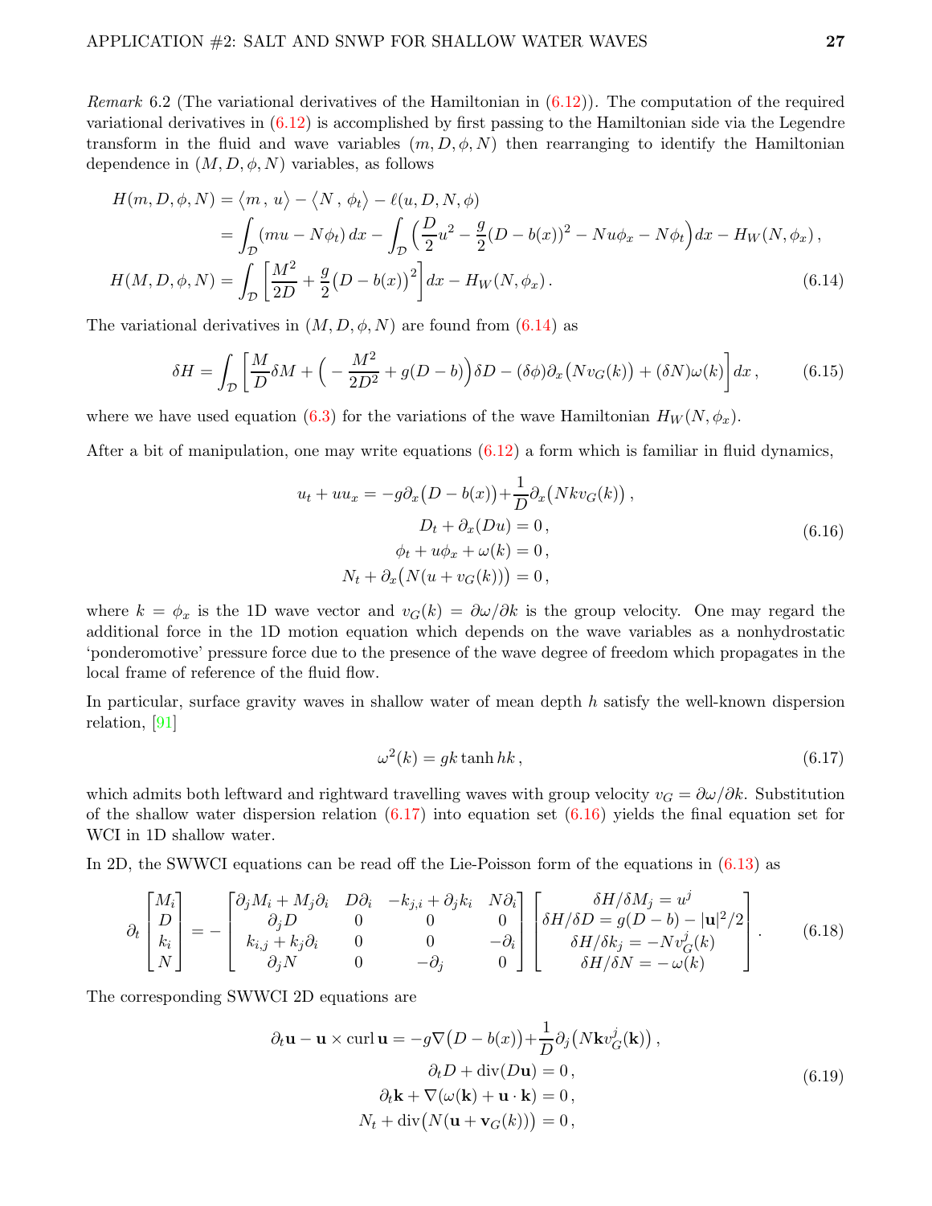*Remark* 6.2 (The variational derivatives of the Hamiltonian in (6.12)). The computation of the required variational derivatives in (6.12) is accomplished by first passing to the Hamiltonian side via the Legendre transform in the fluid and wave variables $(m, D, \phi, N)$ then rearranging to identify the Hamiltonian dependence in $(M, D, \phi, N)$ variables, as follows

$$
\begin{aligned}
H(m, D, \phi, N) &= \big\langle m\,,\, u\big\rangle - \big\langle N\,,\, \phi_t\big\rangle - \ell(u, D, N, \phi) \\
&= \int_{\mathcal{D}} (mu - N\phi_t)\,dx - \int_{\mathcal{D}} \Big(\frac{D}{2}u^2 - \frac{g}{2}(D-b(x))^2 - Nu\phi_x - N\phi_t\Big)dx - H_W(N, \phi_x)\,, \\
H(M, D, \phi, N) &= \int_{\mathcal{D}} \left[\frac{M^2}{2D} + \frac{g}{2}\big(D - b(x)\big)^2\right]dx - H_W(N, \phi_x)\,.
\end{aligned}
\tag{6.14}
$$

The variational derivatives in $(M, D, \phi, N)$ are found from (6.14) as

$$
\delta H = \int_{\mathcal{D}} \left[\frac{M}{D}\delta M + \Big(-\frac{M^2}{2D^2} + g(D-b)\Big)\delta D - (\delta\phi)\partial_x\big(Nv_G(k)\big) + (\delta N)\omega(k)\right]dx\,,
\tag{6.15}
$$

where we have used equation (6.3) for the variations of the wave Hamiltonian $H_W(N, \phi_x)$.

After a bit of manipulation, one may write equations (6.12) a form which is familiar in fluid dynamics,

$$
\begin{aligned}
u_t + uu_x &= -g\partial_x\big(D - b(x)\big) + \frac{1}{D}\partial_x\big(Nkv_G(k)\big)\,, \\
D_t + \partial_x(Du) &= 0\,, \\
\phi_t + u\phi_x + \omega(k) &= 0\,, \\
N_t + \partial_x\big(N(u + v_G(k))\big) &= 0\,,
\end{aligned}
\tag{6.16}
$$

where $k = \phi_x$ is the 1D wave vector and $v_G(k) = \partial\omega/\partial k$ is the group velocity. One may regard the additional force in the 1D motion equation which depends on the wave variables as a nonhydrostatic 'ponderomotive' pressure force due to the presence of the wave degree of freedom which propagates in the local frame of reference of the fluid flow.

In particular, surface gravity waves in shallow water of mean depth $h$ satisfy the well-known dispersion relation, [91]

$$
\omega^2(k) = gk\tanh hk\,,
\tag{6.17}
$$

which admits both leftward and rightward travelling waves with group velocity $v_G = \partial\omega/\partial k$. Substitution of the shallow water dispersion relation (6.17) into equation set (6.16) yields the final equation set for WCI in 1D shallow water.

In 2D, the SWWCI equations can be read off the Lie-Poisson form of the equations in (6.13) as

$$
\partial_t
\begin{bmatrix} M_i \\ D \\ k_i \\ N \end{bmatrix}
= -
\begin{bmatrix}
\partial_j M_i + M_j\partial_i & D\partial_i & -k_{j,i} + \partial_j k_i & N\partial_i \\
\partial_j D & 0 & 0 & 0 \\
k_{i,j} + k_j\partial_i & 0 & 0 & -\partial_i \\
\partial_j N & 0 & -\partial_j & 0
\end{bmatrix}
\begin{bmatrix}
\delta H/\delta M_j = u^j \\
\delta H/\delta D = g(D-b) - |\mathbf{u}|^2/2 \\
\delta H/\delta k_j = -Nv_G^j(k) \\
\delta H/\delta N = -\,\omega(k)
\end{bmatrix}.
\tag{6.18}
$$

The corresponding SWWCI 2D equations are

$$
\begin{aligned}
\partial_t\mathbf{u} - \mathbf{u}\times\operatorname{curl}\mathbf{u} &= -g\nabla\big(D - b(x)\big) + \frac{1}{D}\partial_j\big(N\mathbf{k}v_G^j(\mathbf{k})\big)\,, \\
\partial_t D + \operatorname{div}(D\mathbf{u}) &= 0\,, \\
\partial_t\mathbf{k} + \nabla(\omega(\mathbf{k}) + \mathbf{u}\cdot\mathbf{k}) &= 0\,, \\
N_t + \operatorname{div}\big(N(\mathbf{u} + \mathbf{v}_G(k))\big) &= 0\,,
\end{aligned}
\tag{6.19}
$$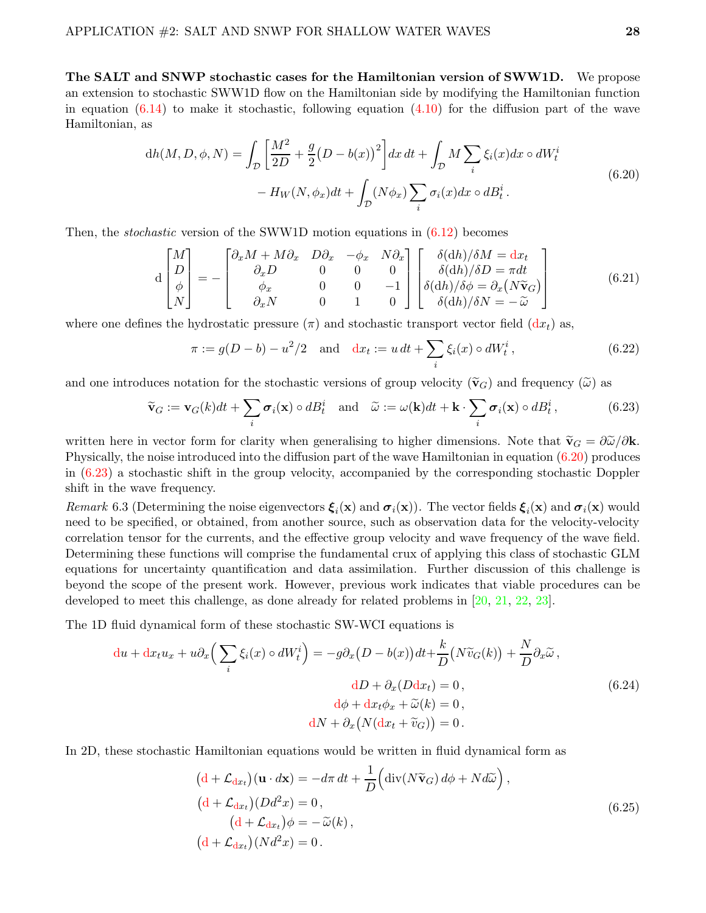**The SALT and SNWP stochastic cases for the Hamiltonian version of SWW1D.** We propose an extension to stochastic SWW1D flow on the Hamiltonian side by modifying the Hamiltonian function in equation (6.14) to make it stochastic, following equation (4.10) for the diffusion part of the wave Hamiltonian, as

$$
\begin{aligned}
{\rm d}h(M,D,\phi,N) = \int_{\mathcal{D}} \left[\frac{M^2}{2D} + \frac{g}{2}\big(D-b(x)\big)^2\right] dx\,dt + \int_{\mathcal{D}} M \sum_i \xi_i(x) dx \circ dW_t^i \\
- H_W(N,\phi_x)dt + \int_{\mathcal{D}} (N\phi_x) \sum_i \sigma_i(x) dx \circ dB_t^i\,.
\end{aligned}
\tag{6.20}
$$

Then, the *stochastic* version of the SWW1D motion equations in (6.12) becomes

$$
{\rm d}\begin{bmatrix} M \\ D \\ \phi \\ N \end{bmatrix} = - \begin{bmatrix} \partial_x M + M\partial_x & D\partial_x & -\phi_x & N\partial_x \\ \partial_x D & 0 & 0 & 0 \\ \phi_x & 0 & 0 & -1 \\ \partial_x N & 0 & 1 & 0 \end{bmatrix} \begin{bmatrix} \delta({\rm d}h)/\delta M = {\rm d}x_t \\ \delta({\rm d}h)/\delta D = \pi dt \\ \delta({\rm d}h)/\delta\phi = \partial_x\big(N\widetilde{\mathbf{v}}_G\big) \\ \delta({\rm d}h)/\delta N = -\,\widetilde{\omega} \end{bmatrix}
\tag{6.21}
$$

where one defines the hydrostatic pressure ($\pi$) and stochastic transport vector field (${\rm d}x_t$) as,

$$
\pi := g(D-b) - u^2/2 \quad \text{and} \quad {\rm d}x_t := u\,dt + \sum_i \xi_i(x) \circ dW_t^i\,,
\tag{6.22}
$$

and one introduces notation for the stochastic versions of group velocity ($\widetilde{\mathbf{v}}_G$) and frequency ($\widetilde{\omega}$) as

$$
\widetilde{\mathbf{v}}_G := \mathbf{v}_G(k)dt + \sum_i \boldsymbol{\sigma}_i(\mathbf{x}) \circ dB_t^i \quad \text{and} \quad \widetilde{\omega} := \omega(\mathbf{k})dt + \mathbf{k}\cdot \sum_i \boldsymbol{\sigma}_i(\mathbf{x}) \circ dB_t^i\,,
\tag{6.23}
$$

written here in vector form for clarity when generalising to higher dimensions. Note that $\widetilde{\mathbf{v}}_G = \partial\widetilde{\omega}/\partial\mathbf{k}$. Physically, the noise introduced into the diffusion part of the wave Hamiltonian in equation (6.20) produces in (6.23) a stochastic shift in the group velocity, accompanied by the corresponding stochastic Doppler shift in the wave frequency.

*Remark* 6.3 (Determining the noise eigenvectors $\boldsymbol{\xi}_i(\mathbf{x})$ and $\boldsymbol{\sigma}_i(\mathbf{x})$). The vector fields $\boldsymbol{\xi}_i(\mathbf{x})$ and $\boldsymbol{\sigma}_i(\mathbf{x})$ would need to be specified, or obtained, from another source, such as observation data for the velocity-velocity correlation tensor for the currents, and the effective group velocity and wave frequency of the wave field. Determining these functions will comprise the fundamental crux of applying this class of stochastic GLM equations for uncertainty quantification and data assimilation. Further discussion of this challenge is beyond the scope of the present work. However, previous work indicates that viable procedures can be developed to meet this challenge, as done already for related problems in [20, 21, 22, 23].

The 1D fluid dynamical form of these stochastic SW-WCI equations is

$$
\begin{aligned}
{\rm d}u + {\rm d}x_t u_x + u\partial_x\Big(\sum_i \xi_i(x)\circ dW_t^i\Big) &= -g\partial_x\big(D-b(x)\big)dt + \frac{k}{D}\big(N\widetilde{v}_G(k)\big) + \frac{N}{D}\partial_x\widetilde{\omega}\,, \\
{\rm d}D + \partial_x(D{\rm d}x_t) &= 0\,, \\
{\rm d}\phi + {\rm d}x_t\phi_x + \widetilde{\omega}(k) &= 0\,, \\
{\rm d}N + \partial_x\big(N({\rm d}x_t + \widetilde{v}_G)\big) &= 0\,.
\end{aligned}
\tag{6.24}
$$

In 2D, these stochastic Hamiltonian equations would be written in fluid dynamical form as

$$
\begin{aligned}
\big({\rm d} + \mathcal{L}_{{\rm d}x_t}\big)(\mathbf{u}\cdot d\mathbf{x}) &= -d\pi\,dt + \frac{1}{D}\Big(\mathrm{div}(N\widetilde{\mathbf{v}}_G)\,d\phi + N d\widetilde{\omega}\Big)\,, \\
\big({\rm d} + \mathcal{L}_{{\rm d}x_t}\big)(Dd^2x) &= 0\,, \\
\big({\rm d} + \mathcal{L}_{{\rm d}x_t}\big)\phi &= -\,\widetilde{\omega}(k)\,, \\
\big({\rm d} + \mathcal{L}_{{\rm d}x_t}\big)(Nd^2x) &= 0\,.
\end{aligned}
\tag{6.25}
$$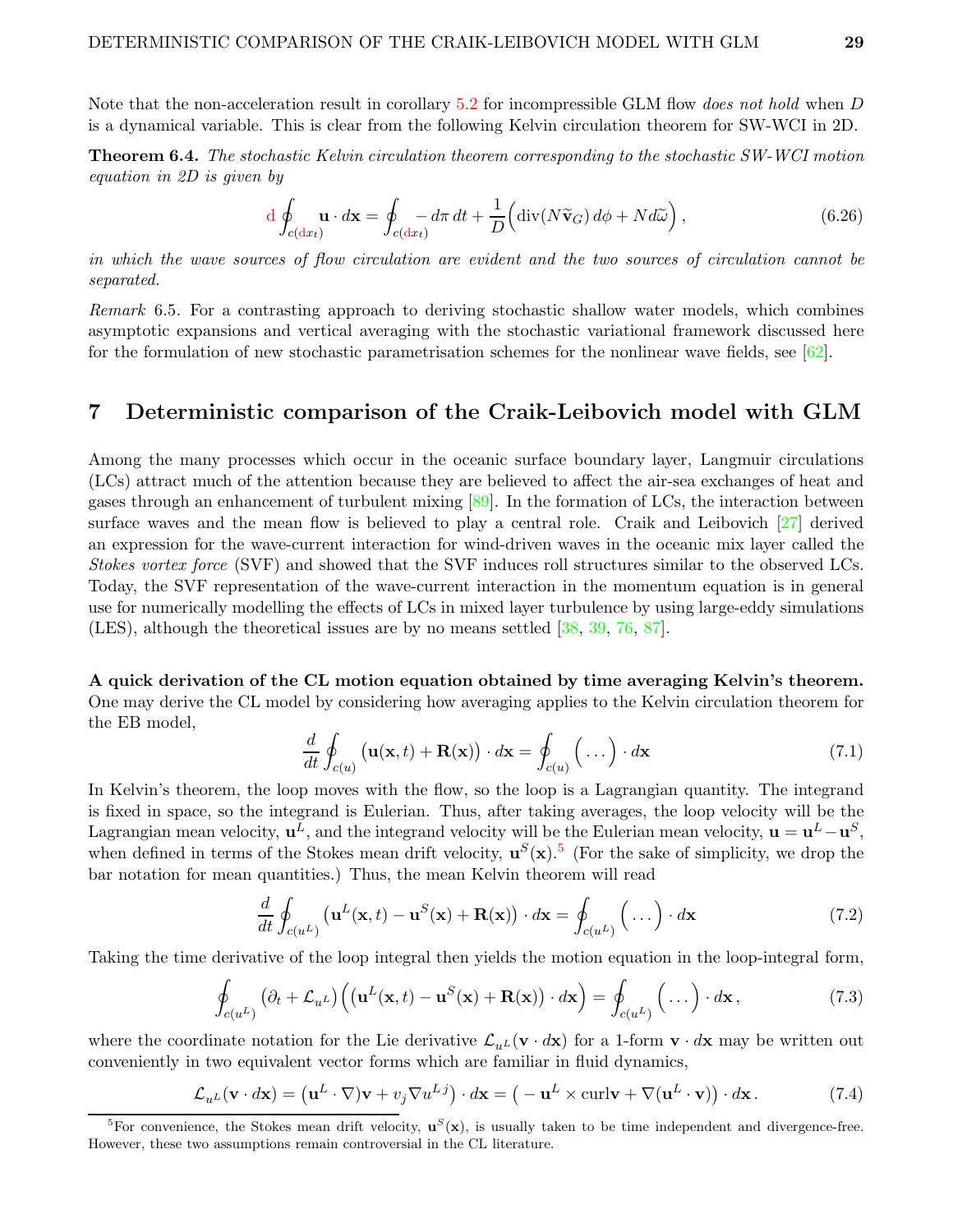Note that the non-acceleration result in corollary 5.2 for incompressible GLM flow *does not hold* when $D$ is a dynamical variable. This is clear from the following Kelvin circulation theorem for SW-WCI in 2D.

**Theorem 6.4.** *The stochastic Kelvin circulation theorem corresponding to the stochastic SW-WCI motion equation in 2D is given by*

$$\mathrm{d}\oint_{c(\mathrm{d}x_t)} \mathbf{u}\cdot d\mathbf{x} = \oint_{c(\mathrm{d}x_t)} -d\pi\,dt + \frac{1}{D}\Big(\operatorname{div}(N\widetilde{\mathbf{v}}_G)\,d\phi + N d\widetilde{\omega}\Big)\,, \tag{6.26}$$

*in which the wave sources of flow circulation are evident and the two sources of circulation cannot be separated.*

*Remark* 6.5. For a contrasting approach to deriving stochastic shallow water models, which combines asymptotic expansions and vertical averaging with the stochastic variational framework discussed here for the formulation of new stochastic parametrisation schemes for the nonlinear wave fields, see [62].

# 7 Deterministic comparison of the Craik-Leibovich model with GLM

Among the many processes which occur in the oceanic surface boundary layer, Langmuir circulations (LCs) attract much of the attention because they are believed to affect the air-sea exchanges of heat and gases through an enhancement of turbulent mixing [89]. In the formation of LCs, the interaction between surface waves and the mean flow is believed to play a central role. Craik and Leibovich [27] derived an expression for the wave-current interaction for wind-driven waves in the oceanic mix layer called the *Stokes vortex force* (SVF) and showed that the SVF induces roll structures similar to the observed LCs. Today, the SVF representation of the wave-current interaction in the momentum equation is in general use for numerically modelling the effects of LCs in mixed layer turbulence by using large-eddy simulations (LES), although the theoretical issues are by no means settled [38, 39, 76, 87].

**A quick derivation of the CL motion equation obtained by time averaging Kelvin's theorem.** One may derive the CL model by considering how averaging applies to the Kelvin circulation theorem for the EB model,

$$\frac{d}{dt}\oint_{c(u)} \big(\mathbf{u}(\mathbf{x},t) + \mathbf{R}(\mathbf{x})\big)\cdot d\mathbf{x} = \oint_{c(u)} \Big(\dots\Big)\cdot d\mathbf{x} \tag{7.1}$$

In Kelvin's theorem, the loop moves with the flow, so the loop is a Lagrangian quantity. The integrand is fixed in space, so the integrand is Eulerian. Thus, after taking averages, the loop velocity will be the Lagrangian mean velocity, $\mathbf{u}^L$, and the integrand velocity will be the Eulerian mean velocity, $\mathbf{u} = \mathbf{u}^L - \mathbf{u}^S$, when defined in terms of the Stokes mean drift velocity, $\mathbf{u}^S(\mathbf{x})$.[5] (For the sake of simplicity, we drop the bar notation for mean quantities.) Thus, the mean Kelvin theorem will read

$$\frac{d}{dt}\oint_{c(u^L)} \big(\mathbf{u}^L(\mathbf{x},t) - \mathbf{u}^S(\mathbf{x}) + \mathbf{R}(\mathbf{x})\big)\cdot d\mathbf{x} = \oint_{c(u^L)} \Big(\dots\Big)\cdot d\mathbf{x} \tag{7.2}$$

Taking the time derivative of the loop integral then yields the motion equation in the loop-integral form,

$$\oint_{c(u^L)} \big(\partial_t + \mathcal{L}_{u^L}\big)\Big(\big(\mathbf{u}^L(\mathbf{x},t) - \mathbf{u}^S(\mathbf{x}) + \mathbf{R}(\mathbf{x})\big)\cdot d\mathbf{x}\Big) = \oint_{c(u^L)} \Big(\dots\Big)\cdot d\mathbf{x}\,, \tag{7.3}$$

where the coordinate notation for the Lie derivative $\mathcal{L}_{u^L}(\mathbf{v}\cdot d\mathbf{x})$ for a 1-form $\mathbf{v}\cdot d\mathbf{x}$ may be written out conveniently in two equivalent vector forms which are familiar in fluid dynamics,

$$\mathcal{L}_{u^L}(\mathbf{v}\cdot d\mathbf{x}) = \big(\mathbf{u}^L\cdot\nabla)\mathbf{v} + v_j\nabla u^{L\,j}\big)\cdot d\mathbf{x} = \big(-\mathbf{u}^L\times\operatorname{curl}\mathbf{v} + \nabla(\mathbf{u}^L\cdot\mathbf{v})\big)\cdot d\mathbf{x}\,. \tag{7.4}$$

[5] For convenience, the Stokes mean drift velocity, $\mathbf{u}^S(\mathbf{x})$, is usually taken to be time independent and divergence-free. However, these two assumptions remain controversial in the CL literature.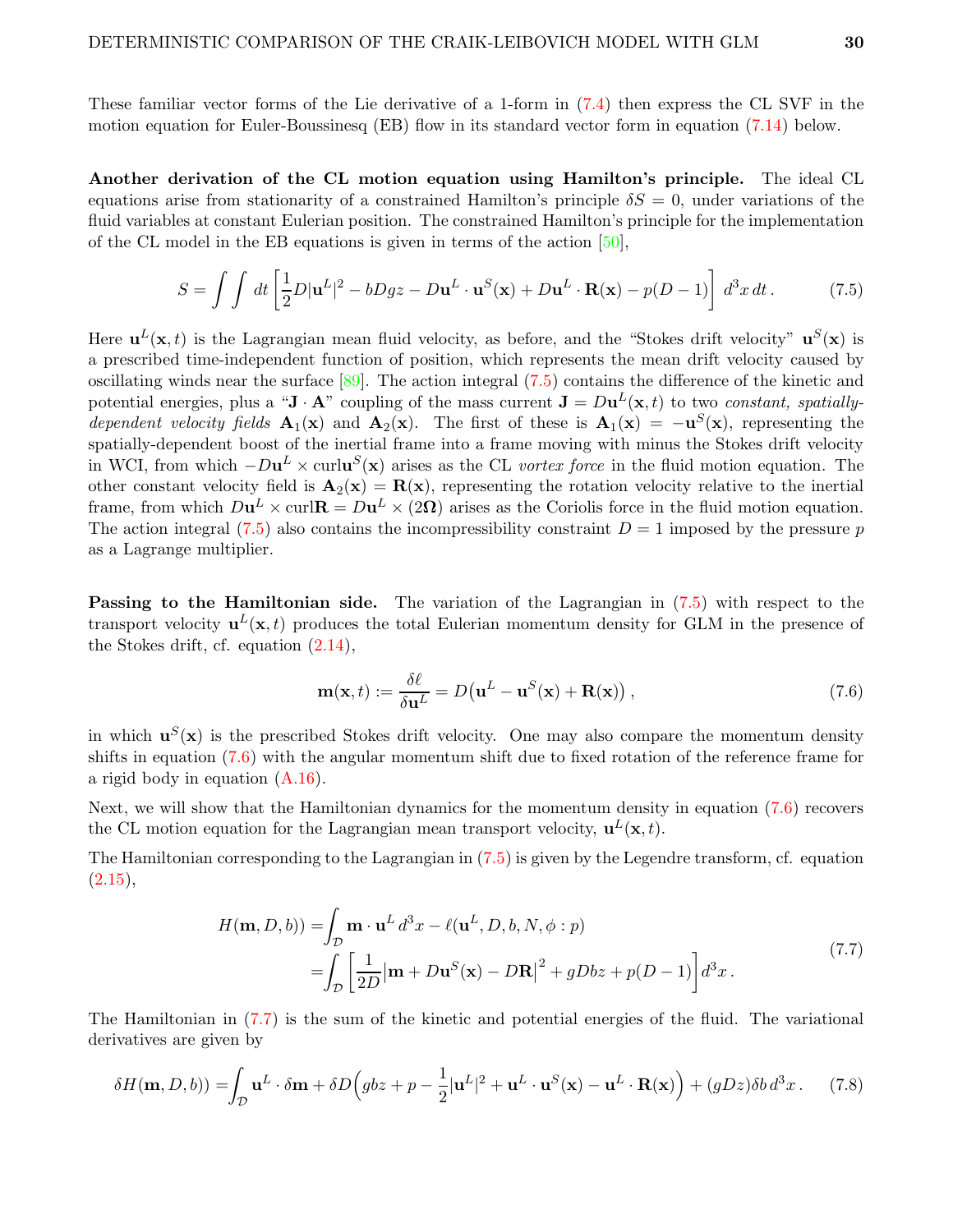These familiar vector forms of the Lie derivative of a 1-form in (7.4) then express the CL SVF in the motion equation for Euler-Boussinesq (EB) flow in its standard vector form in equation (7.14) below.

**Another derivation of the CL motion equation using Hamilton's principle.** The ideal CL equations arise from stationarity of a constrained Hamilton's principle $\delta S = 0$, under variations of the fluid variables at constant Eulerian position. The constrained Hamilton's principle for the implementation of the CL model in the EB equations is given in terms of the action [50],

$$S = \int \int dt \left[ \frac{1}{2} D |\mathbf{u}^L|^2 - bDgz - D\mathbf{u}^L \cdot \mathbf{u}^S(\mathbf{x}) + D\mathbf{u}^L \cdot \mathbf{R}(\mathbf{x}) - p(D-1) \right] d^3x \, dt \,. \tag{7.5}$$

Here $\mathbf{u}^L(\mathbf{x}, t)$ is the Lagrangian mean fluid velocity, as before, and the "Stokes drift velocity" $\mathbf{u}^S(\mathbf{x})$ is a prescribed time-independent function of position, which represents the mean drift velocity caused by oscillating winds near the surface [89]. The action integral (7.5) contains the difference of the kinetic and potential energies, plus a "$\mathbf{J} \cdot \mathbf{A}$" coupling of the mass current $\mathbf{J} = D\mathbf{u}^L(\mathbf{x}, t)$ to two *constant, spatially-dependent velocity fields* $\mathbf{A}_1(\mathbf{x})$ and $\mathbf{A}_2(\mathbf{x})$. The first of these is $\mathbf{A}_1(\mathbf{x}) = -\mathbf{u}^S(\mathbf{x})$, representing the spatially-dependent boost of the inertial frame into a frame moving with minus the Stokes drift velocity in WCI, from which $-D\mathbf{u}^L \times \mathrm{curl}\mathbf{u}^S(\mathbf{x})$ arises as the CL *vortex force* in the fluid motion equation. The other constant velocity field is $\mathbf{A}_2(\mathbf{x}) = \mathbf{R}(\mathbf{x})$, representing the rotation velocity relative to the inertial frame, from which $D\mathbf{u}^L \times \mathrm{curl}\mathbf{R} = D\mathbf{u}^L \times (2\boldsymbol{\Omega})$ arises as the Coriolis force in the fluid motion equation. The action integral (7.5) also contains the incompressibility constraint $D = 1$ imposed by the pressure $p$ as a Lagrange multiplier.

**Passing to the Hamiltonian side.** The variation of the Lagrangian in (7.5) with respect to the transport velocity $\mathbf{u}^L(\mathbf{x}, t)$ produces the total Eulerian momentum density for GLM in the presence of the Stokes drift, cf. equation (2.14),

$$\mathbf{m}(\mathbf{x}, t) := \frac{\delta \ell}{\delta \mathbf{u}^L} = D\big(\mathbf{u}^L - \mathbf{u}^S(\mathbf{x}) + \mathbf{R}(\mathbf{x})\big) \,, \tag{7.6}$$

in which $\mathbf{u}^S(\mathbf{x})$ is the prescribed Stokes drift velocity. One may also compare the momentum density shifts in equation (7.6) with the angular momentum shift due to fixed rotation of the reference frame for a rigid body in equation (A.16).

Next, we will show that the Hamiltonian dynamics for the momentum density in equation (7.6) recovers the CL motion equation for the Lagrangian mean transport velocity, $\mathbf{u}^L(\mathbf{x}, t)$.

The Hamiltonian corresponding to the Lagrangian in (7.5) is given by the Legendre transform, cf. equation (2.15),

$$\begin{aligned} H(\mathbf{m}, D, b)) =& \int_{\mathcal{D}} \mathbf{m} \cdot \mathbf{u}^L \, d^3x - \ell(\mathbf{u}^L, D, b, N, \phi : p) \\ =& \int_{\mathcal{D}} \left[ \frac{1}{2D} \big| \mathbf{m} + D\mathbf{u}^S(\mathbf{x}) - D\mathbf{R} \big|^2 + gDbz + p(D-1) \right] d^3x \,. \end{aligned} \tag{7.7}$$

The Hamiltonian in (7.7) is the sum of the kinetic and potential energies of the fluid. The variational derivatives are given by

$$\delta H(\mathbf{m}, D, b)) = \int_{\mathcal{D}} \mathbf{u}^L \cdot \delta \mathbf{m} + \delta D \Big( gbz + p - \frac{1}{2} |\mathbf{u}^L|^2 + \mathbf{u}^L \cdot \mathbf{u}^S(\mathbf{x}) - \mathbf{u}^L \cdot \mathbf{R}(\mathbf{x}) \Big) + (gDz) \delta b \, d^3x \,. \tag{7.8}$$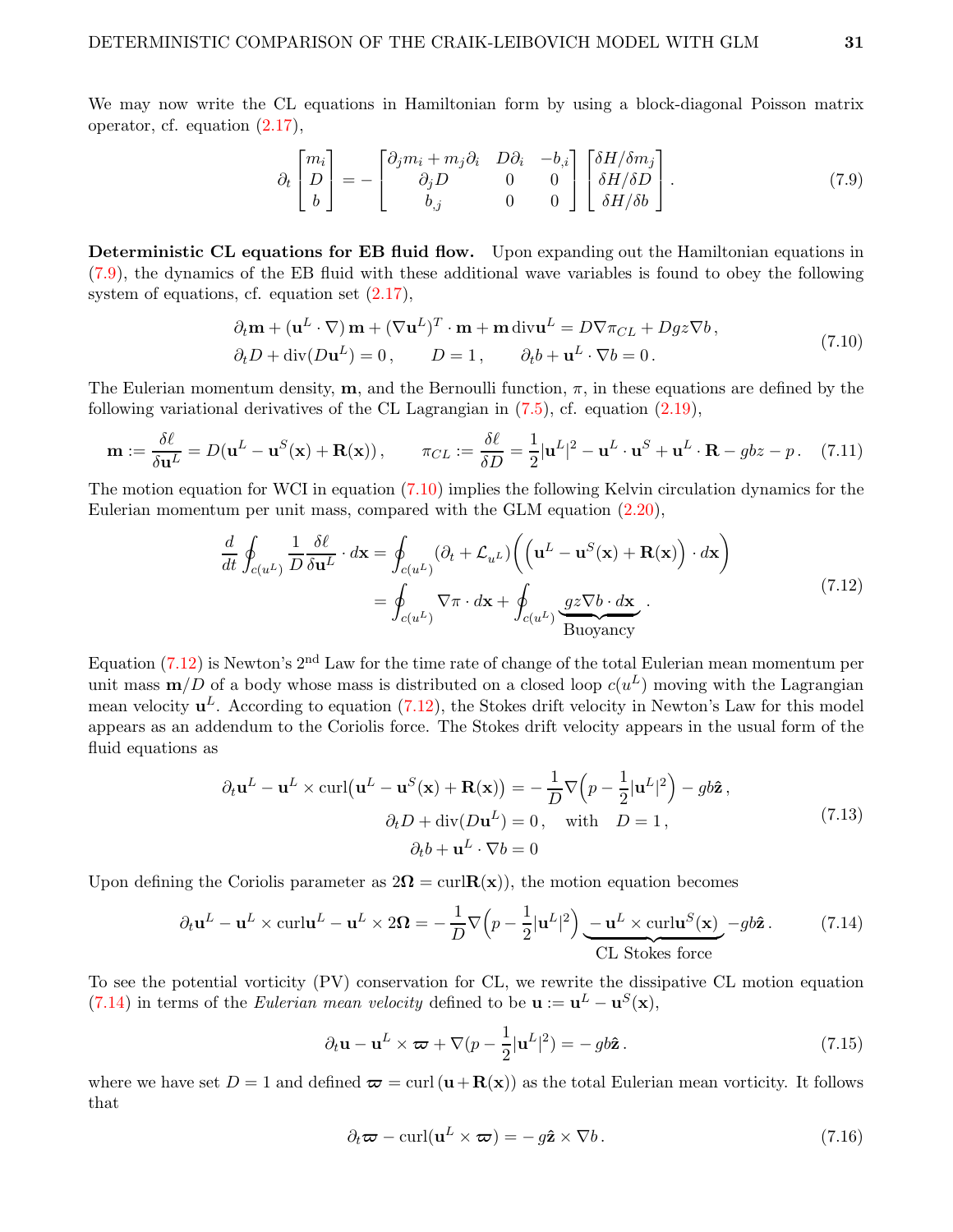We may now write the CL equations in Hamiltonian form by using a block-diagonal Poisson matrix operator, cf. equation (2.17),

$$
\partial_t \begin{bmatrix} m_i \\ D \\ b \end{bmatrix} = - \begin{bmatrix} \partial_j m_i + m_j \partial_i & D\partial_i & -b_{,i} \\ \partial_j D & 0 & 0 \\ b_{,j} & 0 & 0 \end{bmatrix} \begin{bmatrix} \delta H/\delta m_j \\ \delta H/\delta D \\ \delta H/\delta b \end{bmatrix} . \tag{7.9}
$$

**Deterministic CL equations for EB fluid flow.** Upon expanding out the Hamiltonian equations in (7.9), the dynamics of the EB fluid with these additional wave variables is found to obey the following system of equations, cf. equation set (2.17),

$$
\begin{aligned}
&\partial_t \mathbf{m} + (\mathbf{u}^L \cdot \nabla)\, \mathbf{m} + (\nabla \mathbf{u}^L)^T \cdot \mathbf{m} + \mathbf{m}\, \mathrm{div} \mathbf{u}^L = D \nabla \pi_{CL} + D g z \nabla b \,, \\
&\partial_t D + \mathrm{div}(D\mathbf{u}^L) = 0 \,, \qquad D = 1 \,, \qquad \partial_t b + \mathbf{u}^L \cdot \nabla b = 0 \,.
\end{aligned} \tag{7.10}
$$

The Eulerian momentum density, $\mathbf{m}$, and the Bernoulli function, $\pi$, in these equations are defined by the following variational derivatives of the CL Lagrangian in (7.5), cf. equation (2.19),

$$
\mathbf{m} := \frac{\delta \ell}{\delta \mathbf{u}^L} = D(\mathbf{u}^L - \mathbf{u}^S(\mathbf{x}) + \mathbf{R}(\mathbf{x})) \,, \qquad \pi_{CL} := \frac{\delta \ell}{\delta D} = \frac{1}{2}|\mathbf{u}^L|^2 - \mathbf{u}^L \cdot \mathbf{u}^S + \mathbf{u}^L \cdot \mathbf{R} - gbz - p \,. \tag{7.11}
$$

The motion equation for WCI in equation (7.10) implies the following Kelvin circulation dynamics for the Eulerian momentum per unit mass, compared with the GLM equation (2.20),

$$
\begin{aligned}
\frac{d}{dt} \oint_{c(u^L)} \frac{1}{D} \frac{\delta \ell}{\delta \mathbf{u}^L} \cdot d\mathbf{x} &= \oint_{c(u^L)} (\partial_t + \mathcal{L}_{u^L}) \Big( \Big( \mathbf{u}^L - \mathbf{u}^S(\mathbf{x}) + \mathbf{R}(\mathbf{x}) \Big) \cdot d\mathbf{x} \Big) \\
&= \oint_{c(u^L)} \nabla \pi \cdot d\mathbf{x} + \oint_{c(u^L)} \underbrace{g z \nabla b \cdot d\mathbf{x}}_{\text{Buoyancy}} \,.
\end{aligned} \tag{7.12}
$$

Equation (7.12) is Newton's 2$^{\text{nd}}$ Law for the time rate of change of the total Eulerian mean momentum per unit mass $\mathbf{m}/D$ of a body whose mass is distributed on a closed loop $c(u^L)$ moving with the Lagrangian mean velocity $\mathbf{u}^L$. According to equation (7.12), the Stokes drift velocity in Newton's Law for this model appears as an addendum to the Coriolis force. The Stokes drift velocity appears in the usual form of the fluid equations as

$$
\begin{aligned}
\partial_t \mathbf{u}^L - \mathbf{u}^L \times \mathrm{curl}\big(\mathbf{u}^L - \mathbf{u}^S(\mathbf{x}) + \mathbf{R}(\mathbf{x})\big) &= -\frac{1}{D} \nabla \Big( p - \frac{1}{2}|\mathbf{u}^L|^2 \Big) - g b \hat{\mathbf{z}} \,, \\
\partial_t D + \mathrm{div}(D\mathbf{u}^L) &= 0 \,, \quad \text{with} \quad D = 1 \,, \\
\partial_t b + \mathbf{u}^L \cdot \nabla b &= 0
\end{aligned} \tag{7.13}
$$

Upon defining the Coriolis parameter as $2\boldsymbol{\Omega} = \mathrm{curl}\mathbf{R}(\mathbf{x})$), the motion equation becomes

$$
\partial_t \mathbf{u}^L - \mathbf{u}^L \times \mathrm{curl}\mathbf{u}^L - \mathbf{u}^L \times 2\boldsymbol{\Omega} = -\frac{1}{D} \nabla \Big( p - \frac{1}{2}|\mathbf{u}^L|^2 \Big) \underbrace{- \mathbf{u}^L \times \mathrm{curl}\mathbf{u}^S(\mathbf{x})}_{\text{CL Stokes force}} - g b \hat{\mathbf{z}} \,. \tag{7.14}
$$

To see the potential vorticity (PV) conservation for CL, we rewrite the dissipative CL motion equation (7.14) in terms of the *Eulerian mean velocity* defined to be $\mathbf{u} := \mathbf{u}^L - \mathbf{u}^S(\mathbf{x})$,

$$
\partial_t \mathbf{u} - \mathbf{u}^L \times \boldsymbol{\varpi} + \nabla (p - \frac{1}{2}|\mathbf{u}^L|^2) = -\, g b \hat{\mathbf{z}} \,. \tag{7.15}
$$

where we have set $D = 1$ and defined $\boldsymbol{\varpi} = \mathrm{curl}\,(\mathbf{u} + \mathbf{R}(\mathbf{x}))$ as the total Eulerian mean vorticity. It follows that

$$
\partial_t \boldsymbol{\varpi} - \mathrm{curl}(\mathbf{u}^L \times \boldsymbol{\varpi}) = -\, g \hat{\mathbf{z}} \times \nabla b \,. \tag{7.16}
$$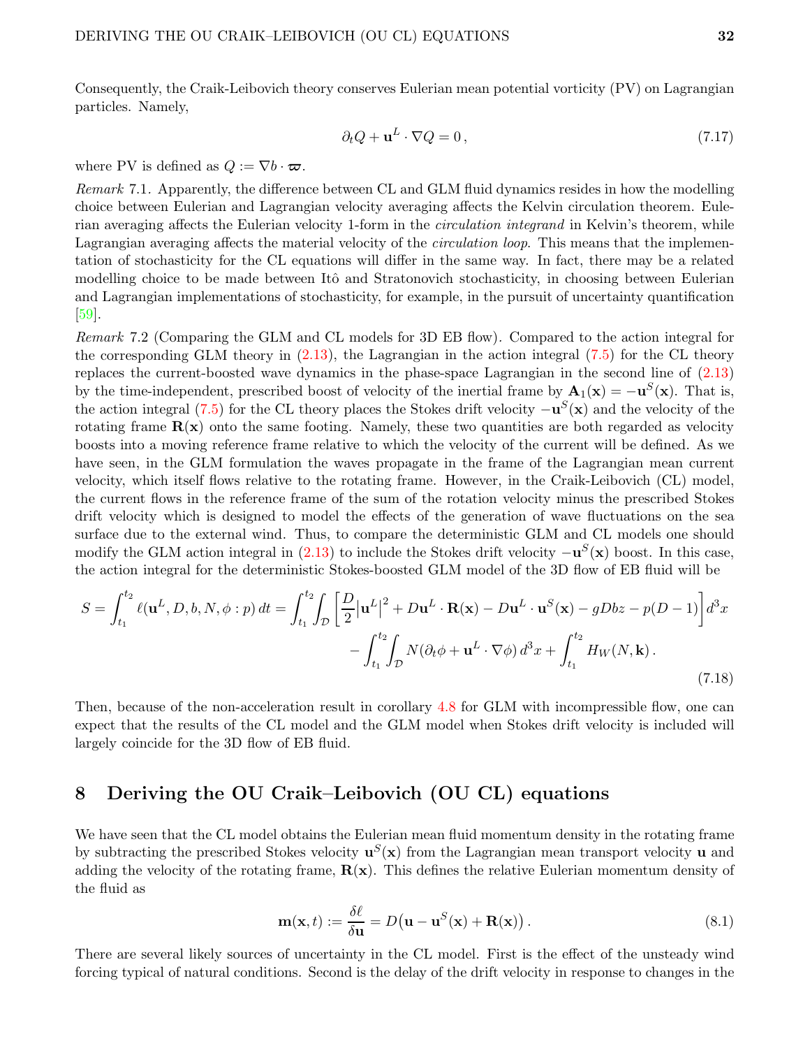Consequently, the Craik-Leibovich theory conserves Eulerian mean potential vorticity (PV) on Lagrangian particles. Namely,

$$
\partial_t Q + \mathbf{u}^L \cdot \nabla Q = 0\,, \tag{7.17}
$$

where PV is defined as $Q := \nabla b \cdot \boldsymbol{\varpi}$.

*Remark* 7.1. Apparently, the difference between CL and GLM fluid dynamics resides in how the modelling choice between Eulerian and Lagrangian velocity averaging affects the Kelvin circulation theorem. Eulerian averaging affects the Eulerian velocity 1-form in the *circulation integrand* in Kelvin's theorem, while Lagrangian averaging affects the material velocity of the *circulation loop*. This means that the implementation of stochasticity for the CL equations will differ in the same way. In fact, there may be a related modelling choice to be made between Itô and Stratonovich stochasticity, in choosing between Eulerian and Lagrangian implementations of stochasticity, for example, in the pursuit of uncertainty quantification [59].

*Remark* 7.2 (Comparing the GLM and CL models for 3D EB flow). Compared to the action integral for the corresponding GLM theory in (2.13), the Lagrangian in the action integral (7.5) for the CL theory replaces the current-boosted wave dynamics in the phase-space Lagrangian in the second line of (2.13) by the time-independent, prescribed boost of velocity of the inertial frame by $\mathbf{A}_1(\mathbf{x}) = -\mathbf{u}^S(\mathbf{x})$. That is, the action integral (7.5) for the CL theory places the Stokes drift velocity $-\mathbf{u}^S(\mathbf{x})$ and the velocity of the rotating frame $\mathbf{R}(\mathbf{x})$ onto the same footing. Namely, these two quantities are both regarded as velocity boosts into a moving reference frame relative to which the velocity of the current will be defined. As we have seen, in the GLM formulation the waves propagate in the frame of the Lagrangian mean current velocity, which itself flows relative to the rotating frame. However, in the Craik-Leibovich (CL) model, the current flows in the reference frame of the sum of the rotation velocity minus the prescribed Stokes drift velocity which is designed to model the effects of the generation of wave fluctuations on the sea surface due to the external wind. Thus, to compare the deterministic GLM and CL models one should modify the GLM action integral in (2.13) to include the Stokes drift velocity $-\mathbf{u}^S(\mathbf{x})$ boost. In this case, the action integral for the deterministic Stokes-boosted GLM model of the 3D flow of EB fluid will be

$$
\begin{aligned}
S = \int_{t_1}^{t_2} \ell(\mathbf{u}^L, D, b, N, \phi : p)\, dt &= \int_{t_1}^{t_2}\!\int_{\mathcal{D}} \left[\frac{D}{2}\big|\mathbf{u}^L\big|^2 + D\mathbf{u}^L\cdot\mathbf{R}(\mathbf{x}) - D\mathbf{u}^L\cdot\mathbf{u}^S(\mathbf{x}) - gDbz - p(D-1)\right] d^3x \\
&\quad - \int_{t_1}^{t_2}\!\int_{\mathcal{D}} N(\partial_t\phi + \mathbf{u}^L\cdot\nabla\phi)\, d^3x + \int_{t_1}^{t_2} H_W(N, \mathbf{k})\,.
\end{aligned} \tag{7.18}
$$

Then, because of the non-acceleration result in corollary 4.8 for GLM with incompressible flow, one can expect that the results of the CL model and the GLM model when Stokes drift velocity is included will largely coincide for the 3D flow of EB fluid.

## 8 Deriving the OU Craik–Leibovich (OU CL) equations

We have seen that the CL model obtains the Eulerian mean fluid momentum density in the rotating frame by subtracting the prescribed Stokes velocity $\mathbf{u}^S(\mathbf{x})$ from the Lagrangian mean transport velocity $\mathbf{u}$ and adding the velocity of the rotating frame, $\mathbf{R}(\mathbf{x})$. This defines the relative Eulerian momentum density of the fluid as

$$
\mathbf{m}(\mathbf{x}, t) := \frac{\delta \ell}{\delta \mathbf{u}} = D\big(\mathbf{u} - \mathbf{u}^S(\mathbf{x}) + \mathbf{R}(\mathbf{x})\big)\,. \tag{8.1}
$$

There are several likely sources of uncertainty in the CL model. First is the effect of the unsteady wind forcing typical of natural conditions. Second is the delay of the drift velocity in response to changes in the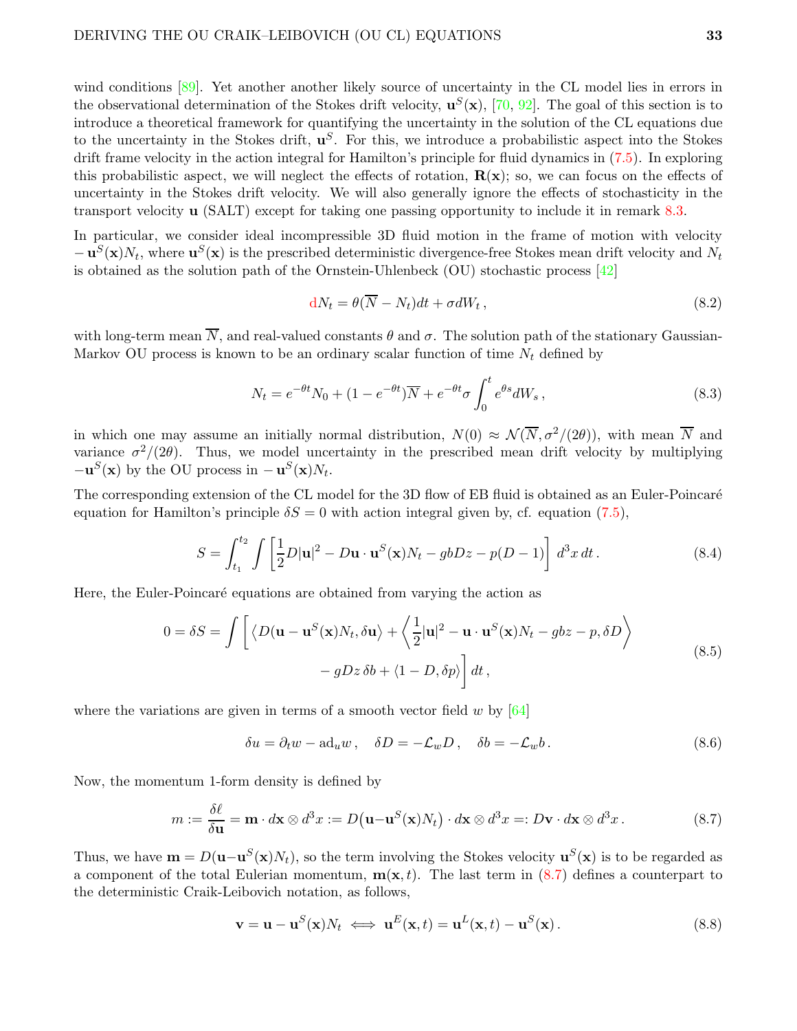wind conditions [89]. Yet another another likely source of uncertainty in the CL model lies in errors in the observational determination of the Stokes drift velocity, $\mathbf{u}^S(\mathbf{x})$, [70, 92]. The goal of this section is to introduce a theoretical framework for quantifying the uncertainty in the solution of the CL equations due to the uncertainty in the Stokes drift, $\mathbf{u}^S$. For this, we introduce a probabilistic aspect into the Stokes drift frame velocity in the action integral for Hamilton's principle for fluid dynamics in (7.5). In exploring this probabilistic aspect, we will neglect the effects of rotation, $\mathbf{R}(\mathbf{x})$; so, we can focus on the effects of uncertainty in the Stokes drift velocity. We will also generally ignore the effects of stochasticity in the transport velocity $\mathbf{u}$ (SALT) except for taking one passing opportunity to include it in remark 8.3.

In particular, we consider ideal incompressible 3D fluid motion in the frame of motion with velocity $-\mathbf{u}^S(\mathbf{x})N_t$, where $\mathbf{u}^S(\mathbf{x})$ is the prescribed deterministic divergence-free Stokes mean drift velocity and $N_t$ is obtained as the solution path of the Ornstein-Uhlenbeck (OU) stochastic process [42]

$$
{\rm d}N_t = \theta(\overline{N} - N_t)dt + \sigma dW_t\,, \tag{8.2}
$$

with long-term mean $\overline{N}$, and real-valued constants $\theta$ and $\sigma$. The solution path of the stationary Gaussian-Markov OU process is known to be an ordinary scalar function of time $N_t$ defined by

$$
N_t = e^{-\theta t}N_0 + (1-e^{-\theta t})\overline{N} + e^{-\theta t}\sigma\int_0^t e^{\theta s}dW_s\,, \tag{8.3}
$$

in which one may assume an initially normal distribution, $N(0) \approx \mathcal{N}(\overline{N}, \sigma^2/(2\theta))$, with mean $\overline{N}$ and variance $\sigma^2/(2\theta)$. Thus, we model uncertainty in the prescribed mean drift velocity by multiplying $-\mathbf{u}^S(\mathbf{x})$ by the OU process in $-\mathbf{u}^S(\mathbf{x})N_t$.

The corresponding extension of the CL model for the 3D flow of EB fluid is obtained as an Euler-Poincaré equation for Hamilton's principle $\delta S = 0$ with action integral given by, cf. equation (7.5),

$$
S = \int_{t_1}^{t_2}\int \left[\frac{1}{2}D|\mathbf{u}|^2 - D\mathbf{u}\cdot\mathbf{u}^S(\mathbf{x})N_t - gbDz - p(D-1)\right]\,d^3x\,dt\,. \tag{8.4}
$$

Here, the Euler-Poincaré equations are obtained from varying the action as

$$
\begin{aligned}
0 = \delta S = \int \bigg[ \big\langle D(\mathbf{u}-\mathbf{u}^S(\mathbf{x})N_t, \delta\mathbf{u}\big\rangle + \left\langle \frac{1}{2}|\mathbf{u}|^2 - \mathbf{u}\cdot\mathbf{u}^S(\mathbf{x})N_t - gbz - p, \delta D\right\rangle \\
- gDz\,\delta b + \langle 1-D, \delta p\rangle\bigg]\,dt\,,
\end{aligned} \tag{8.5}
$$

where the variations are given in terms of a smooth vector field $w$ by [64]

$$
\delta u = \partial_t w - \mathrm{ad}_u w\,,\quad \delta D = -\mathcal{L}_w D\,,\quad \delta b = -\mathcal{L}_w b\,. \tag{8.6}
$$

Now, the momentum 1-form density is defined by

$$
m := \frac{\delta\ell}{\delta\mathbf{u}} = \mathbf{m}\cdot d\mathbf{x}\otimes d^3x := D\big(\mathbf{u}-\mathbf{u}^S(\mathbf{x})N_t\big)\cdot d\mathbf{x}\otimes d^3x =: D\mathbf{v}\cdot d\mathbf{x}\otimes d^3x\,. \tag{8.7}
$$

Thus, we have $\mathbf{m} = D(\mathbf{u}-\mathbf{u}^S(\mathbf{x})N_t)$, so the term involving the Stokes velocity $\mathbf{u}^S(\mathbf{x})$ is to be regarded as a component of the total Eulerian momentum, $\mathbf{m}(\mathbf{x},t)$. The last term in (8.7) defines a counterpart to the deterministic Craik-Leibovich notation, as follows,

$$
\mathbf{v} = \mathbf{u} - \mathbf{u}^S(\mathbf{x})N_t \iff \mathbf{u}^E(\mathbf{x},t) = \mathbf{u}^L(\mathbf{x},t) - \mathbf{u}^S(\mathbf{x})\,. \tag{8.8}
$$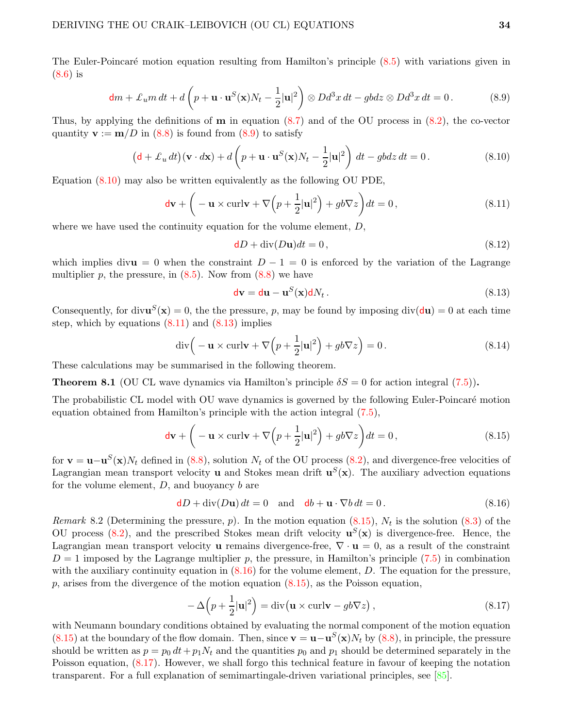The Euler-Poincaré motion equation resulting from Hamilton's principle (8.5) with variations given in (8.6) is

$$
{\sf d}m + \pounds_u m \, dt + d\left(p + \mathbf{u}\cdot\mathbf{u}^S(\mathbf{x})N_t - \frac{1}{2}|\mathbf{u}|^2\right)\otimes Dd^3x\, dt - gbdz\otimes Dd^3x\, dt = 0\,. \tag{8.9}
$$

Thus, by applying the definitions of $\mathbf{m}$ in equation (8.7) and of the OU process in (8.2), the co-vector quantity $\mathbf{v} := \mathbf{m}/D$ in (8.8) is found from (8.9) to satisfy

$$
\big({\sf d} + \pounds_u \, dt\big)(\mathbf{v}\cdot d\mathbf{x}) + d\left(p + \mathbf{u}\cdot\mathbf{u}^S(\mathbf{x})N_t - \frac{1}{2}|\mathbf{u}|^2\right)\, dt - gbdz\, dt = 0\,. \tag{8.10}
$$

Equation (8.10) may also be written equivalently as the following OU PDE,

$$
{\sf d}\mathbf{v} + \bigg( - \mathbf{u}\times \mathrm{curl}\mathbf{v} + \nabla\Big(p + \frac{1}{2}|\mathbf{u}|^2\Big) + gb\nabla z\bigg)dt = 0\,, \tag{8.11}
$$

where we have used the continuity equation for the volume element, $D$,

$$
{\sf d}D + \mathrm{div}(D\mathbf{u})dt = 0\,, \tag{8.12}
$$

which implies $\mathrm{div}\mathbf{u} = 0$ when the constraint $D - 1 = 0$ is enforced by the variation of the Lagrange multiplier $p$, the pressure, in (8.5). Now from (8.8) we have

$$
{\sf d}\mathbf{v} = {\sf d}\mathbf{u} - \mathbf{u}^S(\mathbf{x}){\sf d}N_t\,. \tag{8.13}
$$

Consequently, for $\mathrm{div}\mathbf{u}^S(\mathbf{x}) = 0$, the the pressure, $p$, may be found by imposing $\mathrm{div}({\sf d}\mathbf{u}) = 0$ at each time step, which by equations (8.11) and (8.13) implies

$$
\mathrm{div}\Big( - \mathbf{u}\times \mathrm{curl}\mathbf{v} + \nabla\Big(p + \frac{1}{2}|\mathbf{u}|^2\Big) + gb\nabla z\Big) = 0\,. \tag{8.14}
$$

These calculations may be summarised in the following theorem.

**Theorem 8.1** (OU CL wave dynamics via Hamilton's principle $\delta S = 0$ for action integral (7.5))**.**

The probabilistic CL model with OU wave dynamics is governed by the following Euler-Poincaré motion equation obtained from Hamilton's principle with the action integral (7.5),

$$
{\sf d}\mathbf{v} + \bigg( - \mathbf{u}\times \mathrm{curl}\mathbf{v} + \nabla\Big(p + \frac{1}{2}|\mathbf{u}|^2\Big) + gb\nabla z\bigg)dt = 0\,, \tag{8.15}
$$

for $\mathbf{v} = \mathbf{u} - \mathbf{u}^S(\mathbf{x})N_t$ defined in (8.8), solution $N_t$ of the OU process (8.2), and divergence-free velocities of Lagrangian mean transport velocity $\mathbf{u}$ and Stokes mean drift $\mathbf{u}^S(\mathbf{x})$. The auxiliary advection equations for the volume element, $D$, and buoyancy $b$ are

$$
{\sf d}D + \mathrm{div}(D\mathbf{u})\, dt = 0 \quad \text{and} \quad {\sf d}b + \mathbf{u}\cdot\nabla b\, dt = 0\,. \tag{8.16}
$$

*Remark* 8.2 (Determining the pressure, $p$). In the motion equation (8.15), $N_t$ is the solution (8.3) of the OU process (8.2), and the prescribed Stokes mean drift velocity $\mathbf{u}^S(\mathbf{x})$ is divergence-free. Hence, the Lagrangian mean transport velocity $\mathbf{u}$ remains divergence-free, $\nabla\cdot\mathbf{u} = 0$, as a result of the constraint $D = 1$ imposed by the Lagrange multiplier $p$, the pressure, in Hamilton's principle (7.5) in combination with the auxiliary continuity equation in (8.16) for the volume element, $D$. The equation for the pressure, $p$, arises from the divergence of the motion equation (8.15), as the Poisson equation,

$$
-\Delta\Big(p + \frac{1}{2}|\mathbf{u}|^2\Big) = \mathrm{div}\big(\mathbf{u}\times\mathrm{curl}\mathbf{v} - gb\nabla z\big)\,, \tag{8.17}
$$

with Neumann boundary conditions obtained by evaluating the normal component of the motion equation (8.15) at the boundary of the flow domain. Then, since $\mathbf{v} = \mathbf{u} - \mathbf{u}^S(\mathbf{x})N_t$ by (8.8), in principle, the pressure should be written as $p = p_0\, dt + p_1 N_t$ and the quantities $p_0$ and $p_1$ should be determined separately in the Poisson equation, (8.17). However, we shall forgo this technical feature in favour of keeping the notation transparent. For a full explanation of semimartingale-driven variational principles, see [85].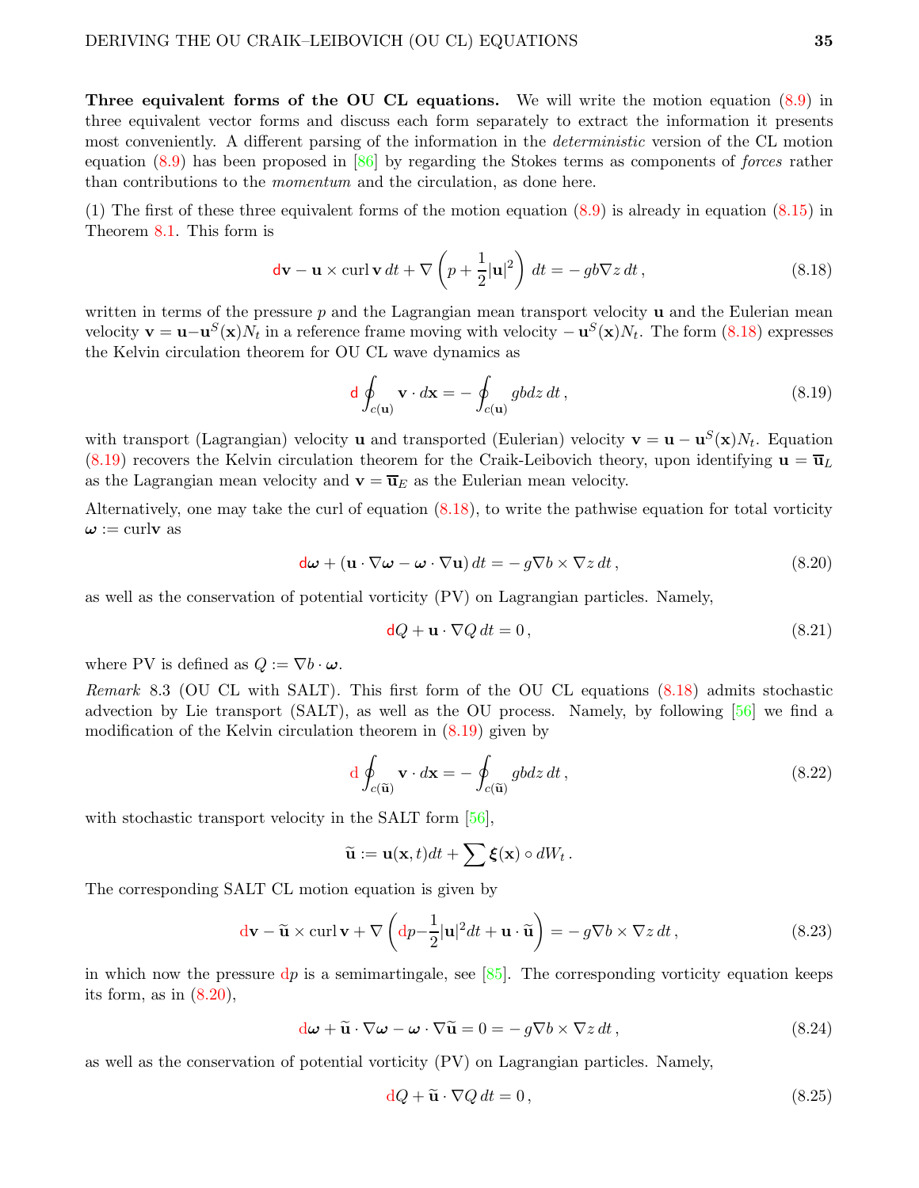**Three equivalent forms of the OU CL equations.** We will write the motion equation (8.9) in three equivalent vector forms and discuss each form separately to extract the information it presents most conveniently. A different parsing of the information in the *deterministic* version of the CL motion equation (8.9) has been proposed in [86] by regarding the Stokes terms as components of *forces* rather than contributions to the *momentum* and the circulation, as done here.

(1) The first of these three equivalent forms of the motion equation (8.9) is already in equation (8.15) in Theorem 8.1. This form is

$$
{\sf d}\mathbf{v} - \mathbf{u}\times \operatorname{curl}\mathbf{v}\,dt + \nabla\left(p + \frac{1}{2}|\mathbf{u}|^2\right)\,dt = -\,gb\nabla z\,dt\,, \tag{8.18}
$$

written in terms of the pressure $p$ and the Lagrangian mean transport velocity $\mathbf{u}$ and the Eulerian mean velocity $\mathbf{v} = \mathbf{u} - \mathbf{u}^S(\mathbf{x})N_t$ in a reference frame moving with velocity $-\,\mathbf{u}^S(\mathbf{x})N_t$. The form (8.18) expresses the Kelvin circulation theorem for OU CL wave dynamics as

$$
{\sf d}\oint_{c(\mathbf{u})} \mathbf{v}\cdot d\mathbf{x} = -\oint_{c(\mathbf{u})} gb dz\,dt\,, \tag{8.19}
$$

with transport (Lagrangian) velocity $\mathbf{u}$ and transported (Eulerian) velocity $\mathbf{v} = \mathbf{u} - \mathbf{u}^S(\mathbf{x})N_t$. Equation (8.19) recovers the Kelvin circulation theorem for the Craik-Leibovich theory, upon identifying $\mathbf{u} = \overline{\mathbf{u}}_L$ as the Lagrangian mean velocity and $\mathbf{v} = \overline{\mathbf{u}}_E$ as the Eulerian mean velocity.

Alternatively, one may take the curl of equation (8.18), to write the pathwise equation for total vorticity $\boldsymbol{\omega} := \operatorname{curl}\mathbf{v}$ as

$$
{\sf d}\boldsymbol{\omega} + (\mathbf{u}\cdot\nabla\boldsymbol{\omega} - \boldsymbol{\omega}\cdot\nabla\mathbf{u})\,dt = -\,g\nabla b\times\nabla z\,dt\,, \tag{8.20}
$$

as well as the conservation of potential vorticity (PV) on Lagrangian particles. Namely,

$$
{\sf d}Q + \mathbf{u}\cdot\nabla Q\,dt = 0\,, \tag{8.21}
$$

where PV is defined as $Q := \nabla b\cdot\boldsymbol{\omega}$.

*Remark* 8.3 (OU CL with SALT). This first form of the OU CL equations (8.18) admits stochastic advection by Lie transport (SALT), as well as the OU process. Namely, by following [56] we find a modification of the Kelvin circulation theorem in (8.19) given by

$$
{\rm d}\oint_{c(\widetilde{\mathbf{u}})} \mathbf{v}\cdot d\mathbf{x} = -\oint_{c(\widetilde{\mathbf{u}})} gb dz\,dt\,, \tag{8.22}
$$

with stochastic transport velocity in the SALT form [56],

$$
\widetilde{\mathbf{u}} := \mathbf{u}(\mathbf{x},t)dt + \sum \boldsymbol{\xi}(\mathbf{x})\circ dW_t\,.
$$

The corresponding SALT CL motion equation is given by

$$
{\rm d}\mathbf{v} - \widetilde{\mathbf{u}}\times\operatorname{curl}\mathbf{v} + \nabla\left({\rm d}p - \frac{1}{2}|\mathbf{u}|^2dt + \mathbf{u}\cdot\widetilde{\mathbf{u}}\right) = -\,g\nabla b\times\nabla z\,dt\,, \tag{8.23}
$$

in which now the pressure ${\rm d}p$ is a semimartingale, see [85]. The corresponding vorticity equation keeps its form, as in (8.20),

$$
{\rm d}\boldsymbol{\omega} + \widetilde{\mathbf{u}}\cdot\nabla\boldsymbol{\omega} - \boldsymbol{\omega}\cdot\nabla\widetilde{\mathbf{u}} = 0 = -\,g\nabla b\times\nabla z\,dt\,, \tag{8.24}
$$

as well as the conservation of potential vorticity (PV) on Lagrangian particles. Namely,

$$
{\rm d}Q + \widetilde{\mathbf{u}}\cdot\nabla Q\,dt = 0\,, \tag{8.25}
$$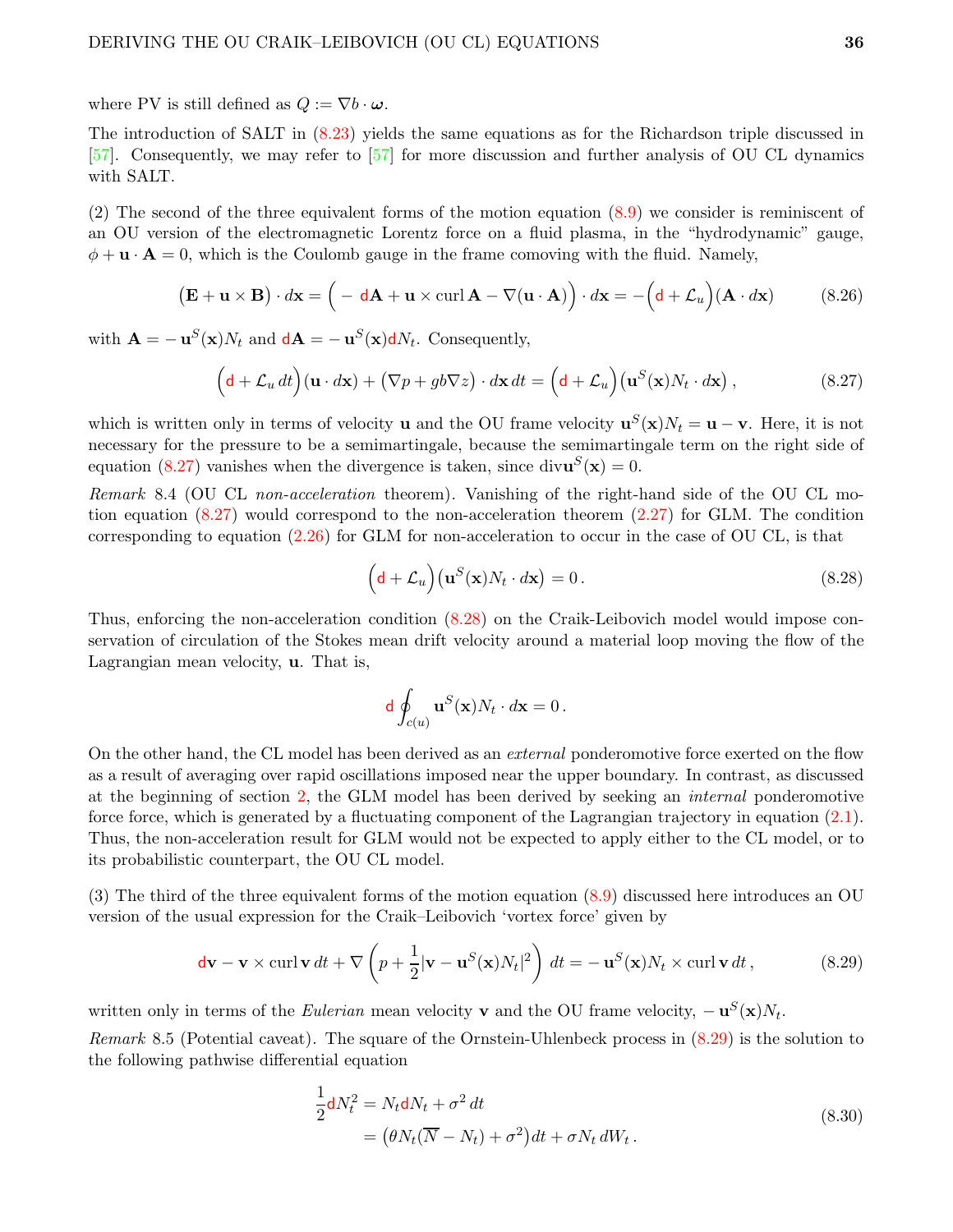where PV is still defined as $Q := \nabla b \cdot \boldsymbol{\omega}$.

The introduction of SALT in (8.23) yields the same equations as for the Richardson triple discussed in [57]. Consequently, we may refer to [57] for more discussion and further analysis of OU CL dynamics with SALT.

(2) The second of the three equivalent forms of the motion equation (8.9) we consider is reminiscent of an OU version of the electromagnetic Lorentz force on a fluid plasma, in the "hydrodynamic" gauge, $\phi + \mathbf{u}\cdot\mathbf{A} = 0$, which is the Coulomb gauge in the frame comoving with the fluid. Namely,

$$
\big(\mathbf{E} + \mathbf{u}\times\mathbf{B}\big)\cdot d\mathbf{x} = \Big( -\,{\sf d}\mathbf{A} + \mathbf{u}\times \operatorname{curl}\mathbf{A} - \nabla(\mathbf{u}\cdot\mathbf{A})\Big)\cdot d\mathbf{x} = -\Big({\sf d} + \mathcal{L}_u\Big)(\mathbf{A}\cdot d\mathbf{x}) \tag{8.26}
$$

with $\mathbf{A} = -\,\mathbf{u}^S(\mathbf{x})N_t$ and ${\sf d}\mathbf{A} = -\,\mathbf{u}^S(\mathbf{x}){\sf d}N_t$. Consequently,

$$
\Big({\sf d} + \mathcal{L}_u\,dt\Big)(\mathbf{u}\cdot d\mathbf{x}) + \big(\nabla p + gb\nabla z\big)\cdot d\mathbf{x}\,dt = \Big({\sf d} + \mathcal{L}_u\Big)\big(\mathbf{u}^S(\mathbf{x})N_t\cdot d\mathbf{x}\big)\,, \tag{8.27}
$$

which is written only in terms of velocity $\mathbf{u}$ and the OU frame velocity $\mathbf{u}^S(\mathbf{x})N_t = \mathbf{u} - \mathbf{v}$. Here, it is not necessary for the pressure to be a semimartingale, because the semimartingale term on the right side of equation (8.27) vanishes when the divergence is taken, since $\operatorname{div}\mathbf{u}^S(\mathbf{x}) = 0$.

*Remark* 8.4 (OU CL *non-acceleration* theorem). Vanishing of the right-hand side of the OU CL motion equation (8.27) would correspond to the non-acceleration theorem (2.27) for GLM. The condition corresponding to equation (2.26) for GLM for non-acceleration to occur in the case of OU CL, is that

$$
\Big({\sf d} + \mathcal{L}_u\Big)\big(\mathbf{u}^S(\mathbf{x})N_t\cdot d\mathbf{x}\big) = 0\,. \tag{8.28}
$$

Thus, enforcing the non-acceleration condition (8.28) on the Craik-Leibovich model would impose conservation of circulation of the Stokes mean drift velocity around a material loop moving the flow of the Lagrangian mean velocity, $\mathbf{u}$. That is,

$$
{\sf d}\oint_{c(u)} \mathbf{u}^S(\mathbf{x})N_t\cdot d\mathbf{x} = 0\,.
$$

On the other hand, the CL model has been derived as an *external* ponderomotive force exerted on the flow as a result of averaging over rapid oscillations imposed near the upper boundary. In contrast, as discussed at the beginning of section 2, the GLM model has been derived by seeking an *internal* ponderomotive force force, which is generated by a fluctuating component of the Lagrangian trajectory in equation (2.1). Thus, the non-acceleration result for GLM would not be expected to apply either to the CL model, or to its probabilistic counterpart, the OU CL model.

(3) The third of the three equivalent forms of the motion equation (8.9) discussed here introduces an OU version of the usual expression for the Craik–Leibovich 'vortex force' given by

$$
{\sf d}\mathbf{v} - \mathbf{v}\times\operatorname{curl}\mathbf{v}\,dt + \nabla\left(p + \frac{1}{2}|\mathbf{v} - \mathbf{u}^S(\mathbf{x})N_t|^2\right)\,dt = -\,\mathbf{u}^S(\mathbf{x})N_t\times\operatorname{curl}\mathbf{v}\,dt\,, \tag{8.29}
$$

written only in terms of the *Eulerian* mean velocity $\mathbf{v}$ and the OU frame velocity, $-\,\mathbf{u}^S(\mathbf{x})N_t$.

*Remark* 8.5 (Potential caveat). The square of the Ornstein-Uhlenbeck process in (8.29) is the solution to the following pathwise differential equation

$$
\begin{aligned}
\frac{1}{2}{\sf d}N_t^2 &= N_t{\sf d}N_t + \sigma^2\,dt \\
&= \big(\theta N_t(\overline{N} - N_t) + \sigma^2\big)dt + \sigma N_t\,dW_t\,.
\end{aligned} \tag{8.30}
$$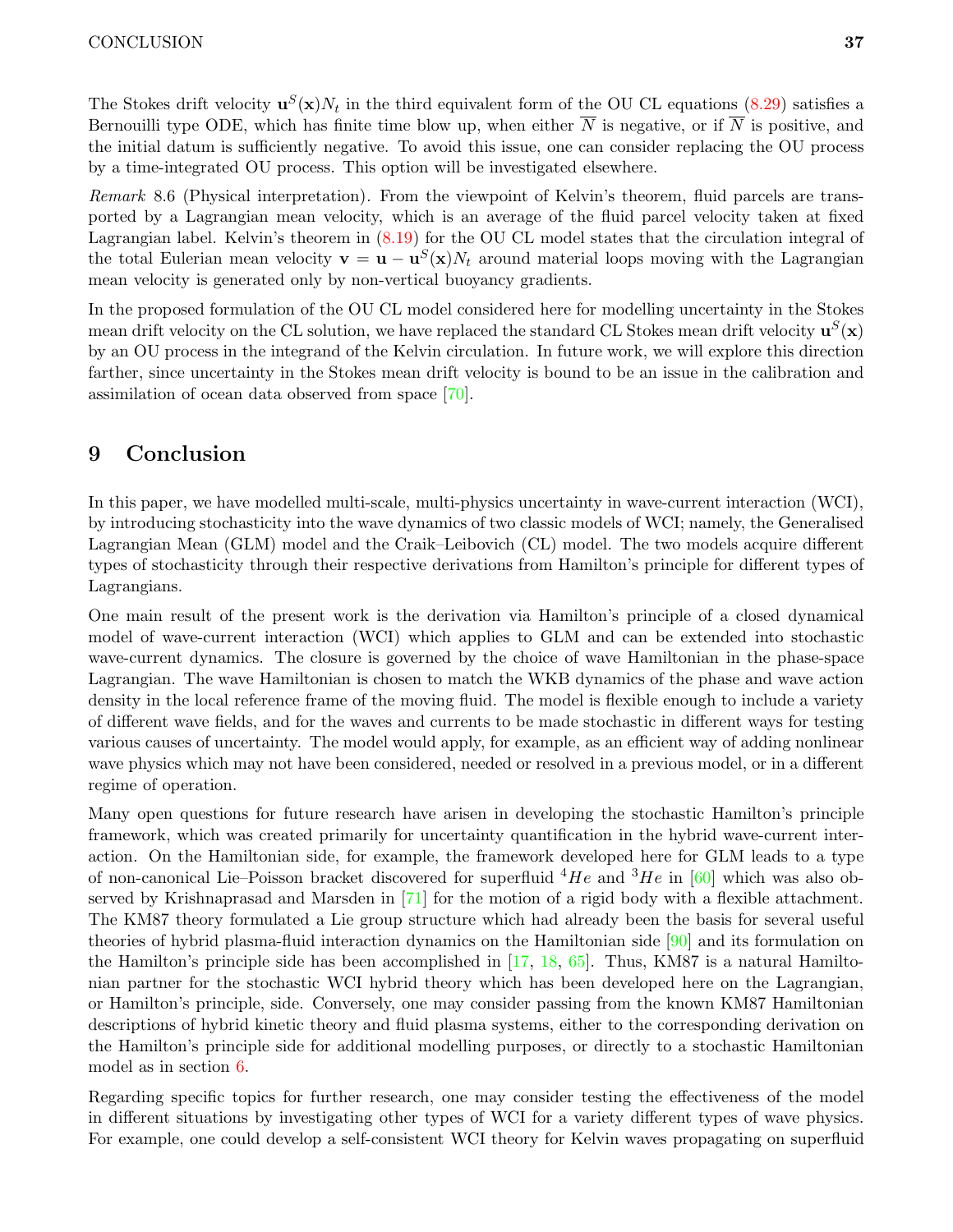The Stokes drift velocity $\mathbf{u}^S(\mathbf{x})N_t$ in the third equivalent form of the OU CL equations (8.29) satisfies a Bernouilli type ODE, which has finite time blow up, when either $\overline{N}$ is negative, or if $\overline{N}$ is positive, and the initial datum is sufficiently negative. To avoid this issue, one can consider replacing the OU process by a time-integrated OU process. This option will be investigated elsewhere.

*Remark* 8.6 (Physical interpretation). From the viewpoint of Kelvin's theorem, fluid parcels are transported by a Lagrangian mean velocity, which is an average of the fluid parcel velocity taken at fixed Lagrangian label. Kelvin's theorem in (8.19) for the OU CL model states that the circulation integral of the total Eulerian mean velocity $\mathbf{v} = \mathbf{u} - \mathbf{u}^S(\mathbf{x})N_t$ around material loops moving with the Lagrangian mean velocity is generated only by non-vertical buoyancy gradients.

In the proposed formulation of the OU CL model considered here for modelling uncertainty in the Stokes mean drift velocity on the CL solution, we have replaced the standard CL Stokes mean drift velocity $\mathbf{u}^S(\mathbf{x})$ by an OU process in the integrand of the Kelvin circulation. In future work, we will explore this direction farther, since uncertainty in the Stokes mean drift velocity is bound to be an issue in the calibration and assimilation of ocean data observed from space [70].

# 9 Conclusion

In this paper, we have modelled multi-scale, multi-physics uncertainty in wave-current interaction (WCI), by introducing stochasticity into the wave dynamics of two classic models of WCI; namely, the Generalised Lagrangian Mean (GLM) model and the Craik–Leibovich (CL) model. The two models acquire different types of stochasticity through their respective derivations from Hamilton's principle for different types of Lagrangians.

One main result of the present work is the derivation via Hamilton's principle of a closed dynamical model of wave-current interaction (WCI) which applies to GLM and can be extended into stochastic wave-current dynamics. The closure is governed by the choice of wave Hamiltonian in the phase-space Lagrangian. The wave Hamiltonian is chosen to match the WKB dynamics of the phase and wave action density in the local reference frame of the moving fluid. The model is flexible enough to include a variety of different wave fields, and for the waves and currents to be made stochastic in different ways for testing various causes of uncertainty. The model would apply, for example, as an efficient way of adding nonlinear wave physics which may not have been considered, needed or resolved in a previous model, or in a different regime of operation.

Many open questions for future research have arisen in developing the stochastic Hamilton's principle framework, which was created primarily for uncertainty quantification in the hybrid wave-current interaction. On the Hamiltonian side, for example, the framework developed here for GLM leads to a type of non-canonical Lie–Poisson bracket discovered for superfluid $^4He$ and $^3He$ in [60] which was also observed by Krishnaprasad and Marsden in [71] for the motion of a rigid body with a flexible attachment. The KM87 theory formulated a Lie group structure which had already been the basis for several useful theories of hybrid plasma-fluid interaction dynamics on the Hamiltonian side [90] and its formulation on the Hamilton's principle side has been accomplished in [17, 18, 65]. Thus, KM87 is a natural Hamiltonian partner for the stochastic WCI hybrid theory which has been developed here on the Lagrangian, or Hamilton's principle, side. Conversely, one may consider passing from the known KM87 Hamiltonian descriptions of hybrid kinetic theory and fluid plasma systems, either to the corresponding derivation on the Hamilton's principle side for additional modelling purposes, or directly to a stochastic Hamiltonian model as in section 6.

Regarding specific topics for further research, one may consider testing the effectiveness of the model in different situations by investigating other types of WCI for a variety different types of wave physics. For example, one could develop a self-consistent WCI theory for Kelvin waves propagating on superfluid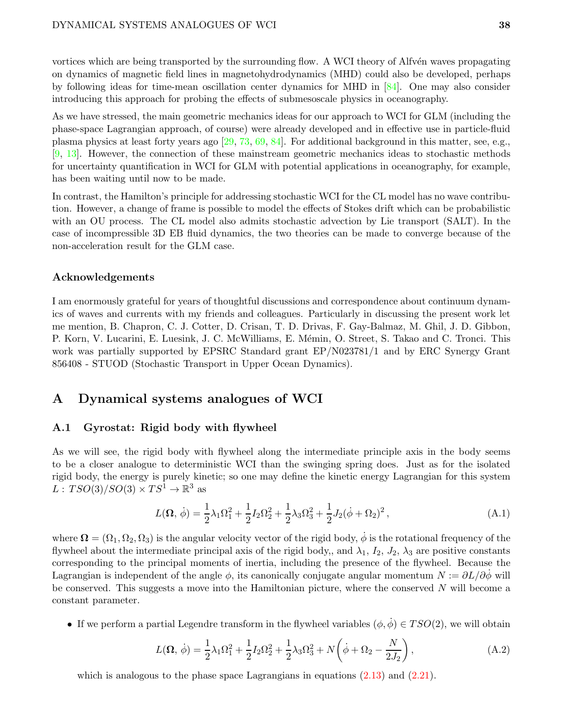vortices which are being transported by the surrounding flow. A WCI theory of Alfvén waves propagating on dynamics of magnetic field lines in magnetohydrodynamics (MHD) could also be developed, perhaps by following ideas for time-mean oscillation center dynamics for MHD in [84]. One may also consider introducing this approach for probing the effects of submesoscale physics in oceanography.

As we have stressed, the main geometric mechanics ideas for our approach to WCI for GLM (including the phase-space Lagrangian approach, of course) were already developed and in effective use in particle-fluid plasma physics at least forty years ago [29, 73, 69, 84]. For additional background in this matter, see, e.g., [9, 13]. However, the connection of these mainstream geometric mechanics ideas to stochastic methods for uncertainty quantification in WCI for GLM with potential applications in oceanography, for example, has been waiting until now to be made.

In contrast, the Hamilton's principle for addressing stochastic WCI for the CL model has no wave contribution. However, a change of frame is possible to model the effects of Stokes drift which can be probabilistic with an OU process. The CL model also admits stochastic advection by Lie transport (SALT). In the case of incompressible 3D EB fluid dynamics, the two theories can be made to converge because of the non-acceleration result for the GLM case.

### Acknowledgements

I am enormously grateful for years of thoughtful discussions and correspondence about continuum dynamics of waves and currents with my friends and colleagues. Particularly in discussing the present work let me mention, B. Chapron, C. J. Cotter, D. Crisan, T. D. Drivas, F. Gay-Balmaz, M. Ghil, J. D. Gibbon, P. Korn, V. Lucarini, E. Luesink, J. C. McWilliams, E. Mémin, O. Street, S. Takao and C. Tronci. This work was partially supported by EPSRC Standard grant EP/N023781/1 and by ERC Synergy Grant 856408 - STUOD (Stochastic Transport in Upper Ocean Dynamics).

## A Dynamical systems analogues of WCI

### A.1 Gyrostat: Rigid body with flywheel

As we will see, the rigid body with flywheel along the intermediate principle axis in the body seems to be a closer analogue to deterministic WCI than the swinging spring does. Just as for the isolated rigid body, the energy is purely kinetic; so one may define the kinetic energy Lagrangian for this system $L : TSO(3)/SO(3) \times TS^1 \to \mathbb{R}^3$ as

$$
L(\boldsymbol{\Omega},\, \dot\phi) = \frac{1}{2}\lambda_1 \Omega_1^2 + \frac{1}{2} I_2 \Omega_2^2 + \frac{1}{2}\lambda_3 \Omega_3^2 + \frac{1}{2} J_2 (\dot\phi + \Omega_2)^2 \,, \tag{A.1}
$$

where $\boldsymbol{\Omega} = (\Omega_1, \Omega_2, \Omega_3)$ is the angular velocity vector of the rigid body, $\dot\phi$ is the rotational frequency of the flywheel about the intermediate principal axis of the rigid body,, and $\lambda_1$, $I_2$, $J_2$, $\lambda_3$ are positive constants corresponding to the principal moments of inertia, including the presence of the flywheel. Because the Lagrangian is independent of the angle $\phi$, its canonically conjugate angular momentum $N := \partial L/\partial \dot\phi$ will be conserved. This suggests a move into the Hamiltonian picture, where the conserved $N$ will become a constant parameter.

- If we perform a partial Legendre transform in the flywheel variables $(\phi, \dot\phi) \in TSO(2)$, we will obtain

$$
L(\boldsymbol{\Omega},\, \dot\phi) = \frac{1}{2}\lambda_1 \Omega_1^2 + \frac{1}{2} I_2 \Omega_2^2 + \frac{1}{2}\lambda_3 \Omega_3^2 + N\left(\dot\phi + \Omega_2 - \frac{N}{2J_2}\right), \tag{A.2}
$$

  which is analogous to the phase space Lagrangians in equations (2.13) and (2.21).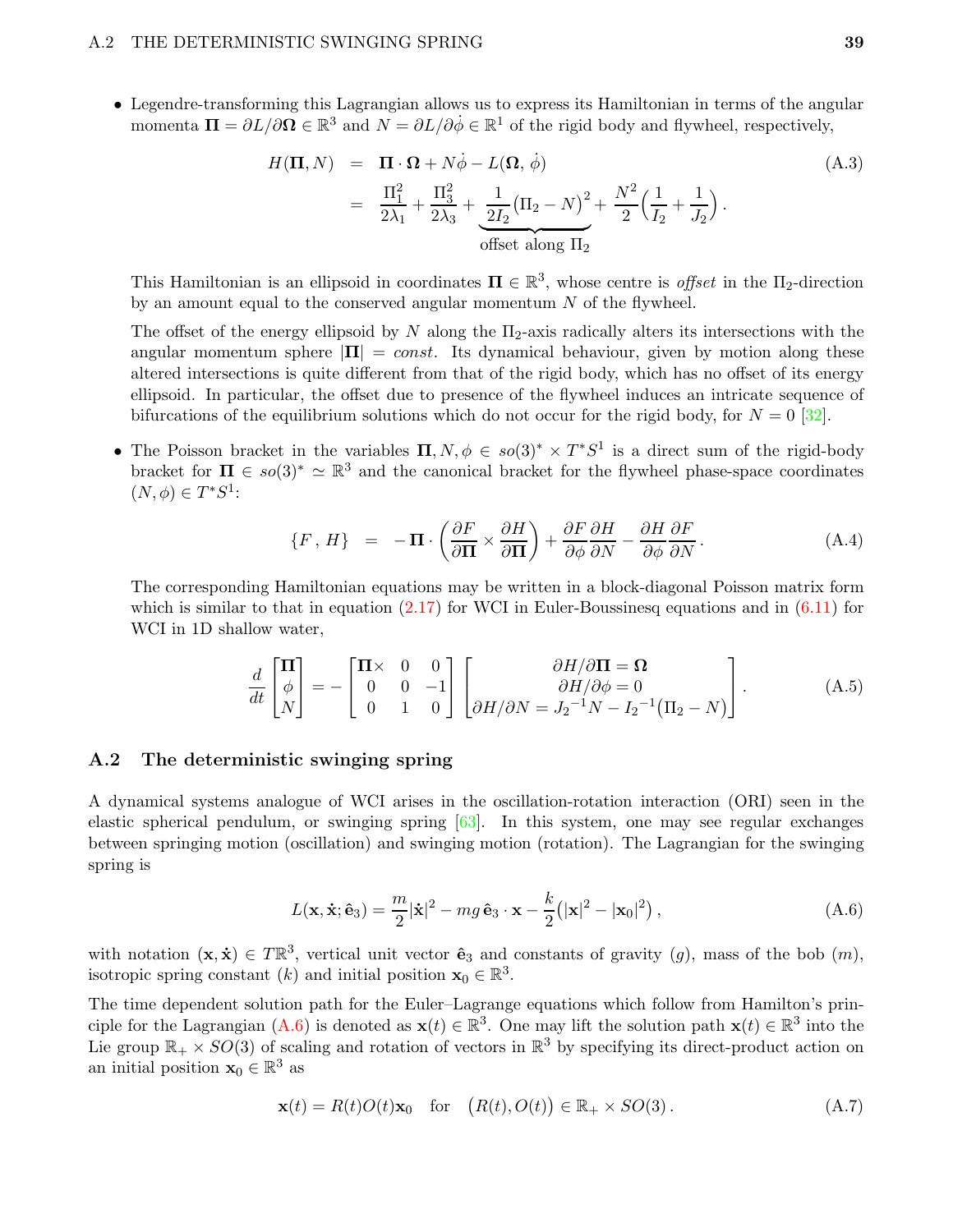- Legendre-transforming this Lagrangian allows us to express its Hamiltonian in terms of the angular momenta $\mathbf{\Pi} = \partial L/\partial \mathbf{\Omega} \in \mathbb{R}^3$ and $N = \partial L/\partial \dot{\phi} \in \mathbb{R}^1$ of the rigid body and flywheel, respectively,

$$
\begin{aligned}
H(\mathbf{\Pi}, N) &= \mathbf{\Pi} \cdot \mathbf{\Omega} + N\dot{\phi} - L(\mathbf{\Omega}, \dot{\phi}) \\
&= \frac{\Pi_1^2}{2\lambda_1} + \frac{\Pi_3^2}{2\lambda_3} + \underbrace{\frac{1}{2I_2}\big(\Pi_2 - N\big)^2}_{\text{offset along } \Pi_2} + \frac{N^2}{2}\Big(\frac{1}{I_2} + \frac{1}{J_2}\Big).
\end{aligned}
\tag{A.3}
$$

  This Hamiltonian is an ellipsoid in coordinates $\mathbf{\Pi} \in \mathbb{R}^3$, whose centre is *offset* in the $\Pi_2$-direction by an amount equal to the conserved angular momentum $N$ of the flywheel.

  The offset of the energy ellipsoid by $N$ along the $\Pi_2$-axis radically alters its intersections with the angular momentum sphere $|\mathbf{\Pi}| = const.$ Its dynamical behaviour, given by motion along these altered intersections is quite different from that of the rigid body, which has no offset of its energy ellipsoid. In particular, the offset due to presence of the flywheel induces an intricate sequence of bifurcations of the equilibrium solutions which do not occur for the rigid body, for $N = 0$ [32].

- The Poisson bracket in the variables $\mathbf{\Pi}, N, \phi \in so(3)^* \times T^*S^1$ is a direct sum of the rigid-body bracket for $\mathbf{\Pi} \in so(3)^* \simeq \mathbb{R}^3$ and the canonical bracket for the flywheel phase-space coordinates $(N, \phi) \in T^*S^1$:

$$
\{F\,,\, H\} \;=\; -\mathbf{\Pi} \cdot \left(\frac{\partial F}{\partial \mathbf{\Pi}} \times \frac{\partial H}{\partial \mathbf{\Pi}}\right) + \frac{\partial F}{\partial \phi}\frac{\partial H}{\partial N} - \frac{\partial H}{\partial \phi}\frac{\partial F}{\partial N}.
\tag{A.4}
$$

  The corresponding Hamiltonian equations may be written in a block-diagonal Poisson matrix form which is similar to that in equation (2.17) for WCI in Euler-Boussinesq equations and in (6.11) for WCI in 1D shallow water,

$$
\frac{d}{dt}\begin{bmatrix}\mathbf{\Pi}\\ \phi \\ N\end{bmatrix} = -\begin{bmatrix}\mathbf{\Pi}\times & 0 & 0\\ 0 & 0 & -1\\ 0 & 1 & 0\end{bmatrix}\begin{bmatrix}\partial H/\partial \mathbf{\Pi} = \mathbf{\Omega}\\ \partial H/\partial \phi = 0\\ \partial H/\partial N = J_2^{-1}N - I_2^{-1}\big(\Pi_2 - N\big)\end{bmatrix}.
\tag{A.5}
$$

## A.2 The deterministic swinging spring

A dynamical systems analogue of WCI arises in the oscillation-rotation interaction (ORI) seen in the elastic spherical pendulum, or swinging spring [63]. In this system, one may see regular exchanges between springing motion (oscillation) and swinging motion (rotation). The Lagrangian for the swinging spring is

$$
L(\mathbf{x}, \dot{\mathbf{x}}; \hat{\mathbf{e}}_3) = \frac{m}{2}|\dot{\mathbf{x}}|^2 - mg\,\hat{\mathbf{e}}_3 \cdot \mathbf{x} - \frac{k}{2}\big(|\mathbf{x}|^2 - |\mathbf{x}_0|^2\big)\,,
\tag{A.6}
$$

with notation $(\mathbf{x}, \dot{\mathbf{x}}) \in T\mathbb{R}^3$, vertical unit vector $\hat{\mathbf{e}}_3$ and constants of gravity $(g)$, mass of the bob $(m)$, isotropic spring constant $(k)$ and initial position $\mathbf{x}_0 \in \mathbb{R}^3$.

The time dependent solution path for the Euler–Lagrange equations which follow from Hamilton's principle for the Lagrangian (A.6) is denoted as $\mathbf{x}(t) \in \mathbb{R}^3$. One may lift the solution path $\mathbf{x}(t) \in \mathbb{R}^3$ into the Lie group $\mathbb{R}_+ \times SO(3)$ of scaling and rotation of vectors in $\mathbb{R}^3$ by specifying its direct-product action on an initial position $\mathbf{x}_0 \in \mathbb{R}^3$ as

$$
\mathbf{x}(t) = R(t)O(t)\mathbf{x}_0 \quad \text{for} \quad \big(R(t), O(t)\big) \in \mathbb{R}_+ \times SO(3)\,.
\tag{A.7}
$$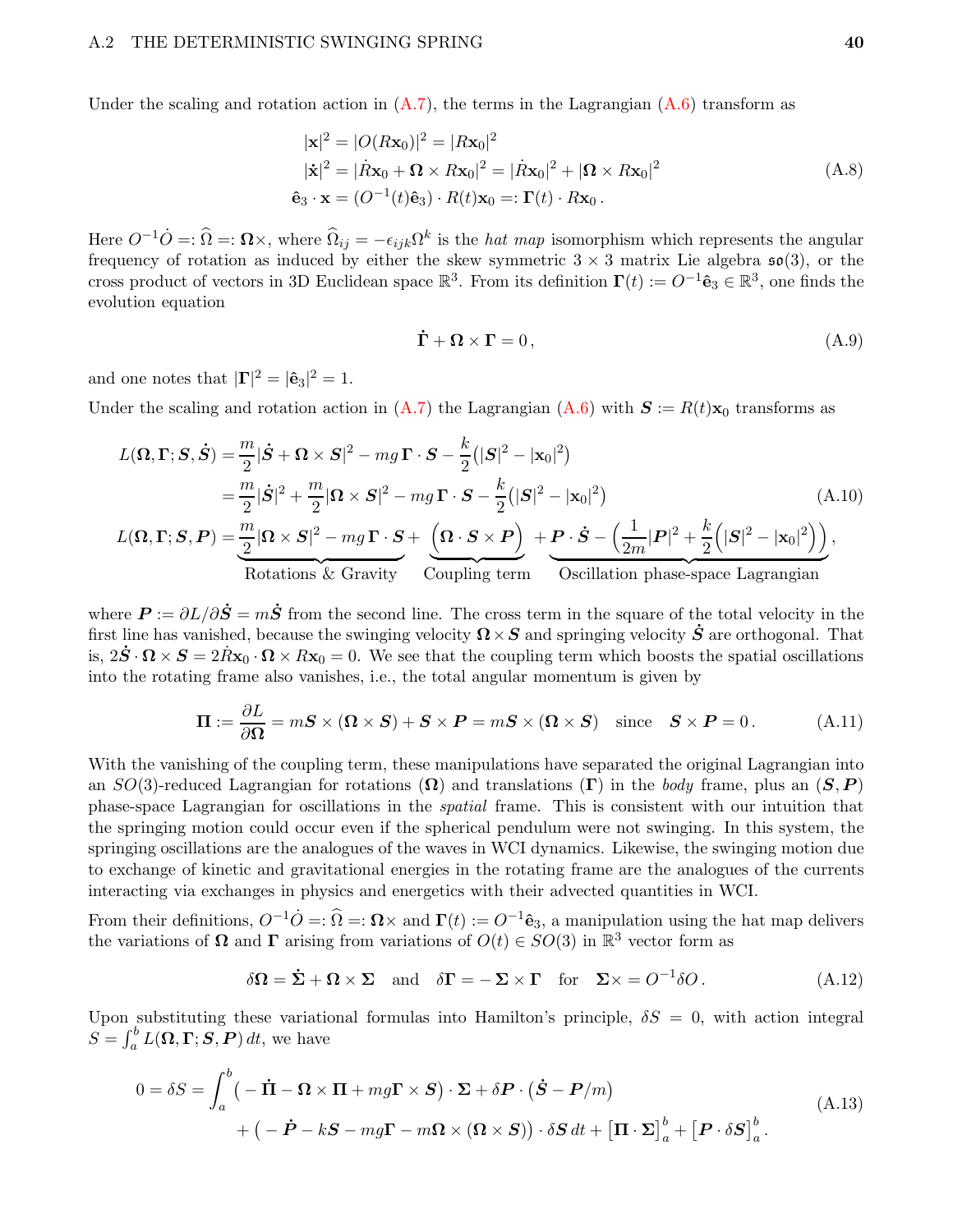Under the scaling and rotation action in (A.7), the terms in the Lagrangian (A.6) transform as

$$
\begin{aligned}
|\mathbf{x}|^2 &= |O(R\mathbf{x}_0)|^2 = |R\mathbf{x}_0|^2 \\
|\dot{\mathbf{x}}|^2 &= |\dot{R}\mathbf{x}_0 + \boldsymbol{\Omega}\times R\mathbf{x}_0|^2 = |\dot{R}\mathbf{x}_0|^2 + |\boldsymbol{\Omega}\times R\mathbf{x}_0|^2 \\
\hat{\mathbf{e}}_3\cdot\mathbf{x} &= (O^{-1}(t)\hat{\mathbf{e}}_3)\cdot R(t)\mathbf{x}_0 =: \boldsymbol{\Gamma}(t)\cdot R\mathbf{x}_0\,.
\end{aligned}
\tag{A.8}
$$

Here $O^{-1}\dot{O} =: \widehat{\Omega} =: \boldsymbol{\Omega}\times$, where $\widehat{\Omega}_{ij} = -\epsilon_{ijk}\Omega^k$ is the *hat map* isomorphism which represents the angular frequency of rotation as induced by either the skew symmetric $3\times 3$ matrix Lie algebra $\mathfrak{so}(3)$, or the cross product of vectors in 3D Euclidean space $\mathbb{R}^3$. From its definition $\boldsymbol{\Gamma}(t) := O^{-1}\hat{\mathbf{e}}_3 \in \mathbb{R}^3$, one finds the evolution equation

$$
\dot{\boldsymbol{\Gamma}} + \boldsymbol{\Omega}\times\boldsymbol{\Gamma} = 0\,,
\tag{A.9}
$$

and one notes that $|\boldsymbol{\Gamma}|^2 = |\hat{\mathbf{e}}_3|^2 = 1$.

Under the scaling and rotation action in (A.7) the Lagrangian (A.6) with $\boldsymbol{S} := R(t)\mathbf{x}_0$ transforms as

$$
\begin{aligned}
L(\boldsymbol{\Omega},\boldsymbol{\Gamma};\boldsymbol{S},\dot{\boldsymbol{S}}) &= \frac{m}{2}|\dot{\boldsymbol{S}} + \boldsymbol{\Omega}\times\boldsymbol{S}|^2 - mg\,\boldsymbol{\Gamma}\cdot\boldsymbol{S} - \frac{k}{2}\big(|\boldsymbol{S}|^2 - |\mathbf{x}_0|^2\big) \\
&= \frac{m}{2}|\dot{\boldsymbol{S}}|^2 + \frac{m}{2}|\boldsymbol{\Omega}\times\boldsymbol{S}|^2 - mg\,\boldsymbol{\Gamma}\cdot\boldsymbol{S} - \frac{k}{2}\big(|\boldsymbol{S}|^2 - |\mathbf{x}_0|^2\big) \\
L(\boldsymbol{\Omega},\boldsymbol{\Gamma};\boldsymbol{S},\boldsymbol{P}) &= \underbrace{\frac{m}{2}|\boldsymbol{\Omega}\times\boldsymbol{S}|^2 - mg\,\boldsymbol{\Gamma}\cdot\boldsymbol{S}}_{\text{Rotations \& Gravity}} + \underbrace{\Big(\boldsymbol{\Omega}\cdot\boldsymbol{S}\times\boldsymbol{P}\Big)}_{\text{Coupling term}} + \underbrace{\boldsymbol{P}\cdot\dot{\boldsymbol{S}} - \Big(\frac{1}{2m}|\boldsymbol{P}|^2 + \frac{k}{2}\Big(|\boldsymbol{S}|^2 - |\mathbf{x}_0|^2\Big)\Big)}_{\text{Oscillation phase-space Lagrangian}},
\end{aligned}
\tag{A.10}
$$

where $\boldsymbol{P} := \partial L/\partial\dot{\boldsymbol{S}} = m\dot{\boldsymbol{S}}$ from the second line. The cross term in the square of the total velocity in the first line has vanished, because the swinging velocity $\boldsymbol{\Omega}\times\boldsymbol{S}$ and springing velocity $\dot{\boldsymbol{S}}$ are orthogonal. That is, $2\dot{\boldsymbol{S}}\cdot\boldsymbol{\Omega}\times\boldsymbol{S} = 2\dot{R}\mathbf{x}_0\cdot\boldsymbol{\Omega}\times R\mathbf{x}_0 = 0$. We see that the coupling term which boosts the spatial oscillations into the rotating frame also vanishes, i.e., the total angular momentum is given by

$$
\boldsymbol{\Pi} := \frac{\partial L}{\partial\boldsymbol{\Omega}} = m\boldsymbol{S}\times(\boldsymbol{\Omega}\times\boldsymbol{S}) + \boldsymbol{S}\times\boldsymbol{P} = m\boldsymbol{S}\times(\boldsymbol{\Omega}\times\boldsymbol{S}) \quad\text{since}\quad \boldsymbol{S}\times\boldsymbol{P} = 0\,.
\tag{A.11}
$$

With the vanishing of the coupling term, these manipulations have separated the original Lagrangian into an $SO(3)$-reduced Lagrangian for rotations ($\boldsymbol{\Omega}$) and translations ($\boldsymbol{\Gamma}$) in the *body* frame, plus an $(\boldsymbol{S},\boldsymbol{P})$ phase-space Lagrangian for oscillations in the *spatial* frame. This is consistent with our intuition that the springing motion could occur even if the spherical pendulum were not swinging. In this system, the springing oscillations are the analogues of the waves in WCI dynamics. Likewise, the swinging motion due to exchange of kinetic and gravitational energies in the rotating frame are the analogues of the currents interacting via exchanges in physics and energetics with their advected quantities in WCI.

From their definitions, $O^{-1}\dot{O} =: \widehat{\Omega} =: \boldsymbol{\Omega}\times$ and $\boldsymbol{\Gamma}(t) := O^{-1}\hat{\mathbf{e}}_3$, a manipulation using the hat map delivers the variations of $\boldsymbol{\Omega}$ and $\boldsymbol{\Gamma}$ arising from variations of $O(t)\in SO(3)$ in $\mathbb{R}^3$ vector form as

$$
\delta\boldsymbol{\Omega} = \dot{\boldsymbol{\Sigma}} + \boldsymbol{\Omega}\times\boldsymbol{\Sigma} \quad\text{and}\quad \delta\boldsymbol{\Gamma} = -\,\boldsymbol{\Sigma}\times\boldsymbol{\Gamma} \quad\text{for}\quad \boldsymbol{\Sigma}\times = O^{-1}\delta O\,.
\tag{A.12}
$$

Upon substituting these variational formulas into Hamilton's principle, $\delta S = 0$, with action integral $S = \int_a^b L(\boldsymbol{\Omega},\boldsymbol{\Gamma};\boldsymbol{S},\boldsymbol{P})\,dt$, we have

$$
\begin{aligned}
0 = \delta S = \int_a^b &\big(-\dot{\boldsymbol{\Pi}} - \boldsymbol{\Omega}\times\boldsymbol{\Pi} + mg\boldsymbol{\Gamma}\times\boldsymbol{S}\big)\cdot\boldsymbol{\Sigma} + \delta\boldsymbol{P}\cdot\big(\dot{\boldsymbol{S}} - \boldsymbol{P}/m\big) \\
&+ \big(-\dot{\boldsymbol{P}} - k\boldsymbol{S} - mg\boldsymbol{\Gamma} - m\boldsymbol{\Omega}\times(\boldsymbol{\Omega}\times\boldsymbol{S})\big)\cdot\delta\boldsymbol{S}\,dt + \big[\boldsymbol{\Pi}\cdot\boldsymbol{\Sigma}\big]_a^b + \big[\boldsymbol{P}\cdot\delta\boldsymbol{S}\big]_a^b\,.
\end{aligned}
\tag{A.13}
$$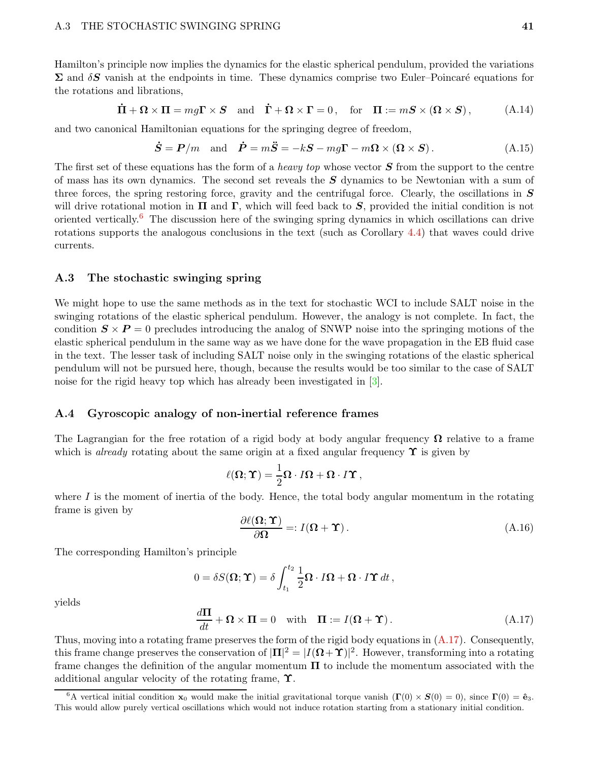Hamilton's principle now implies the dynamics for the elastic spherical pendulum, provided the variations $\boldsymbol{\Sigma}$ and $\delta \boldsymbol{S}$ vanish at the endpoints in time. These dynamics comprise two Euler–Poincaré equations for the rotations and librations,

$$
\dot{\boldsymbol{\Pi}} + \boldsymbol{\Omega} \times \boldsymbol{\Pi} = mg\boldsymbol{\Gamma} \times \boldsymbol{S} \quad \text{and} \quad \dot{\boldsymbol{\Gamma}} + \boldsymbol{\Omega} \times \boldsymbol{\Gamma} = 0 \,, \quad \text{for} \quad \boldsymbol{\Pi} := m\boldsymbol{S} \times (\boldsymbol{\Omega} \times \boldsymbol{S}) \,, \tag{A.14}
$$

and two canonical Hamiltonian equations for the springing degree of freedom,

$$
\dot{\boldsymbol{S}} = \boldsymbol{P}/m \quad \text{and} \quad \dot{\boldsymbol{P}} = m\ddot{\boldsymbol{S}} = -k\boldsymbol{S} - mg\boldsymbol{\Gamma} - m\boldsymbol{\Omega} \times (\boldsymbol{\Omega} \times \boldsymbol{S}) \,. \tag{A.15}
$$

The first set of these equations has the form of a *heavy top* whose vector $\boldsymbol{S}$ from the support to the centre of mass has its own dynamics. The second set reveals the $\boldsymbol{S}$ dynamics to be Newtonian with a sum of three forces, the spring restoring force, gravity and the centrifugal force. Clearly, the oscillations in $\boldsymbol{S}$ will drive rotational motion in $\boldsymbol{\Pi}$ and $\boldsymbol{\Gamma}$, which will feed back to $\boldsymbol{S}$, provided the initial condition is not oriented vertically.[6] The discussion here of the swinging spring dynamics in which oscillations can drive rotations supports the analogous conclusions in the text (such as Corollary 4.4) that waves could drive currents.

### A.3 The stochastic swinging spring

We might hope to use the same methods as in the text for stochastic WCI to include SALT noise in the swinging rotations of the elastic spherical pendulum. However, the analogy is not complete. In fact, the condition $\boldsymbol{S} \times \boldsymbol{P} = 0$ precludes introducing the analog of SNWP noise into the springing motions of the elastic spherical pendulum in the same way as we have done for the wave propagation in the EB fluid case in the text. The lesser task of including SALT noise only in the swinging rotations of the elastic spherical pendulum will not be pursued here, though, because the results would be too similar to the case of SALT noise for the rigid heavy top which has already been investigated in [3].

### A.4 Gyroscopic analogy of non-inertial reference frames

The Lagrangian for the free rotation of a rigid body at body angular frequency $\boldsymbol{\Omega}$ relative to a frame which is *already* rotating about the same origin at a fixed angular frequency $\boldsymbol{\Upsilon}$ is given by

$$
\ell(\boldsymbol{\Omega}; \boldsymbol{\Upsilon}) = \frac{1}{2}\boldsymbol{\Omega} \cdot I\boldsymbol{\Omega} + \boldsymbol{\Omega} \cdot I\boldsymbol{\Upsilon} \,,
$$

where $I$ is the moment of inertia of the body. Hence, the total body angular momentum in the rotating frame is given by

$$
\frac{\partial \ell(\boldsymbol{\Omega}; \boldsymbol{\Upsilon})}{\partial \boldsymbol{\Omega}} =: I(\boldsymbol{\Omega} + \boldsymbol{\Upsilon}) \,. \tag{A.16}
$$

The corresponding Hamilton's principle

$$
0 = \delta S(\boldsymbol{\Omega}; \boldsymbol{\Upsilon}) = \delta \int_{t_1}^{t_2} \frac{1}{2}\boldsymbol{\Omega} \cdot I\boldsymbol{\Omega} + \boldsymbol{\Omega} \cdot I\boldsymbol{\Upsilon} \, dt \,,
$$

yields

$$
\frac{d\boldsymbol{\Pi}}{dt} + \boldsymbol{\Omega} \times \boldsymbol{\Pi} = 0 \quad \text{with} \quad \boldsymbol{\Pi} := I(\boldsymbol{\Omega} + \boldsymbol{\Upsilon}) \,. \tag{A.17}
$$

Thus, moving into a rotating frame preserves the form of the rigid body equations in (A.17). Consequently, this frame change preserves the conservation of $|\boldsymbol{\Pi}|^2 = |I(\boldsymbol{\Omega} + \boldsymbol{\Upsilon})|^2$. However, transforming into a rotating frame changes the definition of the angular momentum $\boldsymbol{\Pi}$ to include the momentum associated with the additional angular velocity of the rotating frame, $\boldsymbol{\Upsilon}$.

[6] A vertical initial condition $\mathbf{x}_0$ would make the initial gravitational torque vanish ($\boldsymbol{\Gamma}(0) \times \boldsymbol{S}(0) = 0$), since $\boldsymbol{\Gamma}(0) = \hat{\mathbf{e}}_3$. This would allow purely vertical oscillations which would not induce rotation starting from a stationary initial condition.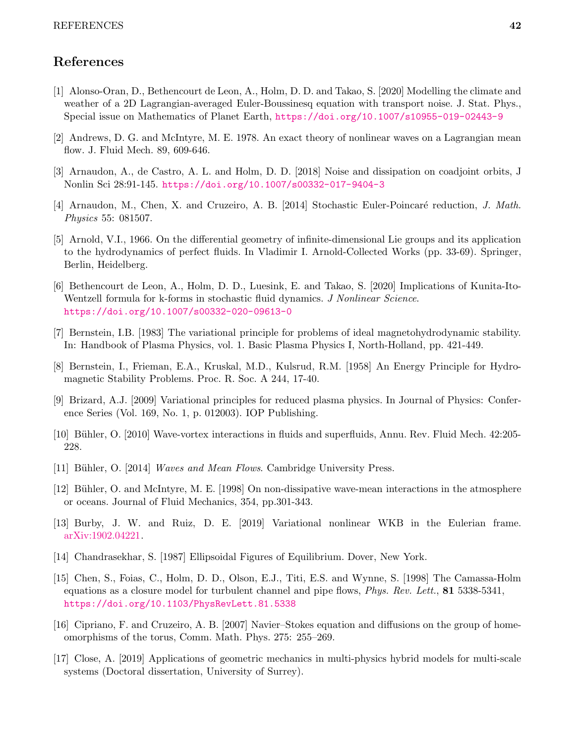## References

[1] Alonso-Oran, D., Bethencourt de Leon, A., Holm, D. D. and Takao, S. [2020] Modelling the climate and weather of a 2D Lagrangian-averaged Euler-Boussinesq equation with transport noise. J. Stat. Phys., Special issue on Mathematics of Planet Earth, https://doi.org/10.1007/s10955-019-02443-9

[2] Andrews, D. G. and McIntyre, M. E. 1978. An exact theory of nonlinear waves on a Lagrangian mean flow. J. Fluid Mech. 89, 609-646.

[3] Arnaudon, A., de Castro, A. L. and Holm, D. D. [2018] Noise and dissipation on coadjoint orbits, J Nonlin Sci 28:91-145. https://doi.org/10.1007/s00332-017-9404-3

[4] Arnaudon, M., Chen, X. and Cruzeiro, A. B. [2014] Stochastic Euler-Poincaré reduction, *J. Math. Physics* 55: 081507.

[5] Arnold, V.I., 1966. On the differential geometry of infinite-dimensional Lie groups and its application to the hydrodynamics of perfect fluids. In Vladimir I. Arnold-Collected Works (pp. 33-69). Springer, Berlin, Heidelberg.

[6] Bethencourt de Leon, A., Holm, D. D., Luesink, E. and Takao, S. [2020] Implications of Kunita-Ito-Wentzell formula for k-forms in stochastic fluid dynamics. *J Nonlinear Science*. https://doi.org/10.1007/s00332-020-09613-0

[7] Bernstein, I.B. [1983] The variational principle for problems of ideal magnetohydrodynamic stability. In: Handbook of Plasma Physics, vol. 1. Basic Plasma Physics I, North-Holland, pp. 421-449.

[8] Bernstein, I., Frieman, E.A., Kruskal, M.D., Kulsrud, R.M. [1958] An Energy Principle for Hydromagnetic Stability Problems. Proc. R. Soc. A 244, 17-40.

[9] Brizard, A.J. [2009] Variational principles for reduced plasma physics. In Journal of Physics: Conference Series (Vol. 169, No. 1, p. 012003). IOP Publishing.

[10] Bühler, O. [2010] Wave-vortex interactions in fluids and superfluids, Annu. Rev. Fluid Mech. 42:205-228.

[11] Bühler, O. [2014] *Waves and Mean Flows*. Cambridge University Press.

[12] Bühler, O. and McIntyre, M. E. [1998] On non-dissipative wave-mean interactions in the atmosphere or oceans. Journal of Fluid Mechanics, 354, pp.301-343.

[13] Burby, J. W. and Ruiz, D. E. [2019] Variational nonlinear WKB in the Eulerian frame. arXiv:1902.04221.

[14] Chandrasekhar, S. [1987] Ellipsoidal Figures of Equilibrium. Dover, New York.

[15] Chen, S., Foias, C., Holm, D. D., Olson, E.J., Titi, E.S. and Wynne, S. [1998] The Camassa-Holm equations as a closure model for turbulent channel and pipe flows, *Phys. Rev. Lett.*, **81** 5338-5341, https://doi.org/10.1103/PhysRevLett.81.5338

[16] Cipriano, F. and Cruzeiro, A. B. [2007] Navier–Stokes equation and diffusions on the group of homeomorphisms of the torus, Comm. Math. Phys. 275: 255–269.

[17] Close, A. [2019] Applications of geometric mechanics in multi-physics hybrid models for multi-scale systems (Doctoral dissertation, University of Surrey).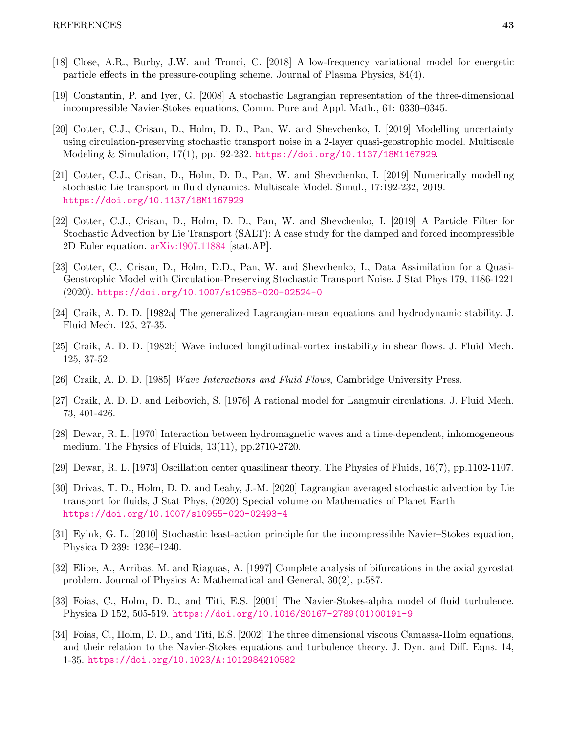[18] Close, A.R., Burby, J.W. and Tronci, C. [2018] A low-frequency variational model for energetic particle effects in the pressure-coupling scheme. Journal of Plasma Physics, 84(4).

[19] Constantin, P. and Iyer, G. [2008] A stochastic Lagrangian representation of the three-dimensional incompressible Navier-Stokes equations, Comm. Pure and Appl. Math., 61: 0330–0345.

[20] Cotter, C.J., Crisan, D., Holm, D. D., Pan, W. and Shevchenko, I. [2019] Modelling uncertainty using circulation-preserving stochastic transport noise in a 2-layer quasi-geostrophic model. Multiscale Modeling & Simulation, 17(1), pp.192-232. https://doi.org/10.1137/18M1167929.

[21] Cotter, C.J., Crisan, D., Holm, D. D., Pan, W. and Shevchenko, I. [2019] Numerically modelling stochastic Lie transport in fluid dynamics. Multiscale Model. Simul., 17:192-232, 2019. https://doi.org/10.1137/18M1167929

[22] Cotter, C.J., Crisan, D., Holm, D. D., Pan, W. and Shevchenko, I. [2019] A Particle Filter for Stochastic Advection by Lie Transport (SALT): A case study for the damped and forced incompressible 2D Euler equation. arXiv:1907.11884 [stat.AP].

[23] Cotter, C., Crisan, D., Holm, D.D., Pan, W. and Shevchenko, I., Data Assimilation for a Quasi-Geostrophic Model with Circulation-Preserving Stochastic Transport Noise. J Stat Phys 179, 1186-1221 (2020). https://doi.org/10.1007/s10955-020-02524-0

[24] Craik, A. D. D. [1982a] The generalized Lagrangian-mean equations and hydrodynamic stability. J. Fluid Mech. 125, 27-35.

[25] Craik, A. D. D. [1982b] Wave induced longitudinal-vortex instability in shear flows. J. Fluid Mech. 125, 37-52.

[26] Craik, A. D. D. [1985] *Wave Interactions and Fluid Flows*, Cambridge University Press.

[27] Craik, A. D. D. and Leibovich, S. [1976] A rational model for Langmuir circulations. J. Fluid Mech. 73, 401-426.

[28] Dewar, R. L. [1970] Interaction between hydromagnetic waves and a time-dependent, inhomogeneous medium. The Physics of Fluids, 13(11), pp.2710-2720.

[29] Dewar, R. L. [1973] Oscillation center quasilinear theory. The Physics of Fluids, 16(7), pp.1102-1107.

[30] Drivas, T. D., Holm, D. D. and Leahy, J.-M. [2020] Lagrangian averaged stochastic advection by Lie transport for fluids, J Stat Phys, (2020) Special volume on Mathematics of Planet Earth https://doi.org/10.1007/s10955-020-02493-4

[31] Eyink, G. L. [2010] Stochastic least-action principle for the incompressible Navier–Stokes equation, Physica D 239: 1236–1240.

[32] Elipe, A., Arribas, M. and Riaguas, A. [1997] Complete analysis of bifurcations in the axial gyrostat problem. Journal of Physics A: Mathematical and General, 30(2), p.587.

[33] Foias, C., Holm, D. D., and Titi, E.S. [2001] The Navier-Stokes-alpha model of fluid turbulence. Physica D 152, 505-519. https://doi.org/10.1016/S0167-2789(01)00191-9

[34] Foias, C., Holm, D. D., and Titi, E.S. [2002] The three dimensional viscous Camassa-Holm equations, and their relation to the Navier-Stokes equations and turbulence theory. J. Dyn. and Diff. Eqns. 14, 1-35. https://doi.org/10.1023/A:1012984210582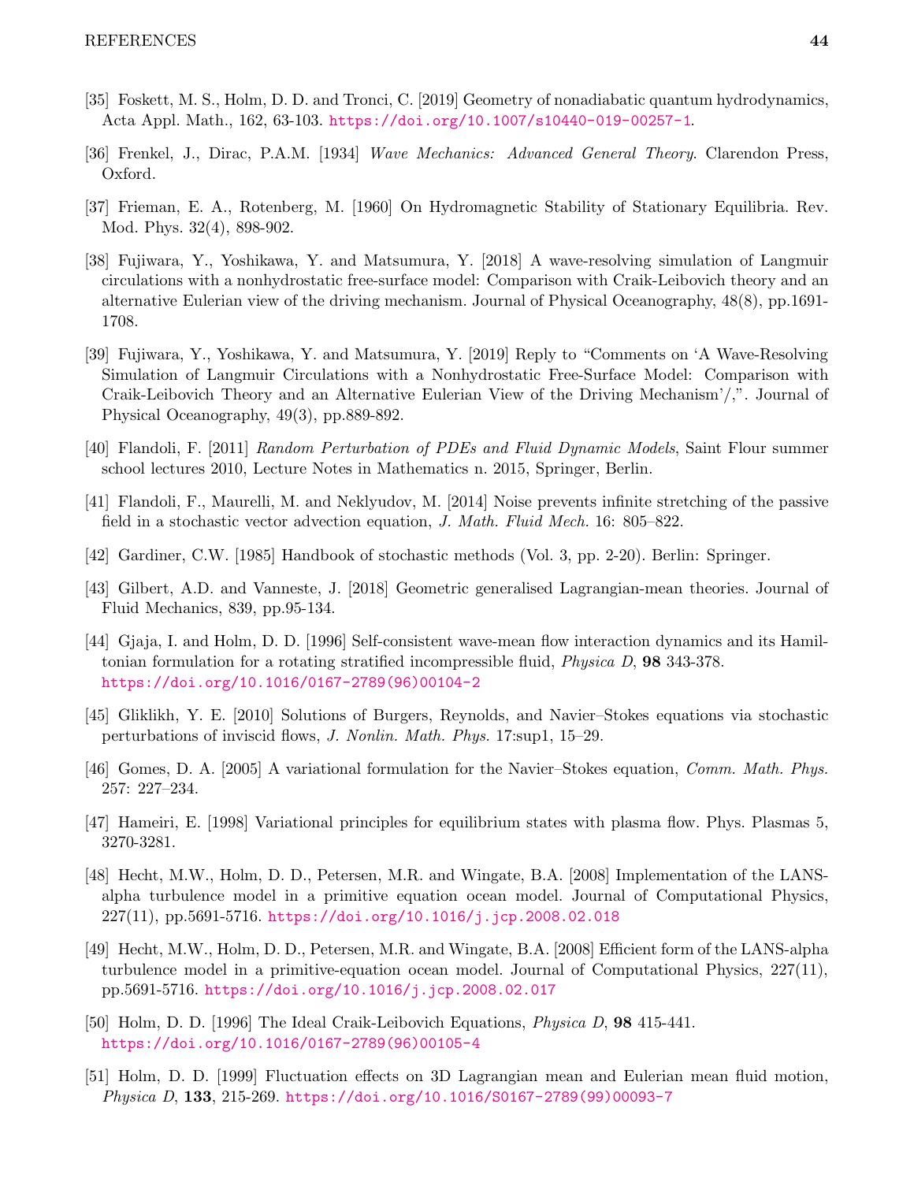[35] Foskett, M. S., Holm, D. D. and Tronci, C. [2019] Geometry of nonadiabatic quantum hydrodynamics, Acta Appl. Math., 162, 63-103. https://doi.org/10.1007/s10440-019-00257-1.

[36] Frenkel, J., Dirac, P.A.M. [1934] *Wave Mechanics: Advanced General Theory*. Clarendon Press, Oxford.

[37] Frieman, E. A., Rotenberg, M. [1960] On Hydromagnetic Stability of Stationary Equilibria. Rev. Mod. Phys. 32(4), 898-902.

[38] Fujiwara, Y., Yoshikawa, Y. and Matsumura, Y. [2018] A wave-resolving simulation of Langmuir circulations with a nonhydrostatic free-surface model: Comparison with Craik-Leibovich theory and an alternative Eulerian view of the driving mechanism. Journal of Physical Oceanography, 48(8), pp.1691-1708.

[39] Fujiwara, Y., Yoshikawa, Y. and Matsumura, Y. [2019] Reply to "Comments on 'A Wave-Resolving Simulation of Langmuir Circulations with a Nonhydrostatic Free-Surface Model: Comparison with Craik-Leibovich Theory and an Alternative Eulerian View of the Driving Mechanism'/,". Journal of Physical Oceanography, 49(3), pp.889-892.

[40] Flandoli, F. [2011] *Random Perturbation of PDEs and Fluid Dynamic Models*, Saint Flour summer school lectures 2010, Lecture Notes in Mathematics n. 2015, Springer, Berlin.

[41] Flandoli, F., Maurelli, M. and Neklyudov, M. [2014] Noise prevents infinite stretching of the passive field in a stochastic vector advection equation, *J. Math. Fluid Mech.* 16: 805–822.

[42] Gardiner, C.W. [1985] Handbook of stochastic methods (Vol. 3, pp. 2-20). Berlin: Springer.

[43] Gilbert, A.D. and Vanneste, J. [2018] Geometric generalised Lagrangian-mean theories. Journal of Fluid Mechanics, 839, pp.95-134.

[44] Gjaja, I. and Holm, D. D. [1996] Self-consistent wave-mean flow interaction dynamics and its Hamiltonian formulation for a rotating stratified incompressible fluid, *Physica D*, **98** 343-378. https://doi.org/10.1016/0167-2789(96)00104-2

[45] Gliklikh, Y. E. [2010] Solutions of Burgers, Reynolds, and Navier–Stokes equations via stochastic perturbations of inviscid flows, *J. Nonlin. Math. Phys.* 17:sup1, 15–29.

[46] Gomes, D. A. [2005] A variational formulation for the Navier–Stokes equation, *Comm. Math. Phys.* 257: 227–234.

[47] Hameiri, E. [1998] Variational principles for equilibrium states with plasma flow. Phys. Plasmas 5, 3270-3281.

[48] Hecht, M.W., Holm, D. D., Petersen, M.R. and Wingate, B.A. [2008] Implementation of the LANS-alpha turbulence model in a primitive equation ocean model. Journal of Computational Physics, 227(11), pp.5691-5716. https://doi.org/10.1016/j.jcp.2008.02.018

[49] Hecht, M.W., Holm, D. D., Petersen, M.R. and Wingate, B.A. [2008] Efficient form of the LANS-alpha turbulence model in a primitive-equation ocean model. Journal of Computational Physics, 227(11), pp.5691-5716. https://doi.org/10.1016/j.jcp.2008.02.017

[50] Holm, D. D. [1996] The Ideal Craik-Leibovich Equations, *Physica D*, **98** 415-441. https://doi.org/10.1016/0167-2789(96)00105-4

[51] Holm, D. D. [1999] Fluctuation effects on 3D Lagrangian mean and Eulerian mean fluid motion, *Physica D*, **133**, 215-269. https://doi.org/10.1016/S0167-2789(99)00093-7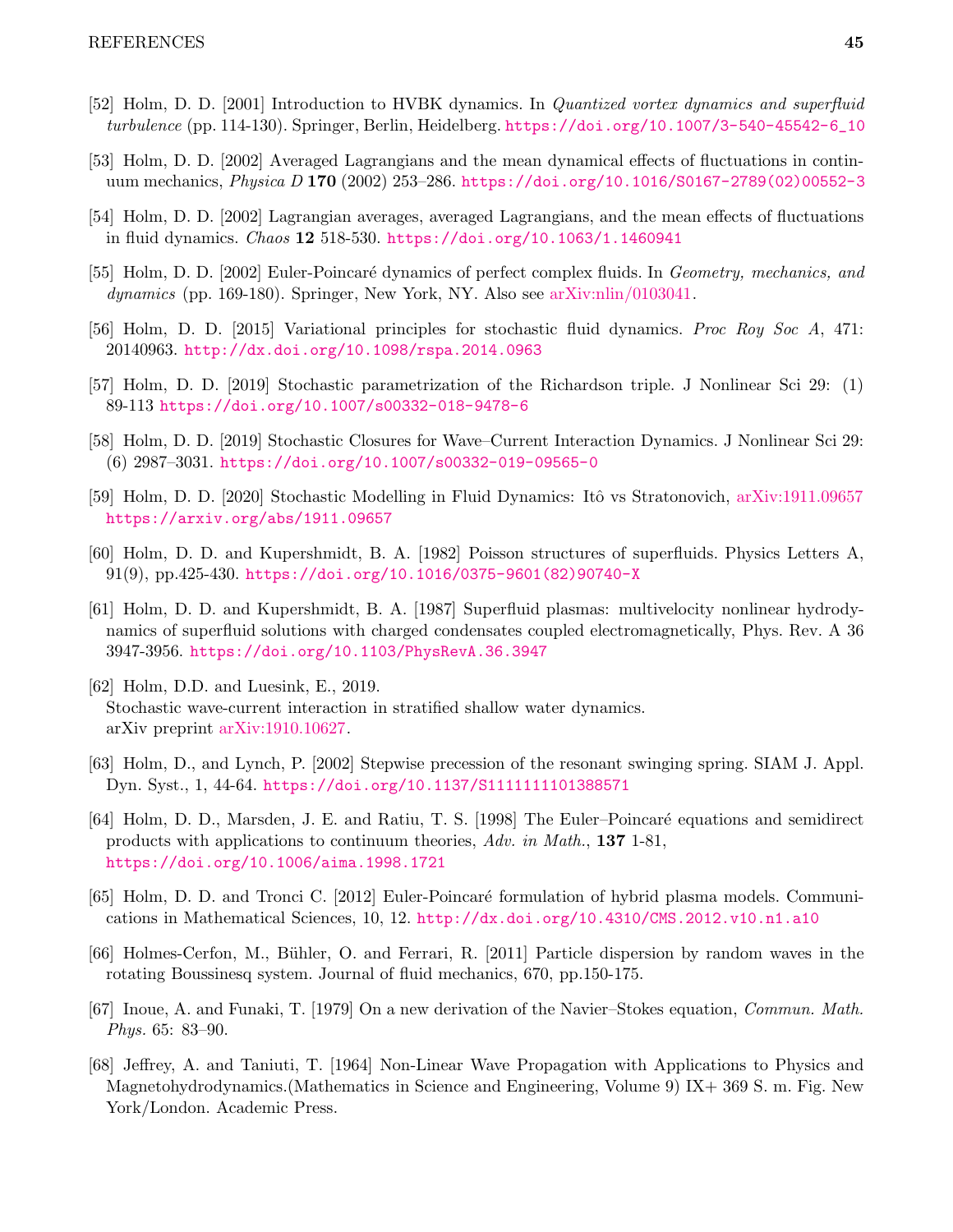[52] Holm, D. D. [2001] Introduction to HVBK dynamics. In *Quantized vortex dynamics and superfluid turbulence* (pp. 114-130). Springer, Berlin, Heidelberg. https://doi.org/10.1007/3-540-45542-6_10

[53] Holm, D. D. [2002] Averaged Lagrangians and the mean dynamical effects of fluctuations in continuum mechanics, *Physica D* **170** (2002) 253–286. https://doi.org/10.1016/S0167-2789(02)00552-3

[54] Holm, D. D. [2002] Lagrangian averages, averaged Lagrangians, and the mean effects of fluctuations in fluid dynamics. *Chaos* **12** 518-530. https://doi.org/10.1063/1.1460941

[55] Holm, D. D. [2002] Euler-Poincaré dynamics of perfect complex fluids. In *Geometry, mechanics, and dynamics* (pp. 169-180). Springer, New York, NY. Also see arXiv:nlin/0103041.

[56] Holm, D. D. [2015] Variational principles for stochastic fluid dynamics. *Proc Roy Soc A*, 471: 20140963. http://dx.doi.org/10.1098/rspa.2014.0963

[57] Holm, D. D. [2019] Stochastic parametrization of the Richardson triple. J Nonlinear Sci 29: (1) 89-113 https://doi.org/10.1007/s00332-018-9478-6

[58] Holm, D. D. [2019] Stochastic Closures for Wave–Current Interaction Dynamics. J Nonlinear Sci 29: (6) 2987–3031. https://doi.org/10.1007/s00332-019-09565-0

[59] Holm, D. D. [2020] Stochastic Modelling in Fluid Dynamics: Itô vs Stratonovich, arXiv:1911.09657 https://arxiv.org/abs/1911.09657

[60] Holm, D. D. and Kupershmidt, B. A. [1982] Poisson structures of superfluids. Physics Letters A, 91(9), pp.425-430. https://doi.org/10.1016/0375-9601(82)90740-X

[61] Holm, D. D. and Kupershmidt, B. A. [1987] Superfluid plasmas: multivelocity nonlinear hydrodynamics of superfluid solutions with charged condensates coupled electromagnetically, Phys. Rev. A 36 3947-3956. https://doi.org/10.1103/PhysRevA.36.3947

[62] Holm, D.D. and Luesink, E., 2019.
Stochastic wave-current interaction in stratified shallow water dynamics.
arXiv preprint arXiv:1910.10627.

[63] Holm, D., and Lynch, P. [2002] Stepwise precession of the resonant swinging spring. SIAM J. Appl. Dyn. Syst., 1, 44-64. https://doi.org/10.1137/S1111111101388571

[64] Holm, D. D., Marsden, J. E. and Ratiu, T. S. [1998] The Euler–Poincaré equations and semidirect products with applications to continuum theories, *Adv. in Math.*, **137** 1-81, https://doi.org/10.1006/aima.1998.1721

[65] Holm, D. D. and Tronci C. [2012] Euler-Poincaré formulation of hybrid plasma models. Communications in Mathematical Sciences, 10, 12. http://dx.doi.org/10.4310/CMS.2012.v10.n1.a10

[66] Holmes-Cerfon, M., Bühler, O. and Ferrari, R. [2011] Particle dispersion by random waves in the rotating Boussinesq system. Journal of fluid mechanics, 670, pp.150-175.

[67] Inoue, A. and Funaki, T. [1979] On a new derivation of the Navier–Stokes equation, *Commun. Math. Phys.* 65: 83–90.

[68] Jeffrey, A. and Taniuti, T. [1964] Non-Linear Wave Propagation with Applications to Physics and Magnetohydrodynamics.(Mathematics in Science and Engineering, Volume 9) IX+ 369 S. m. Fig. New York/London. Academic Press.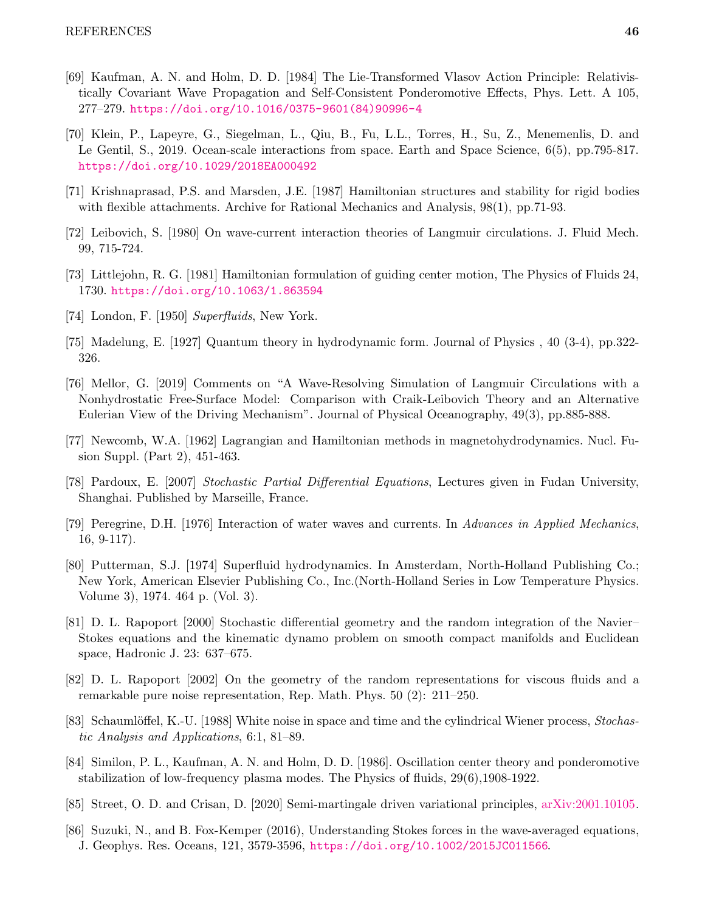[69] Kaufman, A. N. and Holm, D. D. [1984] The Lie-Transformed Vlasov Action Principle: Relativistically Covariant Wave Propagation and Self-Consistent Ponderomotive Effects, Phys. Lett. A 105, 277–279. https://doi.org/10.1016/0375-9601(84)90996-4

[70] Klein, P., Lapeyre, G., Siegelman, L., Qiu, B., Fu, L.L., Torres, H., Su, Z., Menemenlis, D. and Le Gentil, S., 2019. Ocean-scale interactions from space. Earth and Space Science, 6(5), pp.795-817. https://doi.org/10.1029/2018EA000492

[71] Krishnaprasad, P.S. and Marsden, J.E. [1987] Hamiltonian structures and stability for rigid bodies with flexible attachments. Archive for Rational Mechanics and Analysis, 98(1), pp.71-93.

[72] Leibovich, S. [1980] On wave-current interaction theories of Langmuir circulations. J. Fluid Mech. 99, 715-724.

[73] Littlejohn, R. G. [1981] Hamiltonian formulation of guiding center motion, The Physics of Fluids 24, 1730. https://doi.org/10.1063/1.863594

[74] London, F. [1950] *Superfluids*, New York.

[75] Madelung, E. [1927] Quantum theory in hydrodynamic form. Journal of Physics , 40 (3-4), pp.322-326.

[76] Mellor, G. [2019] Comments on "A Wave-Resolving Simulation of Langmuir Circulations with a Nonhydrostatic Free-Surface Model: Comparison with Craik-Leibovich Theory and an Alternative Eulerian View of the Driving Mechanism". Journal of Physical Oceanography, 49(3), pp.885-888.

[77] Newcomb, W.A. [1962] Lagrangian and Hamiltonian methods in magnetohydrodynamics. Nucl. Fusion Suppl. (Part 2), 451-463.

[78] Pardoux, E. [2007] *Stochastic Partial Differential Equations*, Lectures given in Fudan University, Shanghai. Published by Marseille, France.

[79] Peregrine, D.H. [1976] Interaction of water waves and currents. In *Advances in Applied Mechanics*, 16, 9-117).

[80] Putterman, S.J. [1974] Superfluid hydrodynamics. In Amsterdam, North-Holland Publishing Co.; New York, American Elsevier Publishing Co., Inc.(North-Holland Series in Low Temperature Physics. Volume 3), 1974. 464 p. (Vol. 3).

[81] D. L. Rapoport [2000] Stochastic differential geometry and the random integration of the Navier–Stokes equations and the kinematic dynamo problem on smooth compact manifolds and Euclidean space, Hadronic J. 23: 637–675.

[82] D. L. Rapoport [2002] On the geometry of the random representations for viscous fluids and a remarkable pure noise representation, Rep. Math. Phys. 50 (2): 211–250.

[83] Schaumlöffel, K.-U. [1988] White noise in space and time and the cylindrical Wiener process, *Stochastic Analysis and Applications*, 6:1, 81–89.

[84] Similon, P. L., Kaufman, A. N. and Holm, D. D. [1986]. Oscillation center theory and ponderomotive stabilization of low-frequency plasma modes. The Physics of fluids, 29(6),1908-1922.

[85] Street, O. D. and Crisan, D. [2020] Semi-martingale driven variational principles, arXiv:2001.10105.

[86] Suzuki, N., and B. Fox-Kemper (2016), Understanding Stokes forces in the wave-averaged equations, J. Geophys. Res. Oceans, 121, 3579-3596, https://doi.org/10.1002/2015JC011566.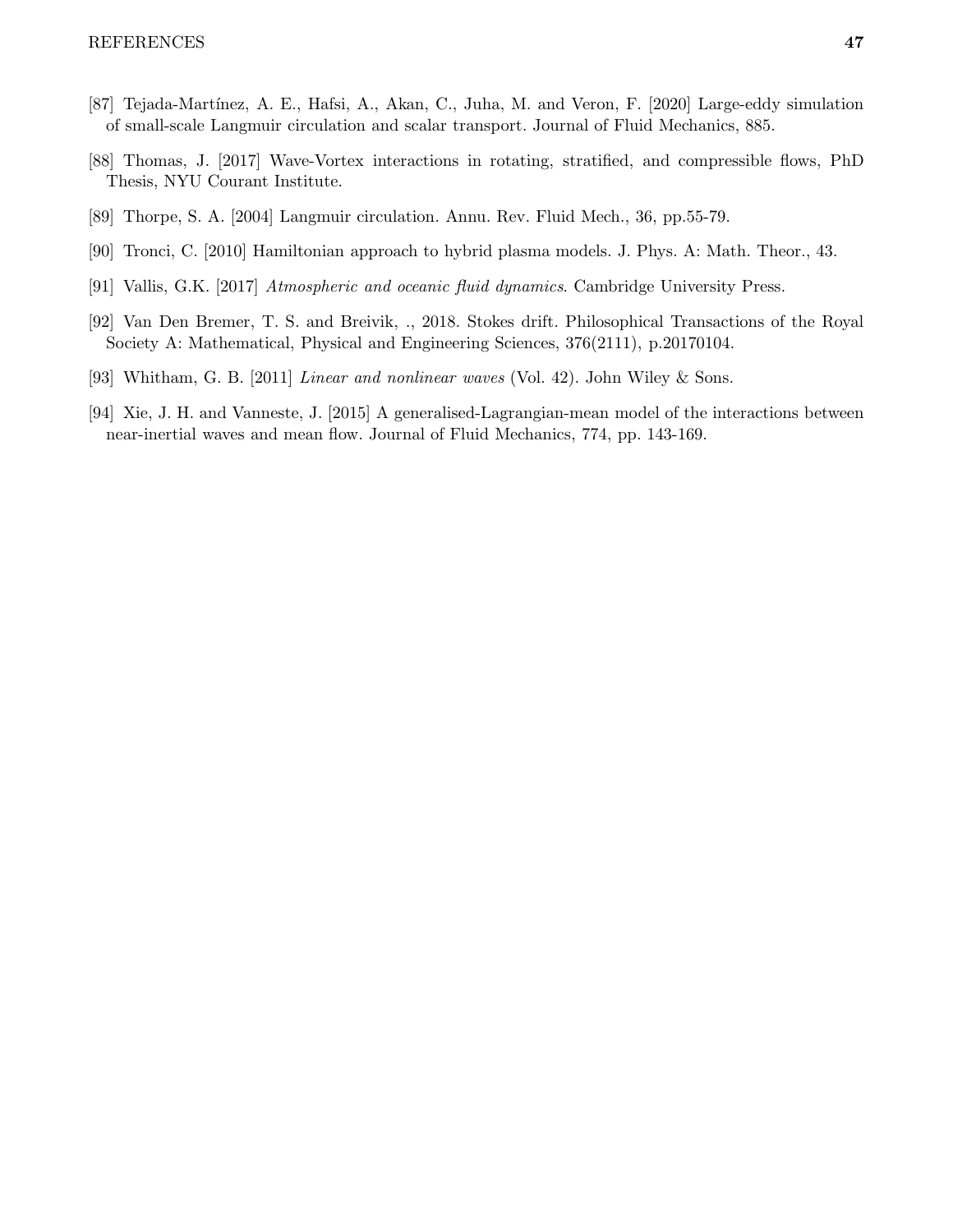[87] Tejada-Martínez, A. E., Hafsi, A., Akan, C., Juha, M. and Veron, F. [2020] Large-eddy simulation of small-scale Langmuir circulation and scalar transport. Journal of Fluid Mechanics, 885.

[88] Thomas, J. [2017] Wave-Vortex interactions in rotating, stratified, and compressible flows, PhD Thesis, NYU Courant Institute.

[89] Thorpe, S. A. [2004] Langmuir circulation. Annu. Rev. Fluid Mech., 36, pp.55-79.

[90] Tronci, C. [2010] Hamiltonian approach to hybrid plasma models. J. Phys. A: Math. Theor., 43.

[91] Vallis, G.K. [2017] *Atmospheric and oceanic fluid dynamics*. Cambridge University Press.

[92] Van Den Bremer, T. S. and Breivik, ., 2018. Stokes drift. Philosophical Transactions of the Royal Society A: Mathematical, Physical and Engineering Sciences, 376(2111), p.20170104.

[93] Whitham, G. B. [2011] *Linear and nonlinear waves* (Vol. 42). John Wiley & Sons.

[94] Xie, J. H. and Vanneste, J. [2015] A generalised-Lagrangian-mean model of the interactions between near-inertial waves and mean flow. Journal of Fluid Mechanics, 774, pp. 143-169.